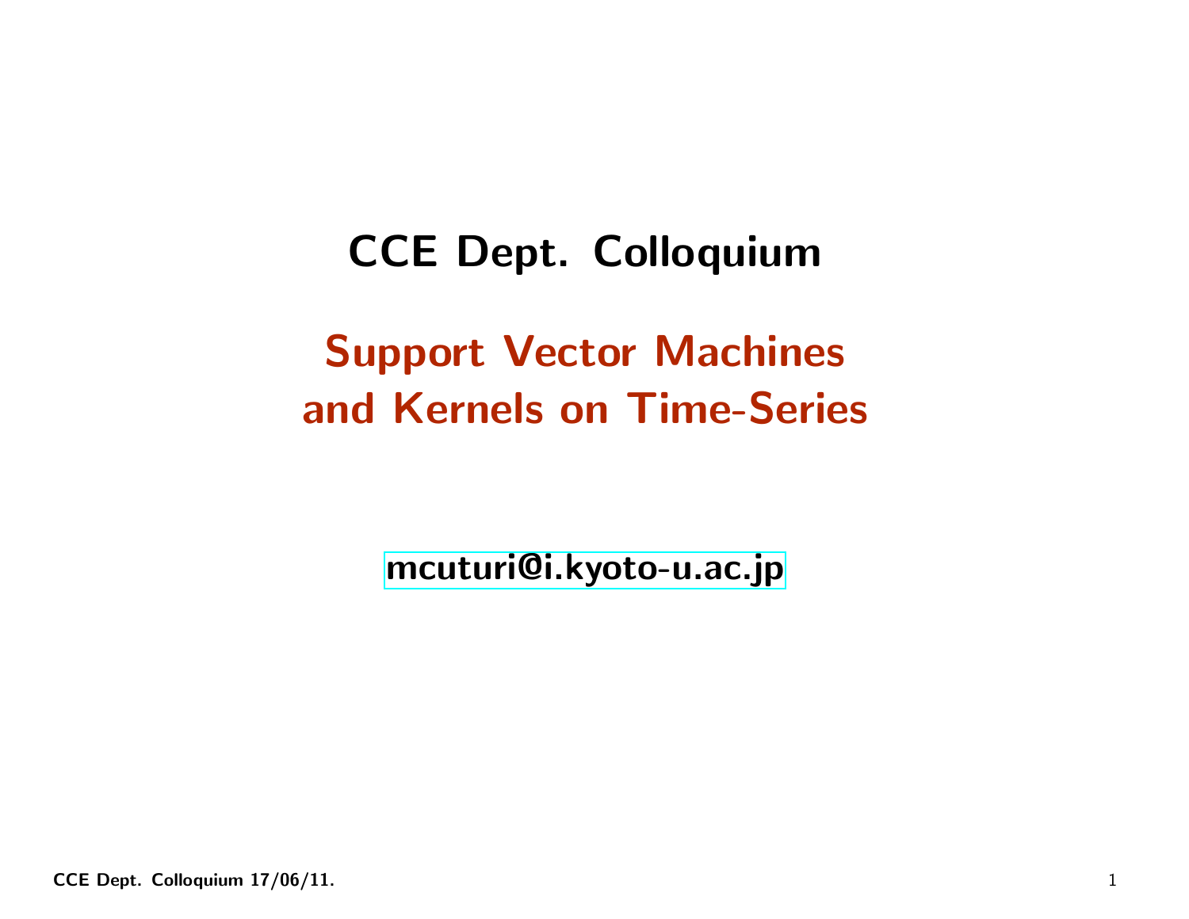# CCE Dept. Colloquium

## Support Vector Machines and Kernels on Time-Series

mcuturi@i.kyoto-u.ac.jp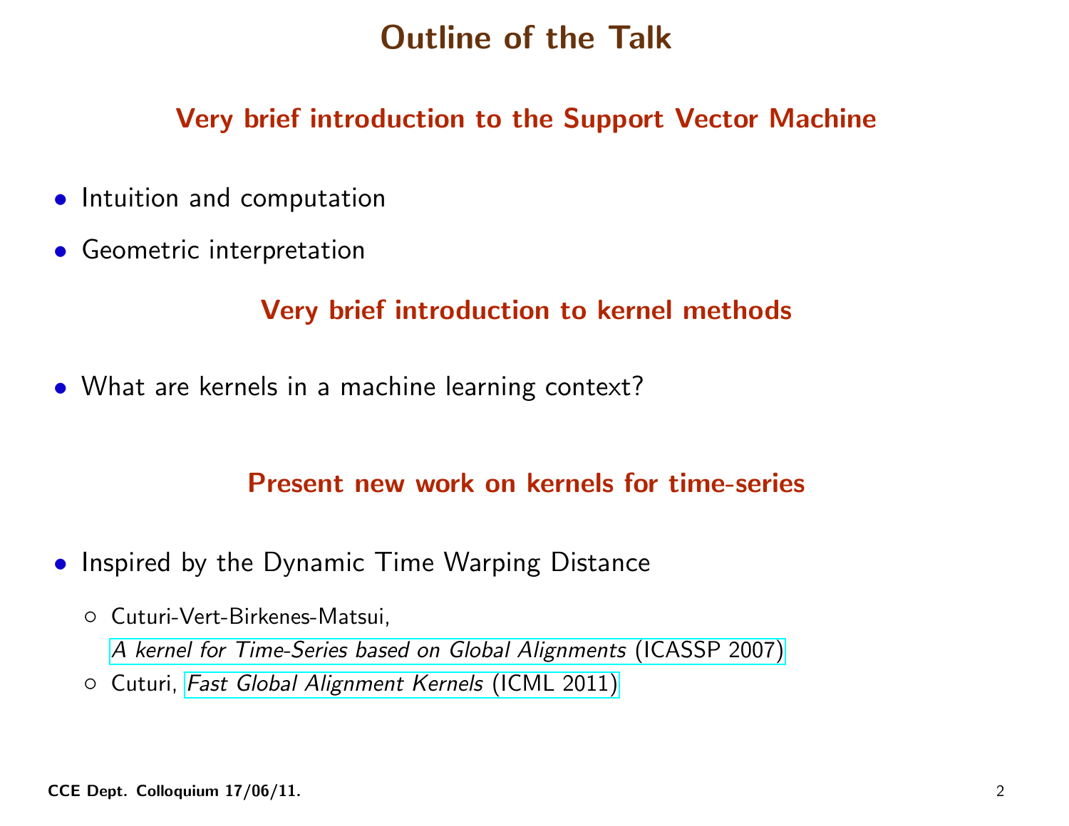# Outline of the Talk

## Very brief introduction to the Support Vector Machine

- Intuition and computation
- Geometric interpretation

## Very brief introduction to kernel methods

- What are kernels in a machine learning context?

## Present new work on kernels for time-series

- Inspired by the Dynamic Time Warping Distance
  - Cuturi-Vert-Birkenes-Matsui, *A kernel for Time-Series based on Global Alignments* (ICASSP 2007)
  - Cuturi, *Fast Global Alignment Kernels* (ICML 2011)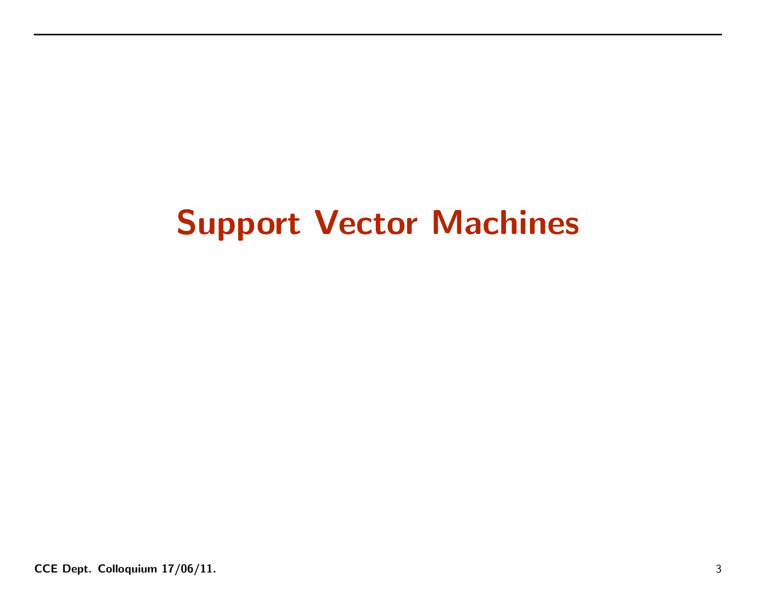# Support Vector Machines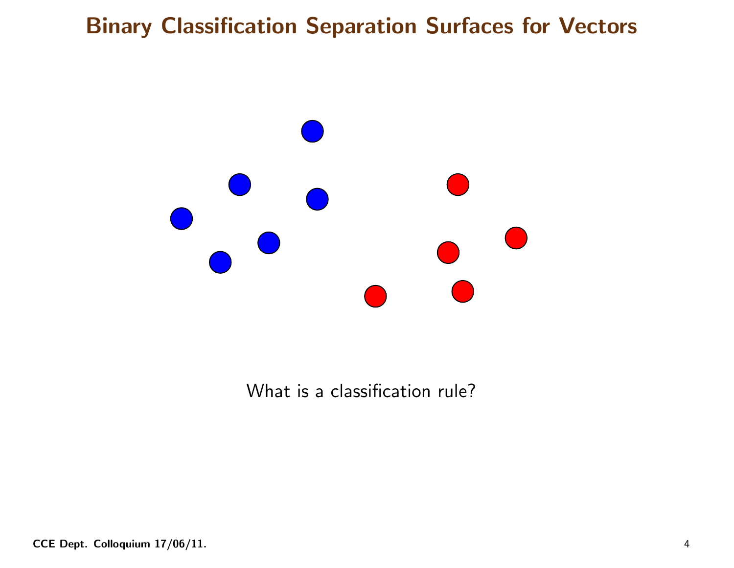# Binary Classification Separation Surfaces for Vectors

What is a classification rule?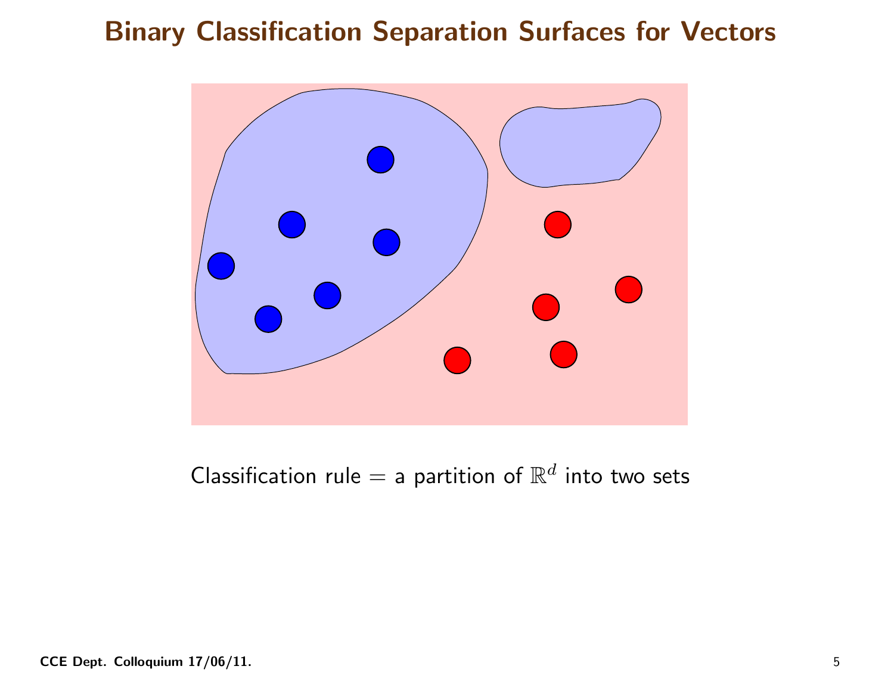# Binary Classification Separation Surfaces for Vectors

Classification rule = a partition of $\mathbb{R}^d$ into two sets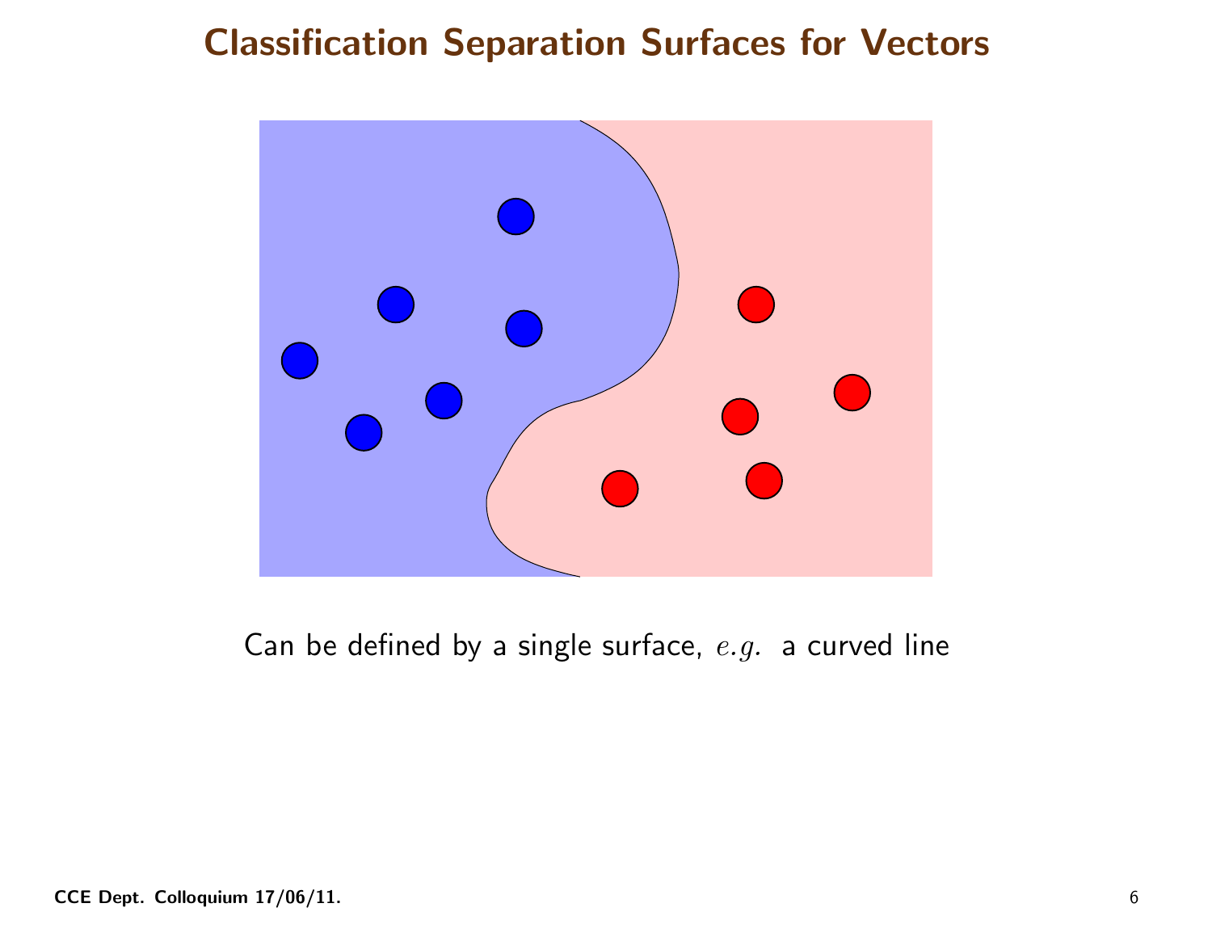# Classification Separation Surfaces for Vectors

Can be defined by a single surface, *e.g.* a curved line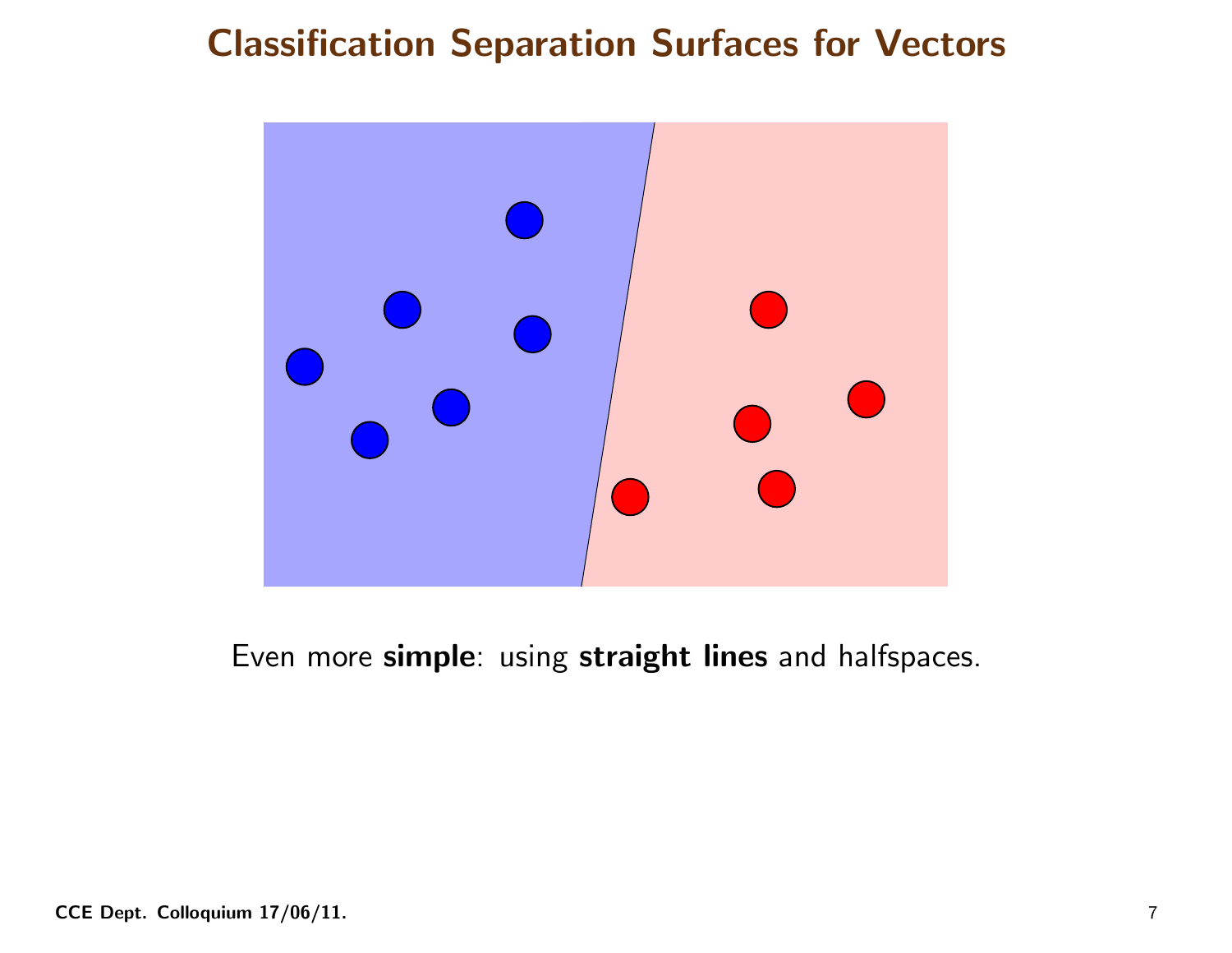# Classification Separation Surfaces for Vectors

Even more **simple**: using **straight lines** and halfspaces.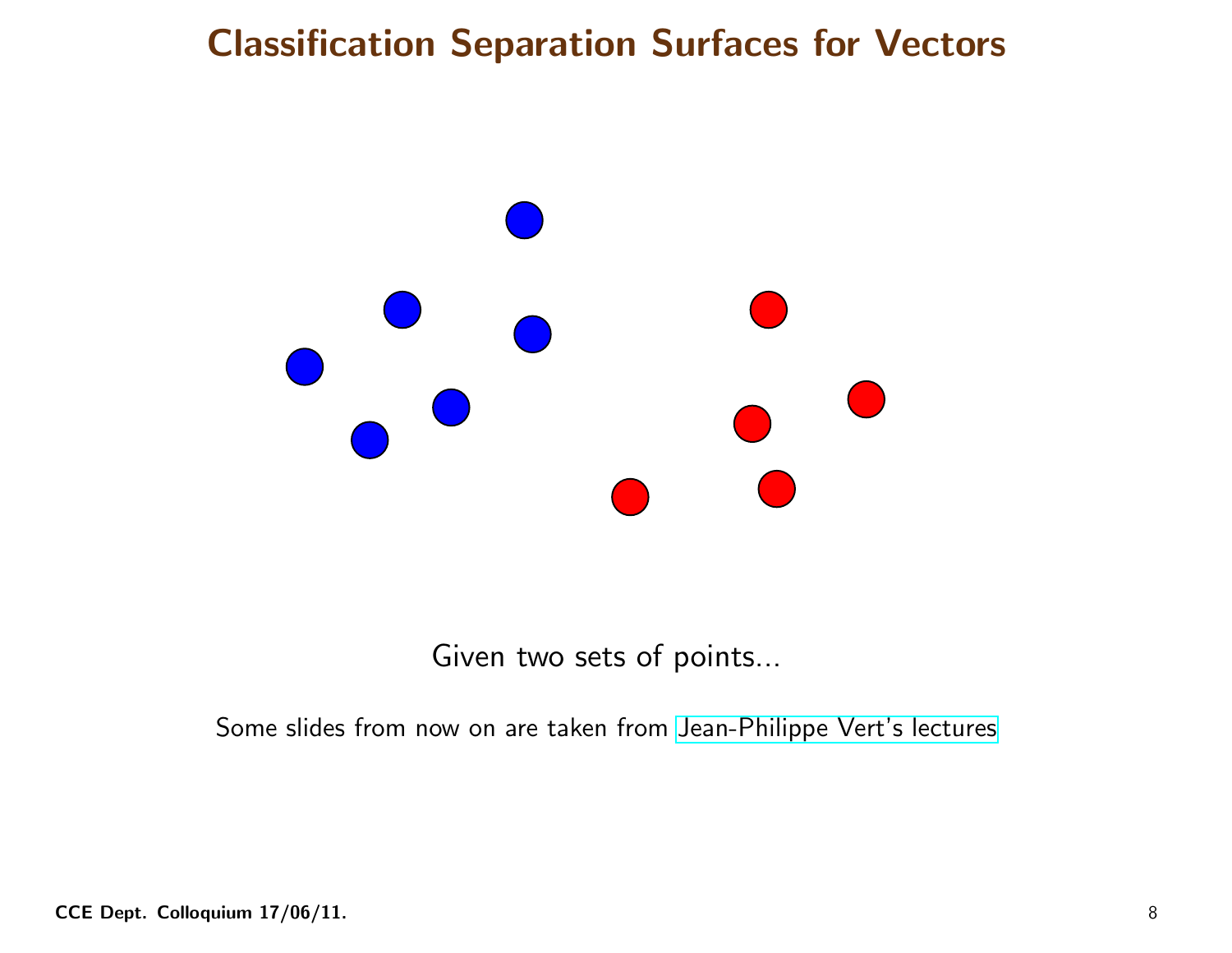# Classification Separation Surfaces for Vectors

Given two sets of points...

Some slides from now on are taken from Jean-Philippe Vert's lectures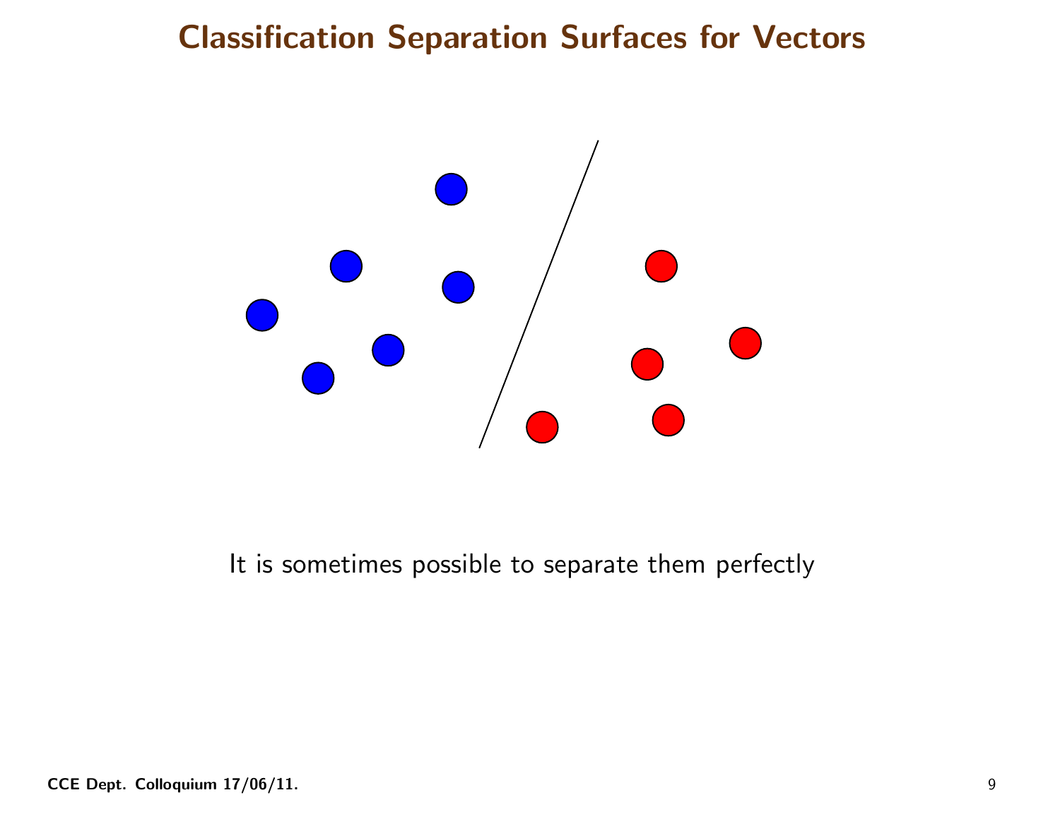# Classification Separation Surfaces for Vectors

It is sometimes possible to separate them perfectly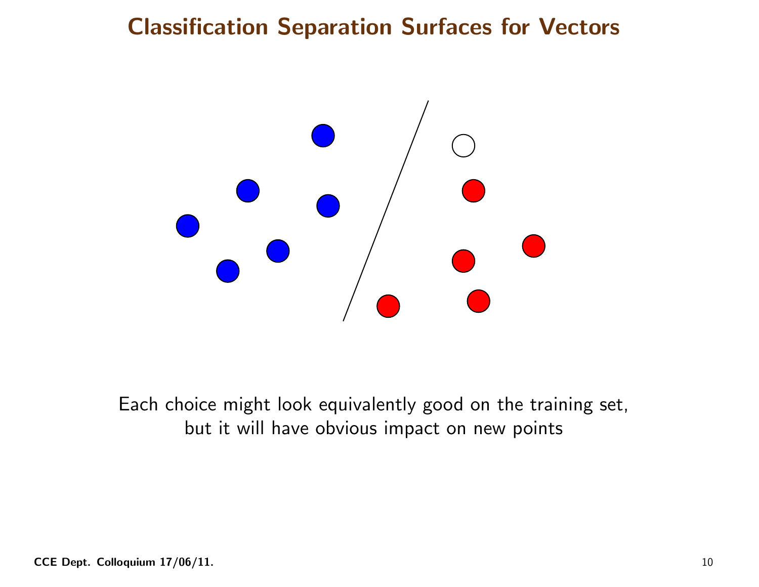# Classification Separation Surfaces for Vectors

Each choice might look equivalently good on the training set,
but it will have obvious impact on new points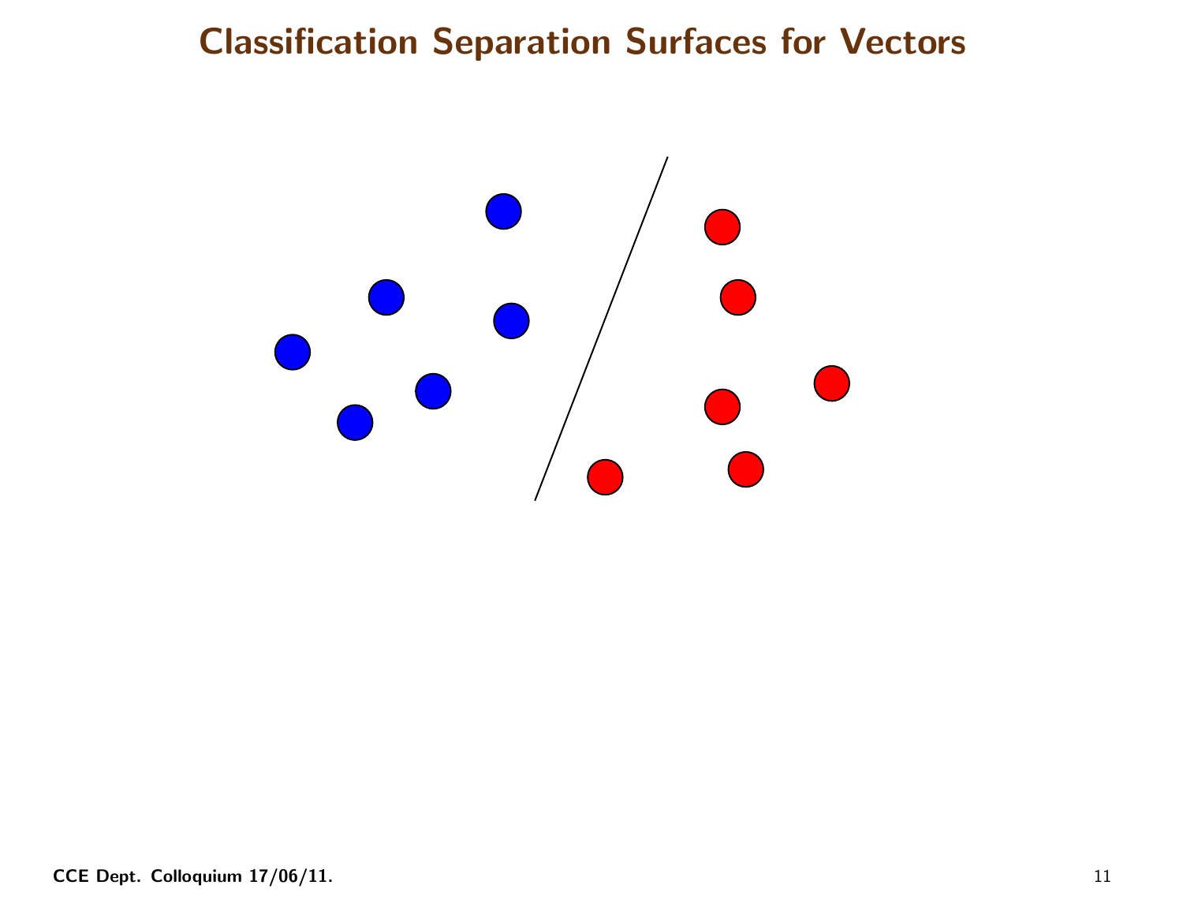# Classification Separation Surfaces for Vectors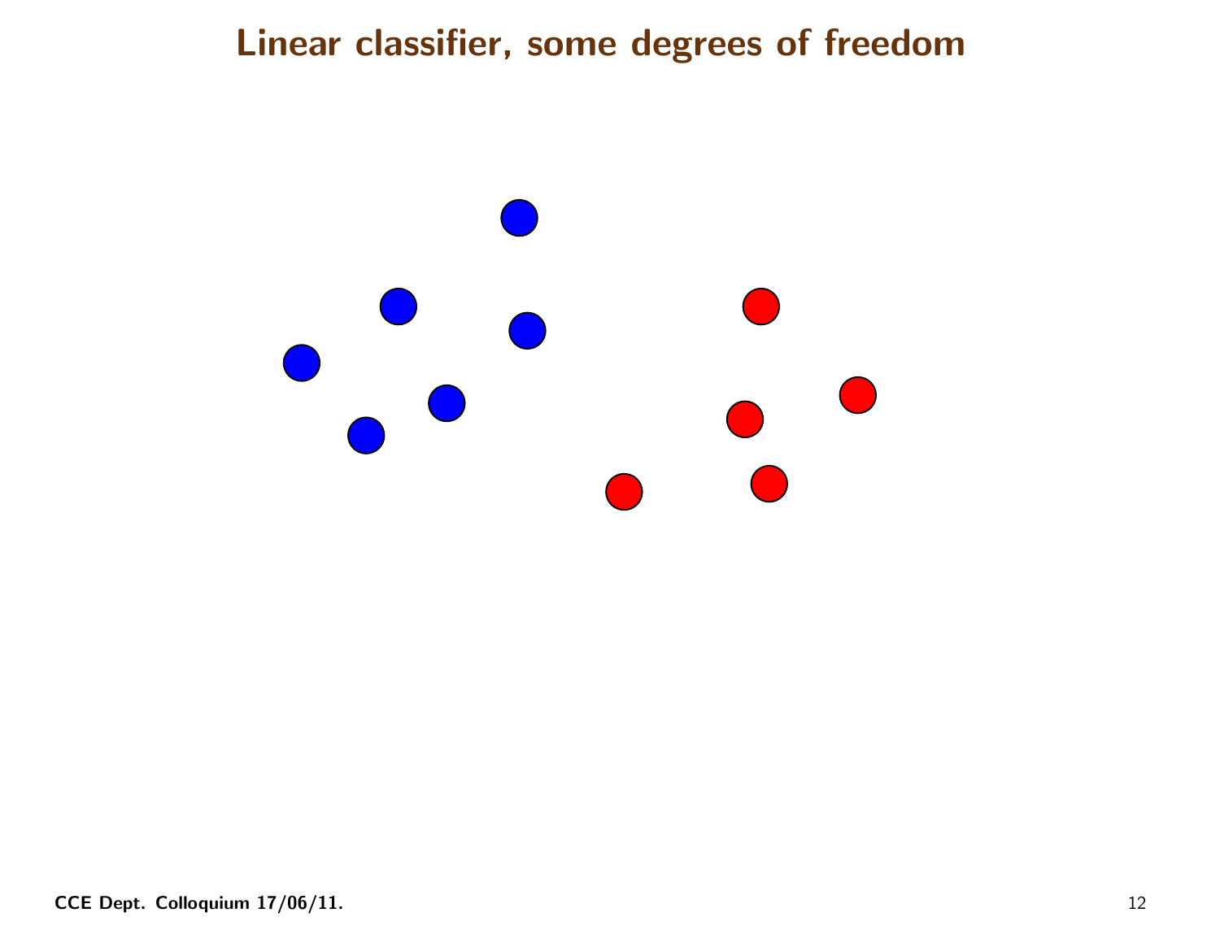# Linear classifier, some degrees of freedom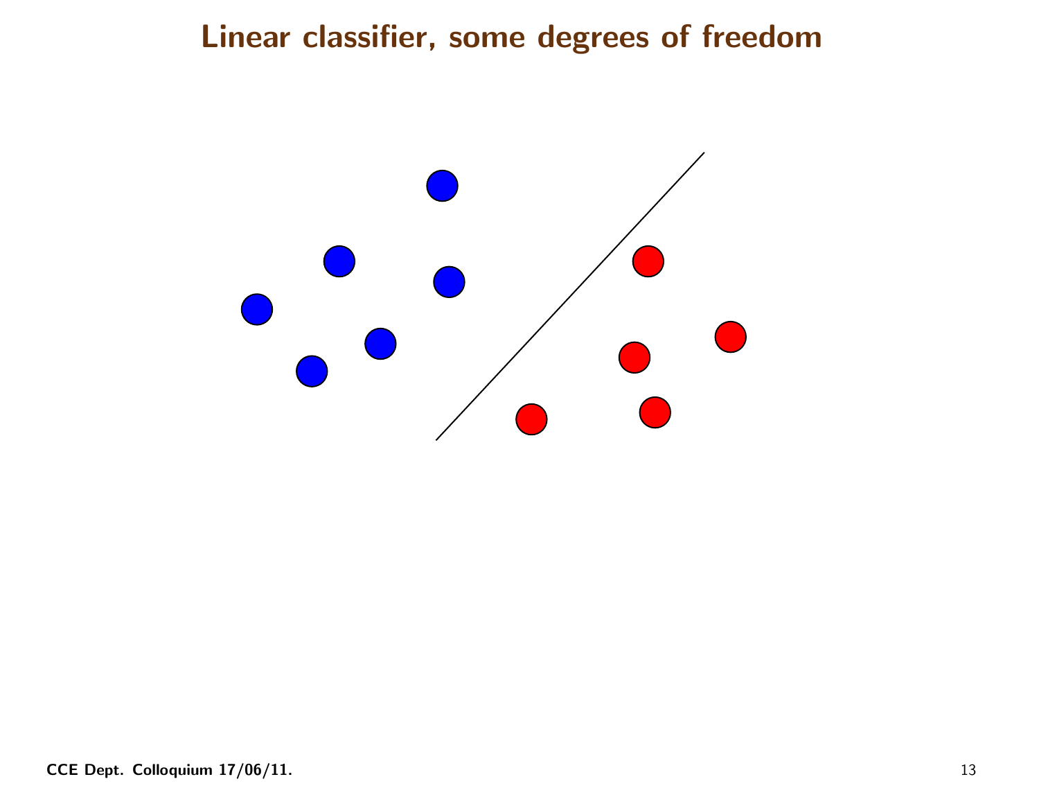# Linear classifier, some degrees of freedom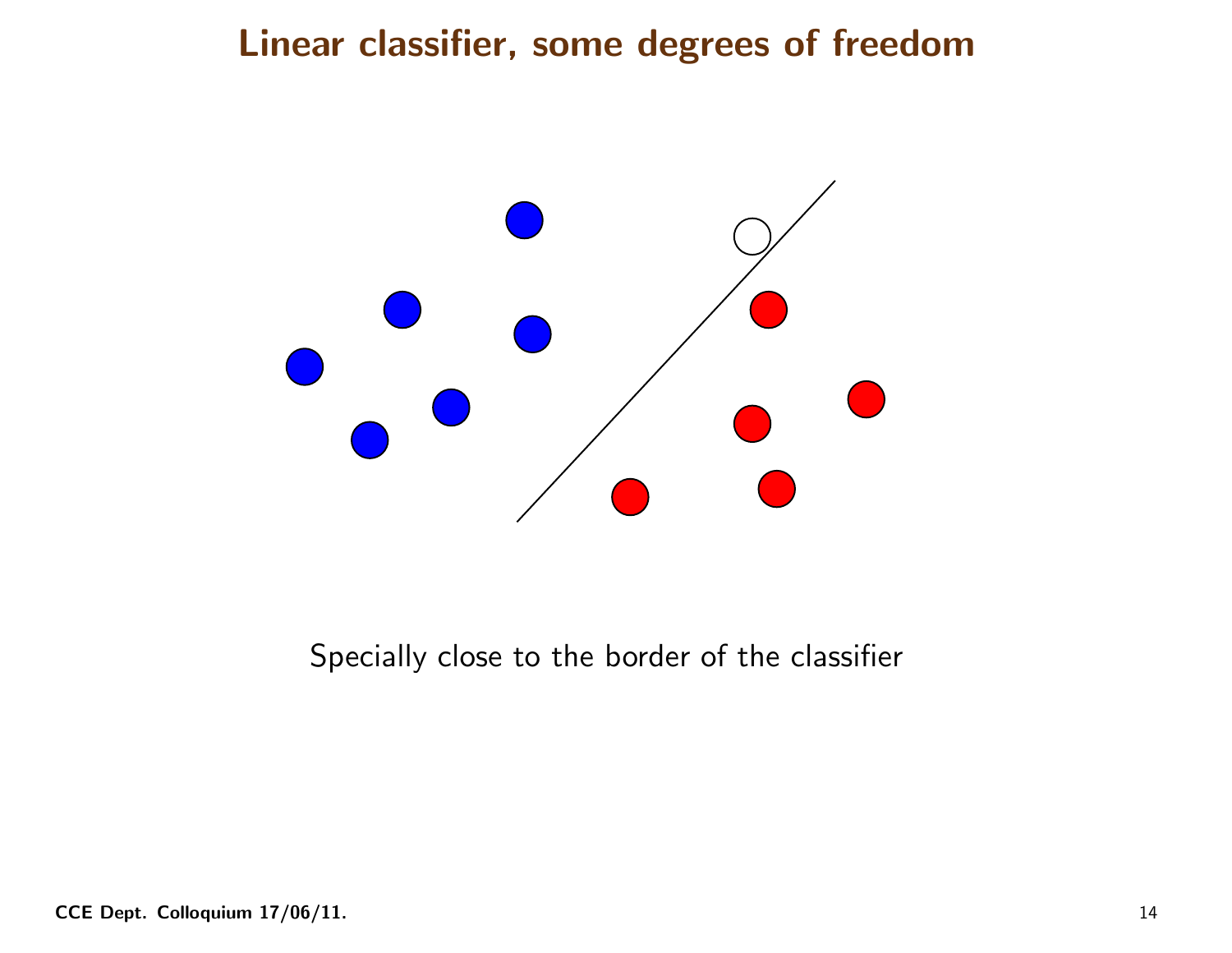# Linear classifier, some degrees of freedom

Specially close to the border of the classifier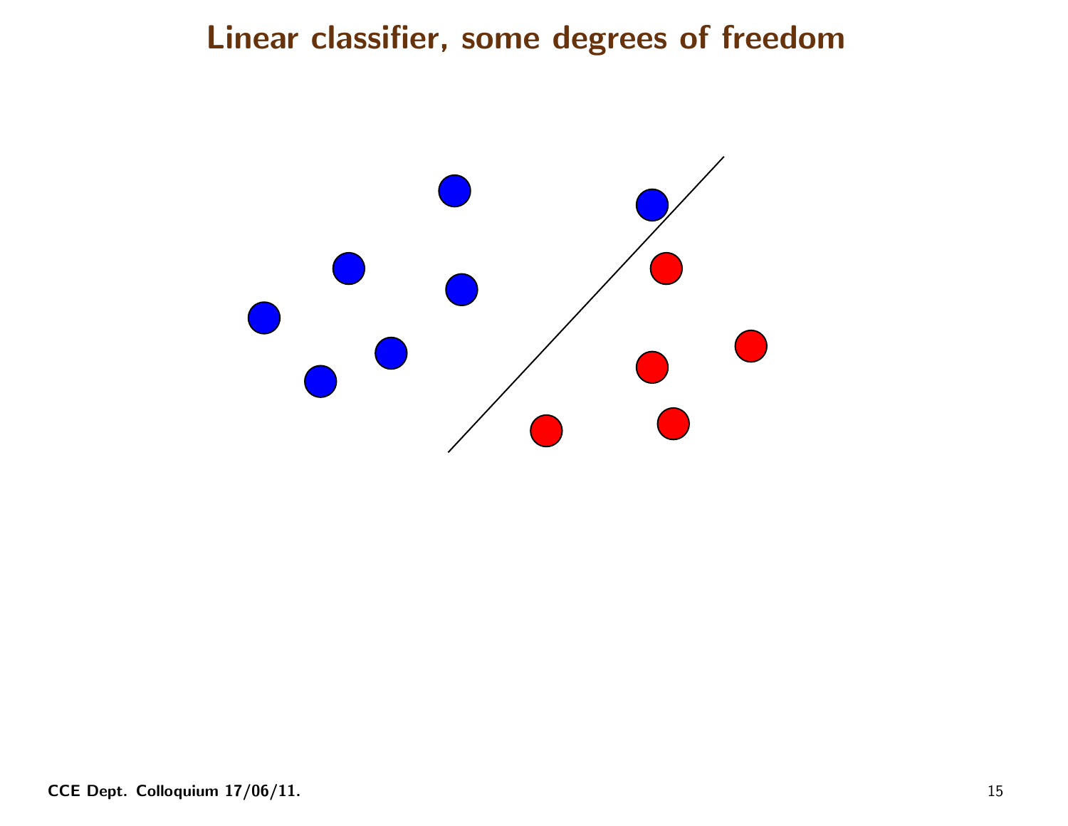# Linear classifier, some degrees of freedom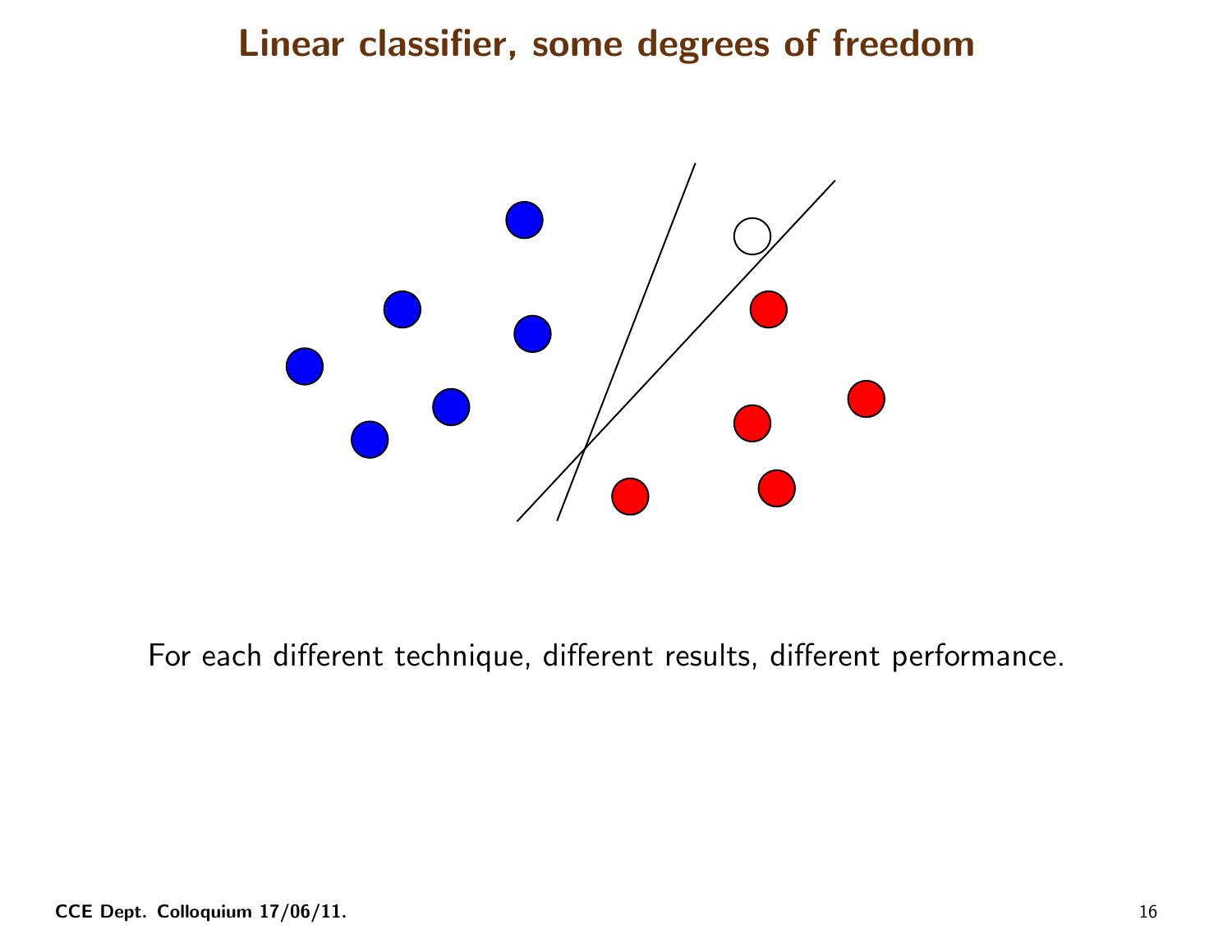# Linear classifier, some degrees of freedom

For each different technique, different results, different performance.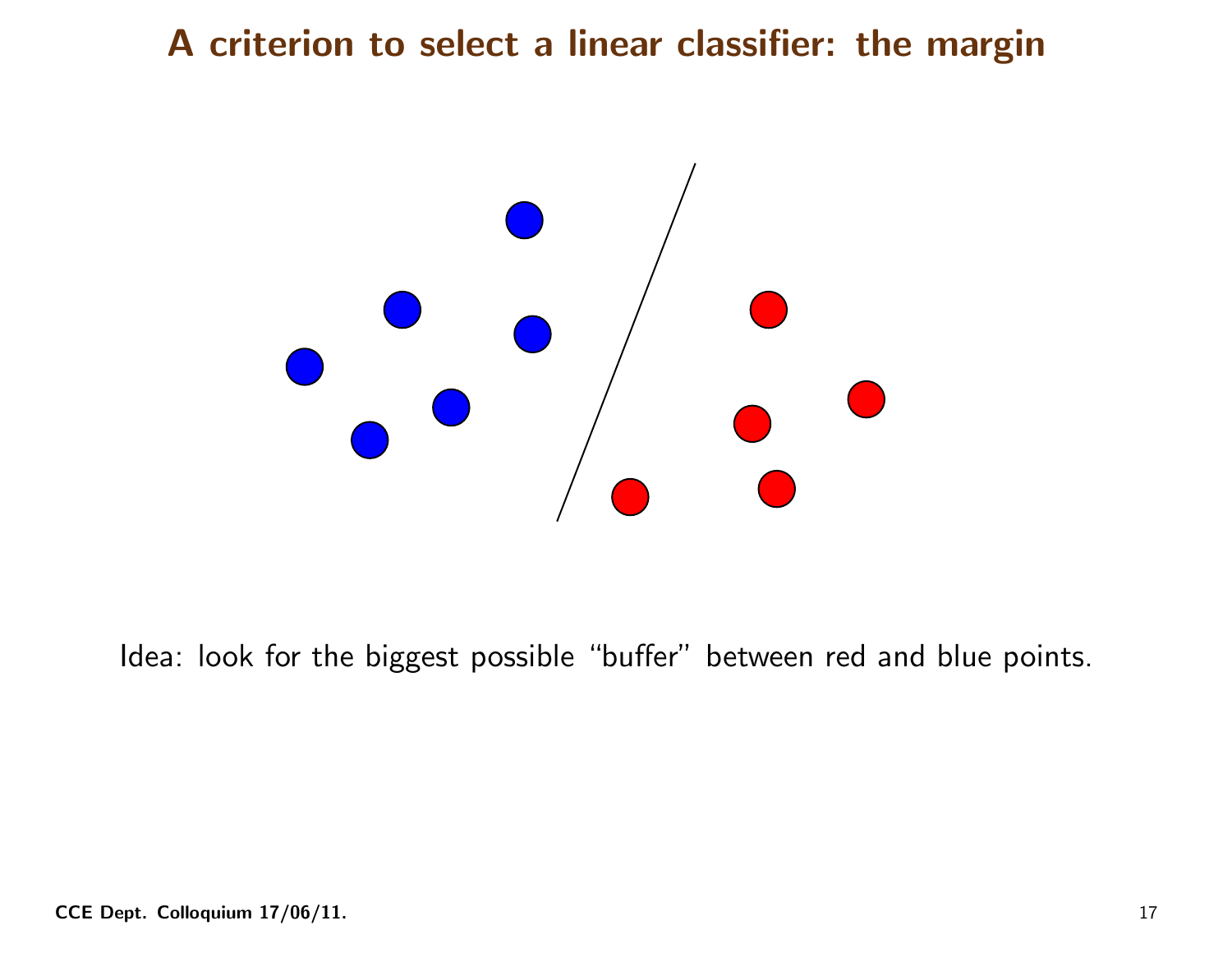# A criterion to select a linear classifier: the margin

Idea: look for the biggest possible "buffer" between red and blue points.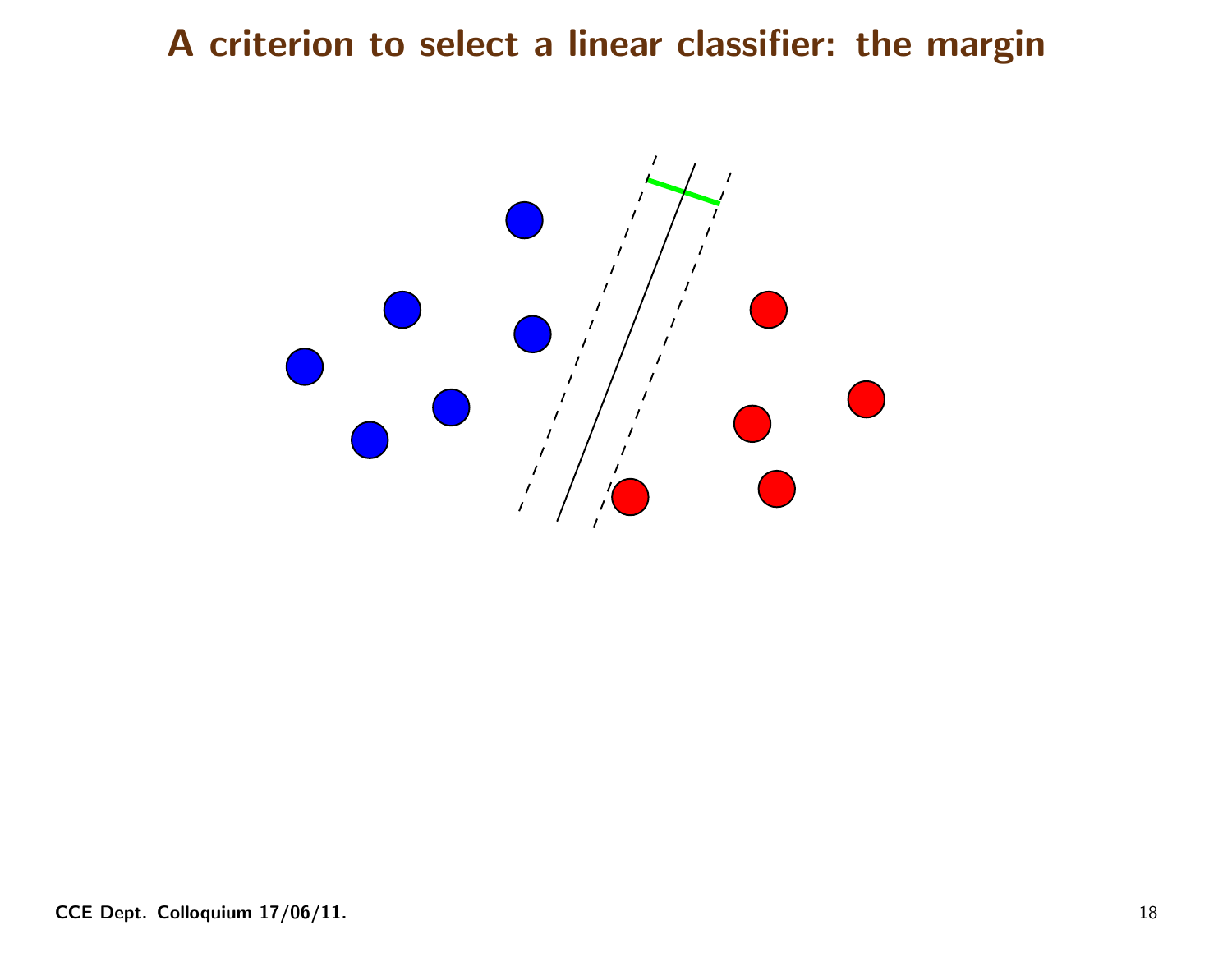# A criterion to select a linear classifier: the margin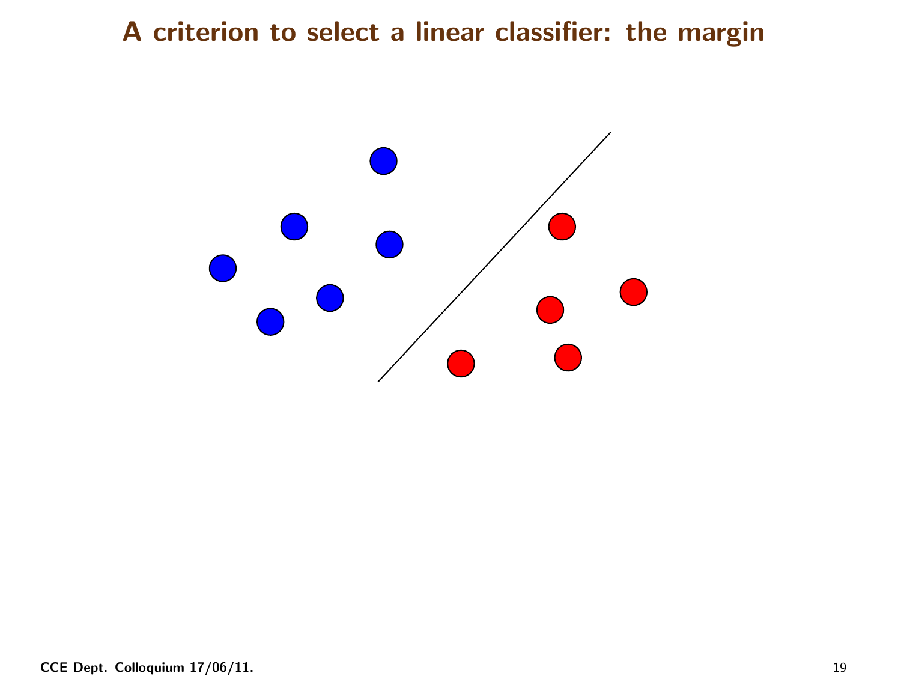# A criterion to select a linear classifier: the margin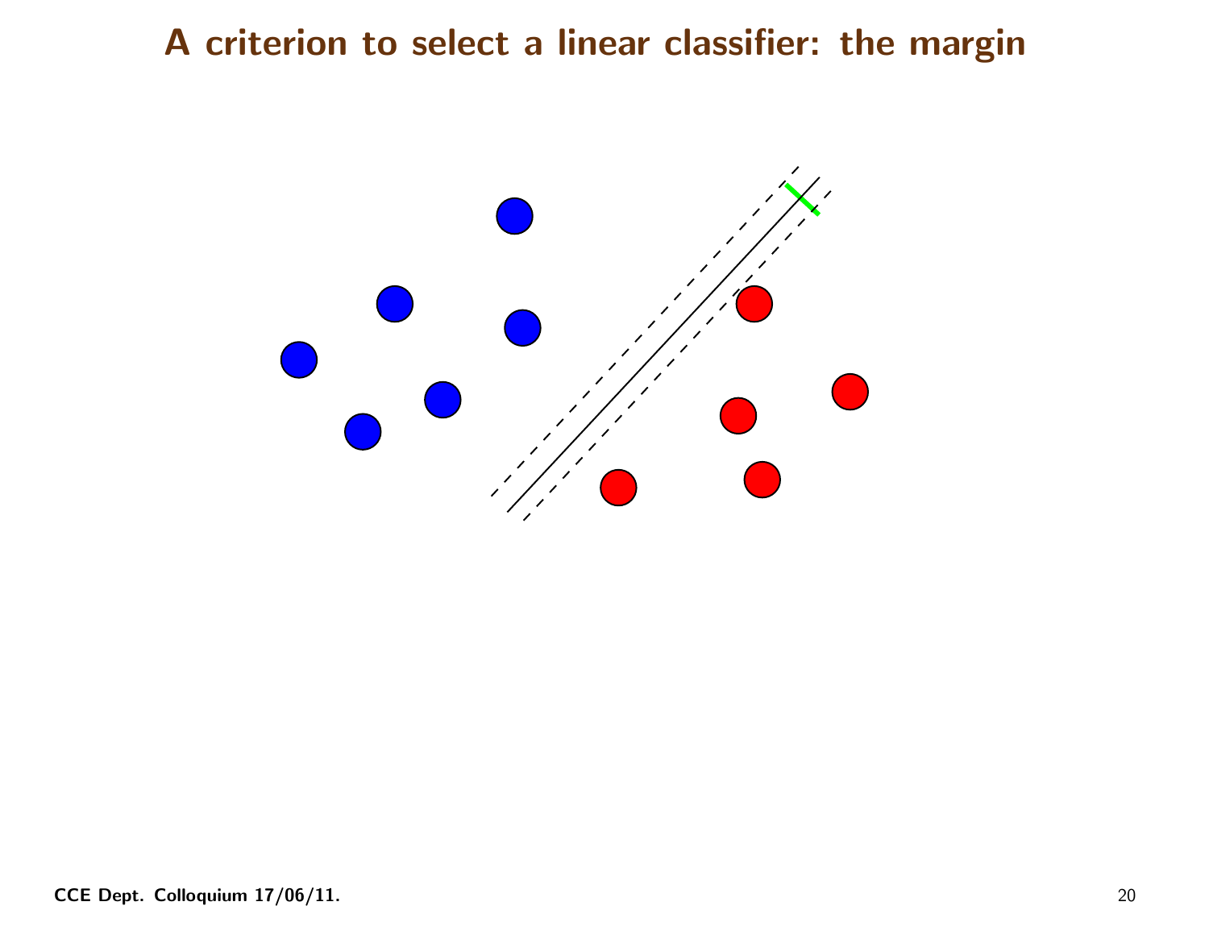# A criterion to select a linear classifier: the margin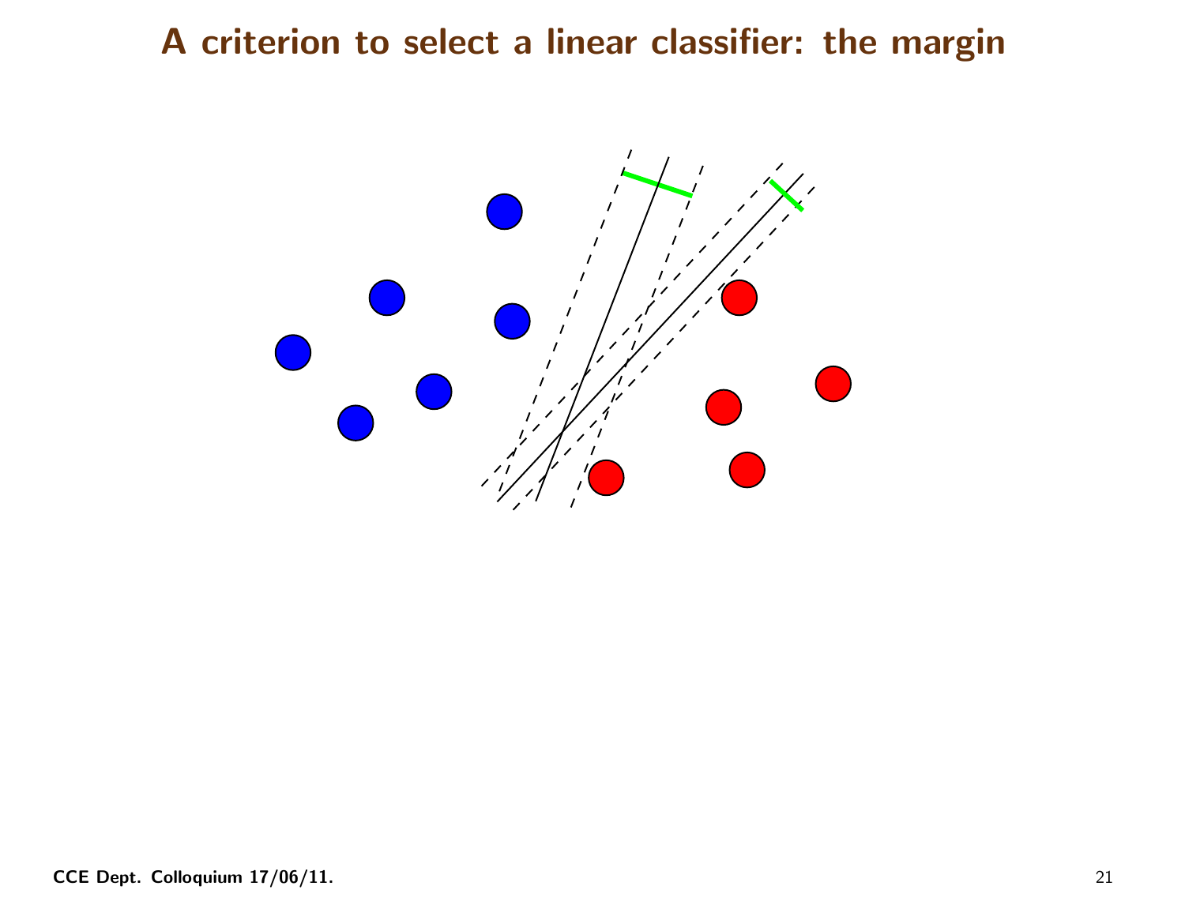# A criterion to select a linear classifier: the margin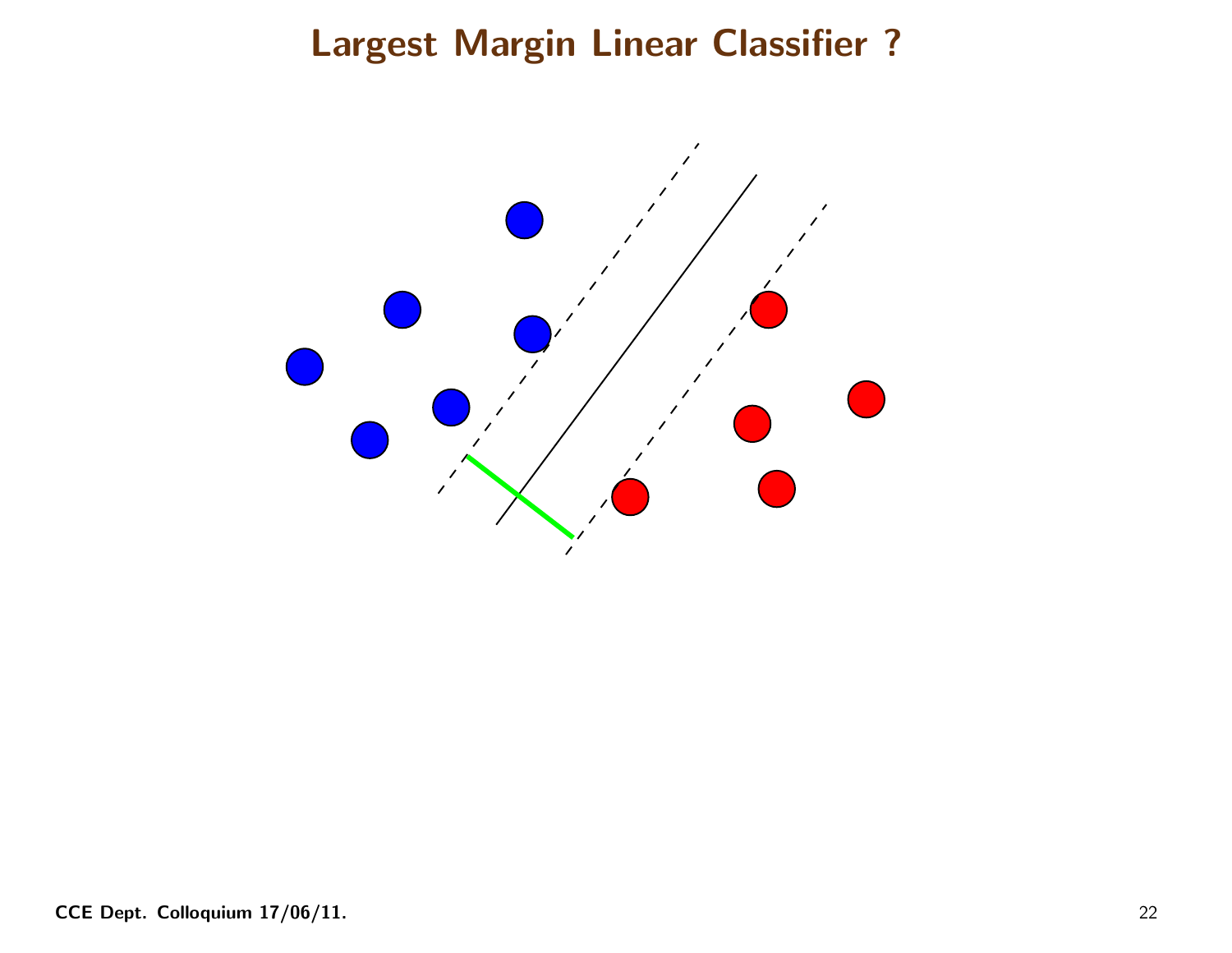# Largest Margin Linear Classifier ?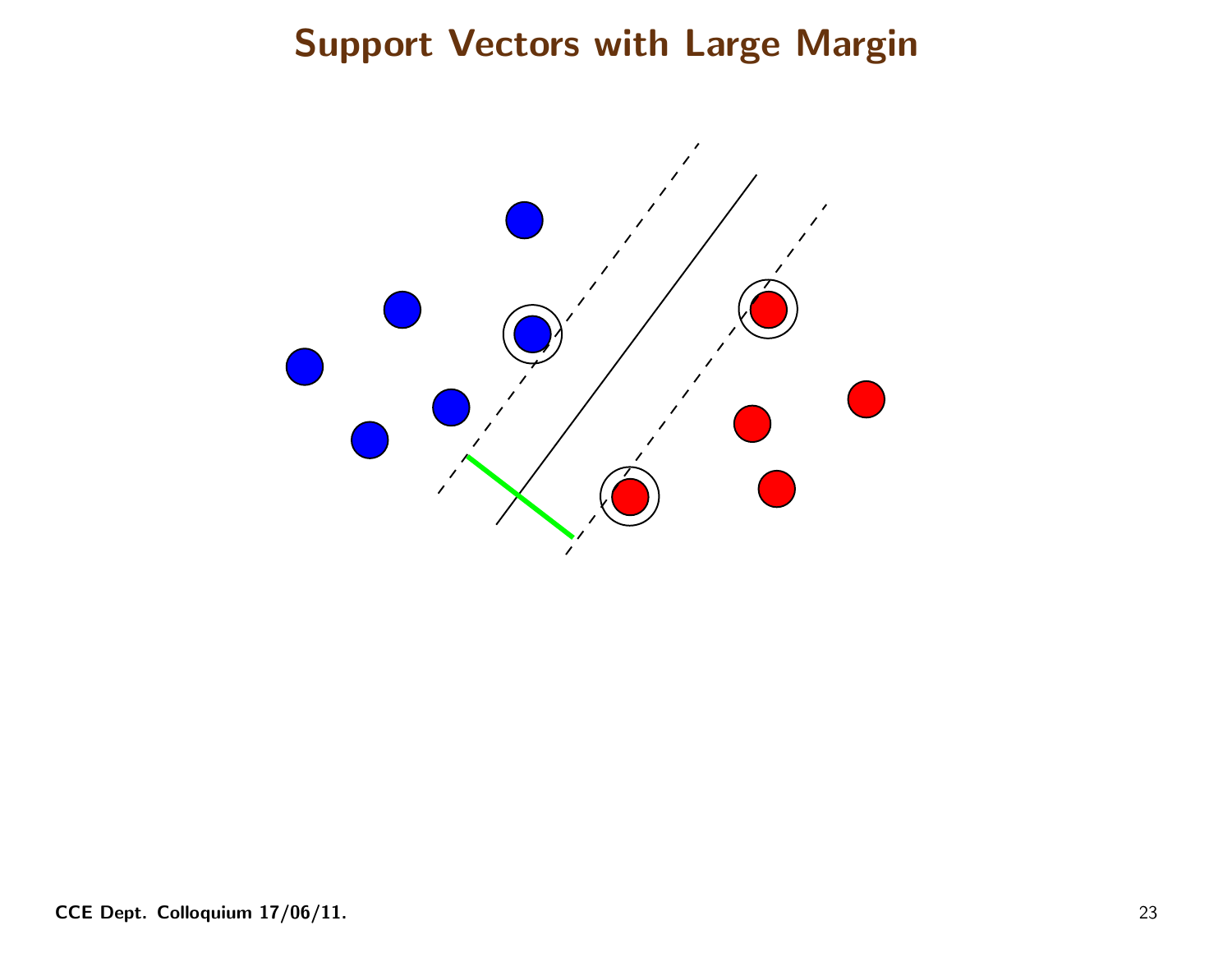# Support Vectors with Large Margin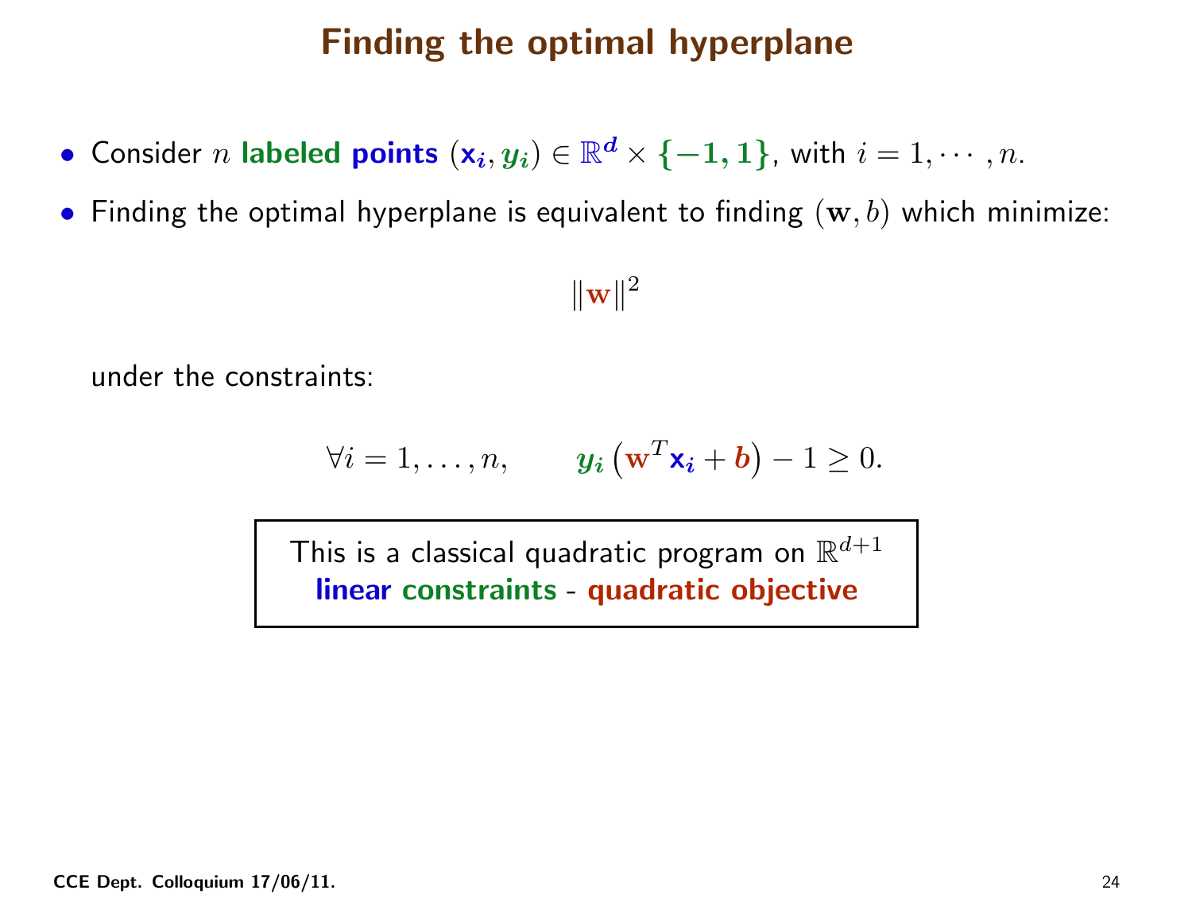# Finding the optimal hyperplane

- Consider $n$ **labeled points** $(\mathbf{x}_i, y_i) \in \mathbb{R}^d \times \{-1, 1\}$, with $i = 1, \cdots, n$.
- Finding the optimal hyperplane is equivalent to finding $(\mathbf{w}, b)$ which minimize:

$$\|\mathbf{w}\|^2$$

under the constraints:

$$\forall i = 1, \ldots, n, \qquad y_i \left(\mathbf{w}^T \mathbf{x}_i + b\right) - 1 \geq 0.$$

> This is a classical quadratic program on $\mathbb{R}^{d+1}$
> **linear constraints** - **quadratic objective**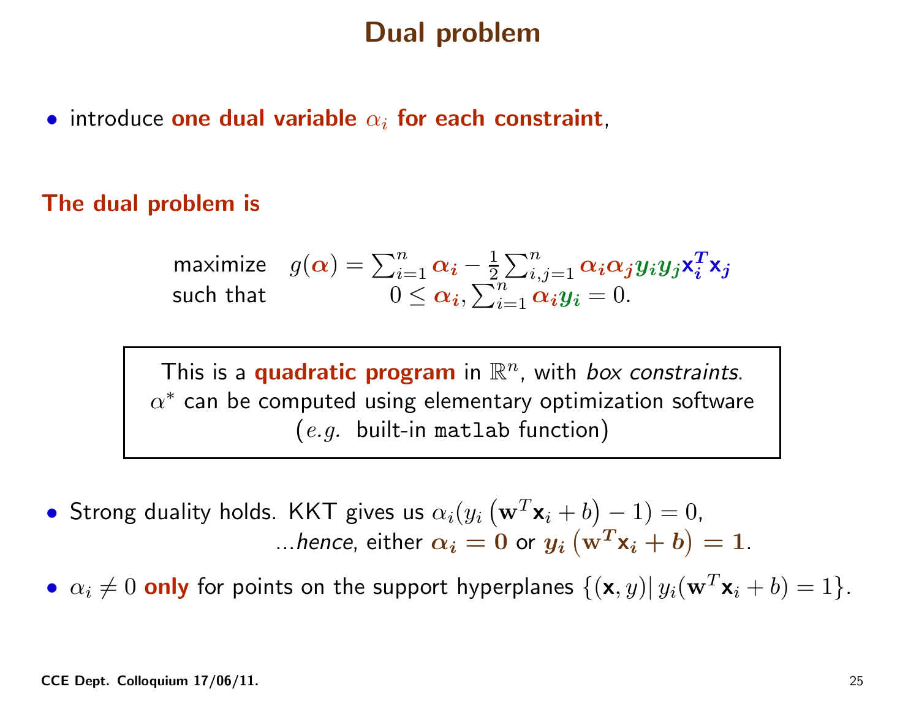# Dual problem

- introduce **one dual variable $\alpha_i$ for each constraint**,

**The dual problem is**

$$
\begin{array}{ll}
\text{maximize} & g(\boldsymbol{\alpha}) = \sum_{i=1}^{n} \boldsymbol{\alpha_i} - \frac{1}{2}\sum_{i,j=1}^{n} \boldsymbol{\alpha_i}\boldsymbol{\alpha_j}\boldsymbol{y_i}\boldsymbol{y_j}\mathbf{x}_i^T\mathbf{x}_j \\
\text{such that} & 0 \leq \boldsymbol{\alpha_i}, \sum_{i=1}^{n} \boldsymbol{\alpha_i}\boldsymbol{y_i} = 0.
\end{array}
$$

> This is a **quadratic program** in $\mathbb{R}^n$, with *box constraints*.
> $\alpha^*$ can be computed using elementary optimization software
> ($e.g.$ built-in `matlab` function)

- Strong duality holds. KKT gives us $\alpha_i(y_i\left(\mathbf{w}^T\mathbf{x}_i + b\right) - 1) = 0$,
  ...*hence*, either $\boldsymbol{\alpha_i = 0}$ or $\boldsymbol{y_i\left(\mathbf{w}^T\mathbf{x}_i + b\right) = 1}$.
- $\alpha_i \neq 0$ **only** for points on the support hyperplanes $\{(\mathbf{x}, y) |\, y_i(\mathbf{w}^T\mathbf{x}_i + b) = 1\}$.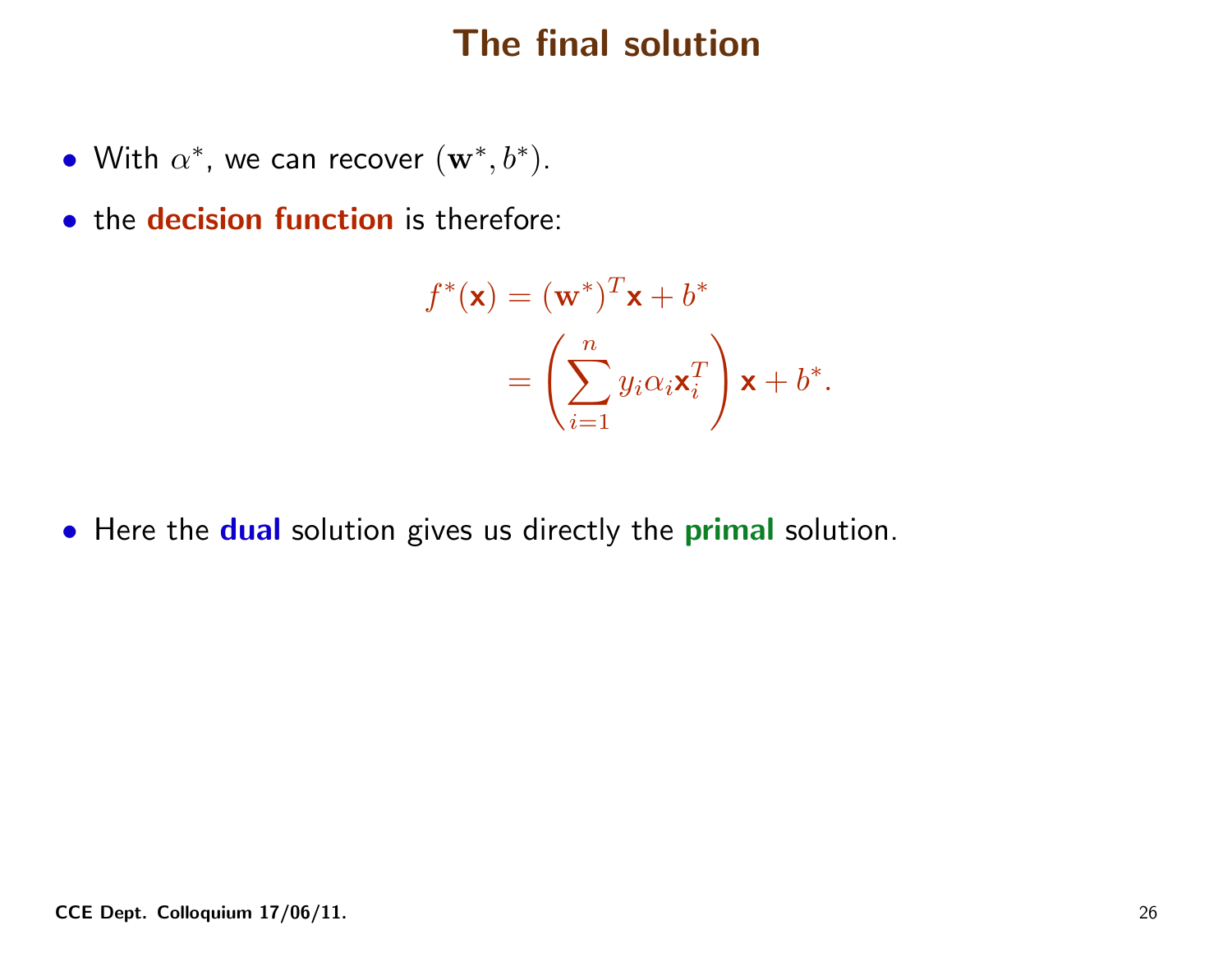# The final solution

- With $\alpha^*$, we can recover $(\mathbf{w}^*, b^*)$.
- the **decision function** is therefore:

$$
\begin{aligned}
f^*(\mathbf{x}) &= (\mathbf{w}^*)^T \mathbf{x} + b^* \\
&= \left( \sum_{i=1}^{n} y_i \alpha_i \mathbf{x}_i^T \right) \mathbf{x} + b^*.
\end{aligned}
$$

- Here the **dual** solution gives us directly the **primal** solution.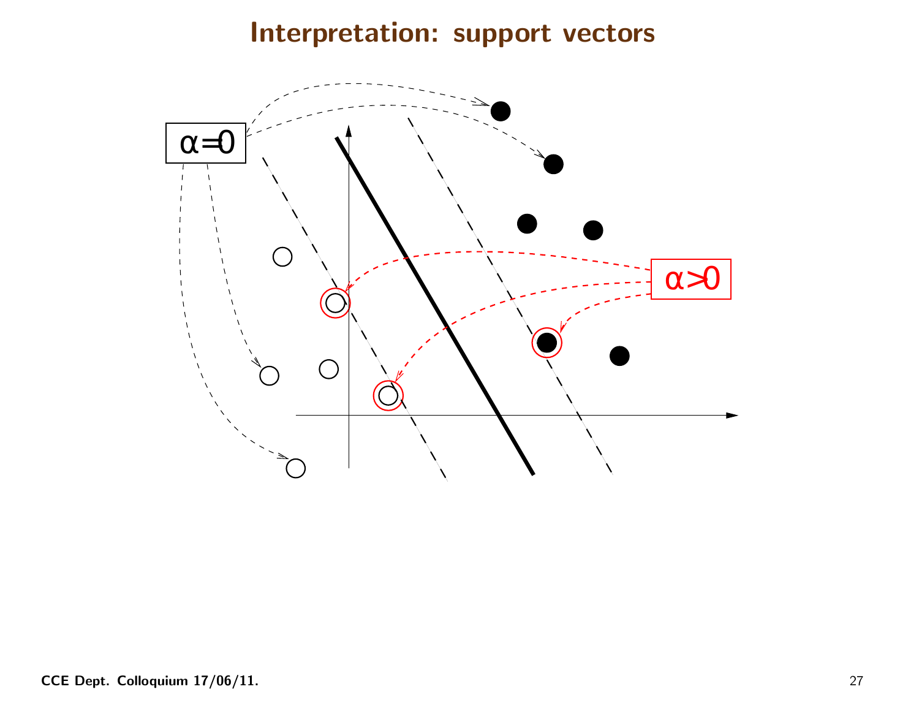# Interpretation: support vectors

$\alpha=0$

$\alpha>0$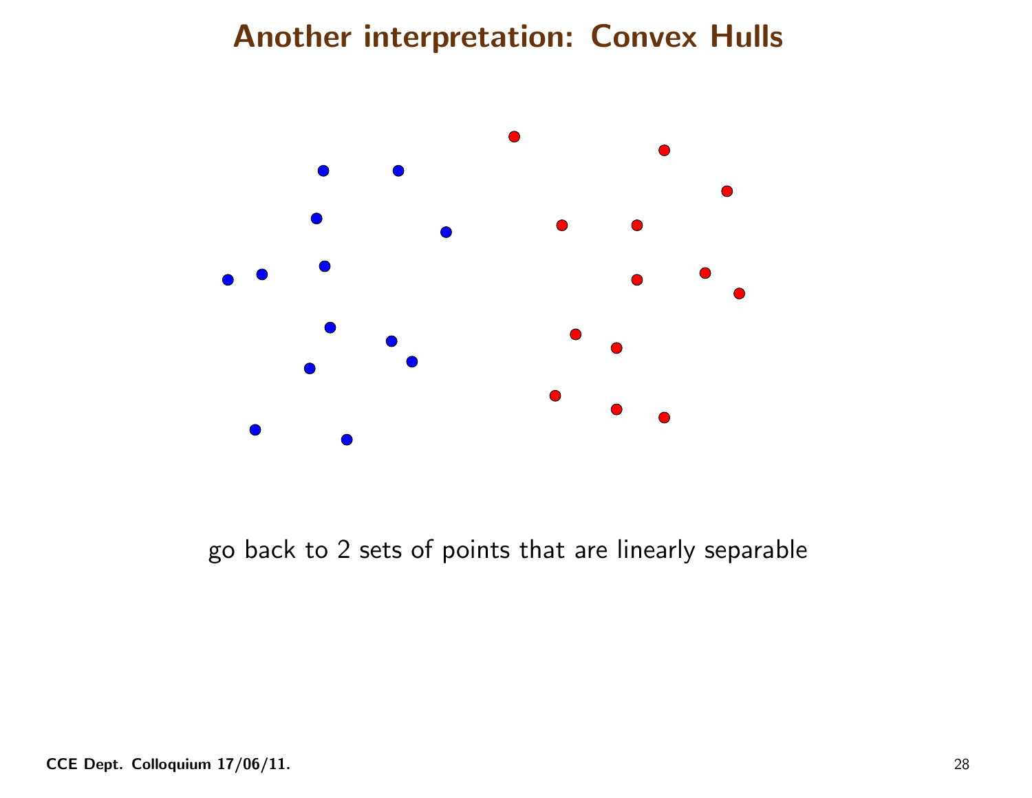# Another interpretation: Convex Hulls

go back to 2 sets of points that are linearly separable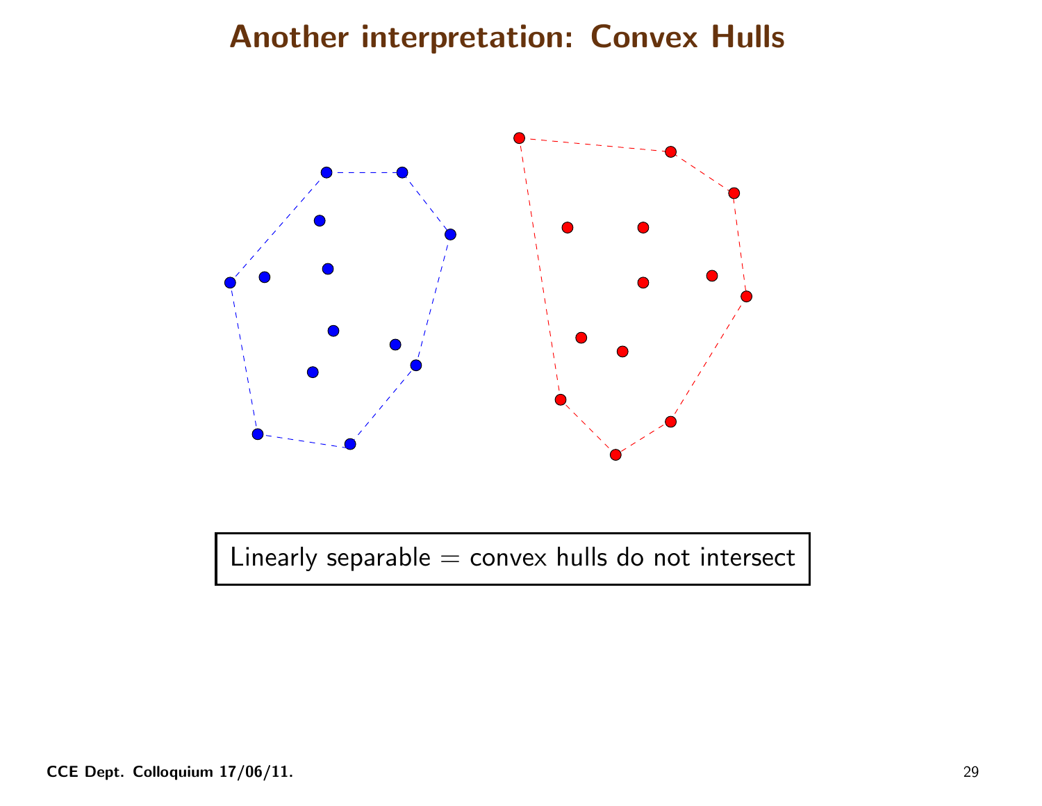# Another interpretation: Convex Hulls

Linearly separable = convex hulls do not intersect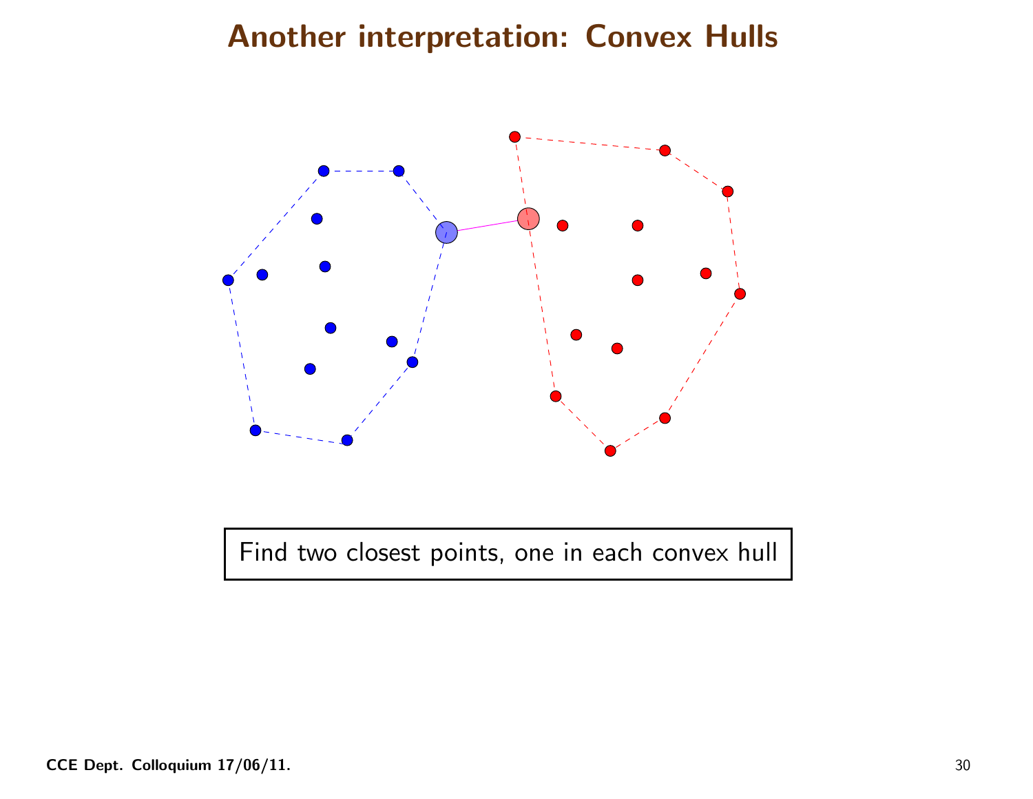# Another interpretation: Convex Hulls

Find two closest points, one in each convex hull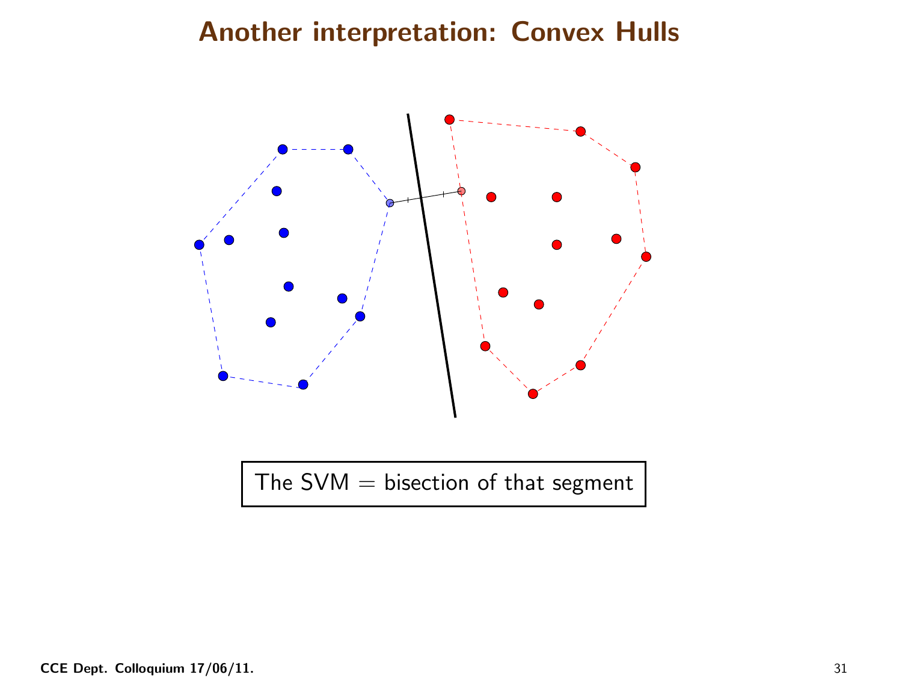# Another interpretation: Convex Hulls

The SVM = bisection of that segment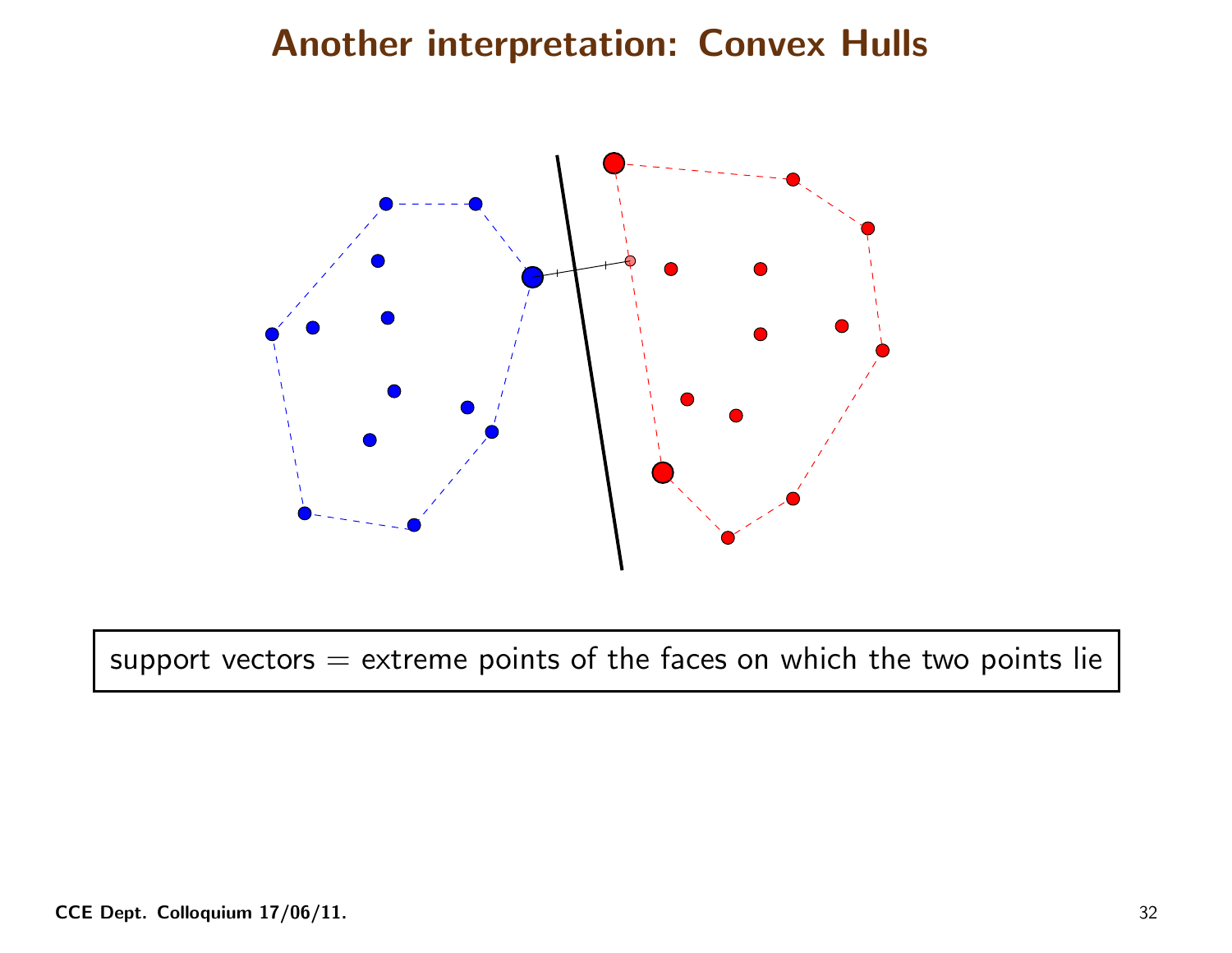# Another interpretation: Convex Hulls

support vectors = extreme points of the faces on which the two points lie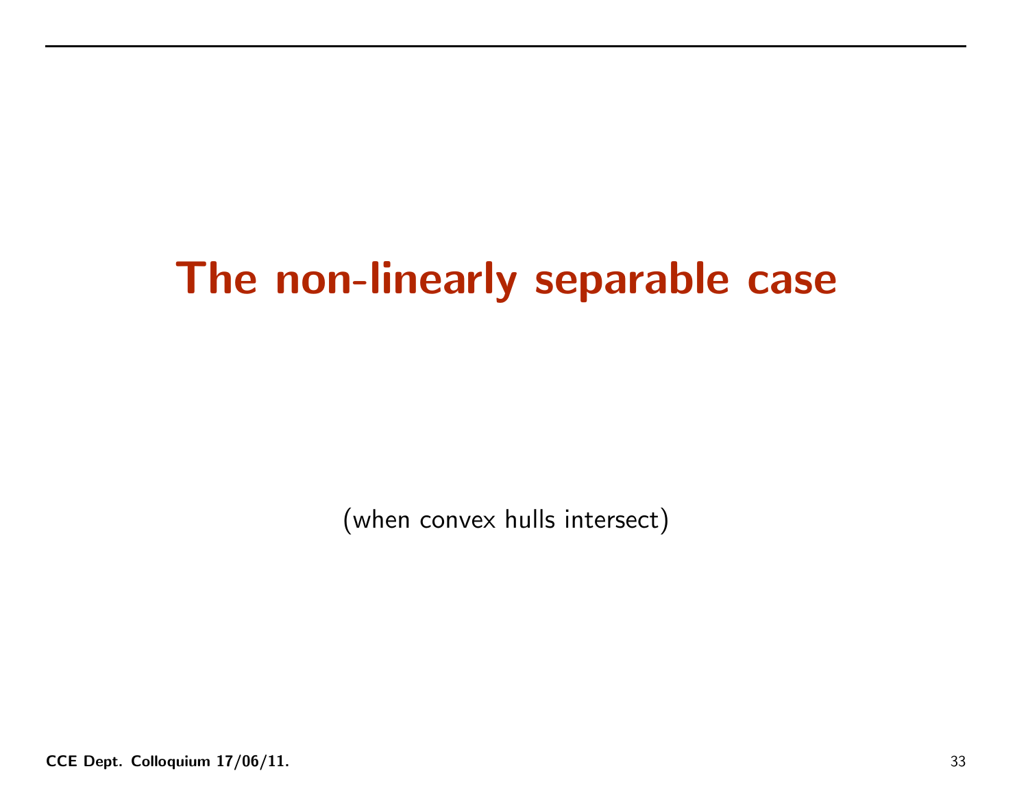# The non-linearly separable case

(when convex hulls intersect)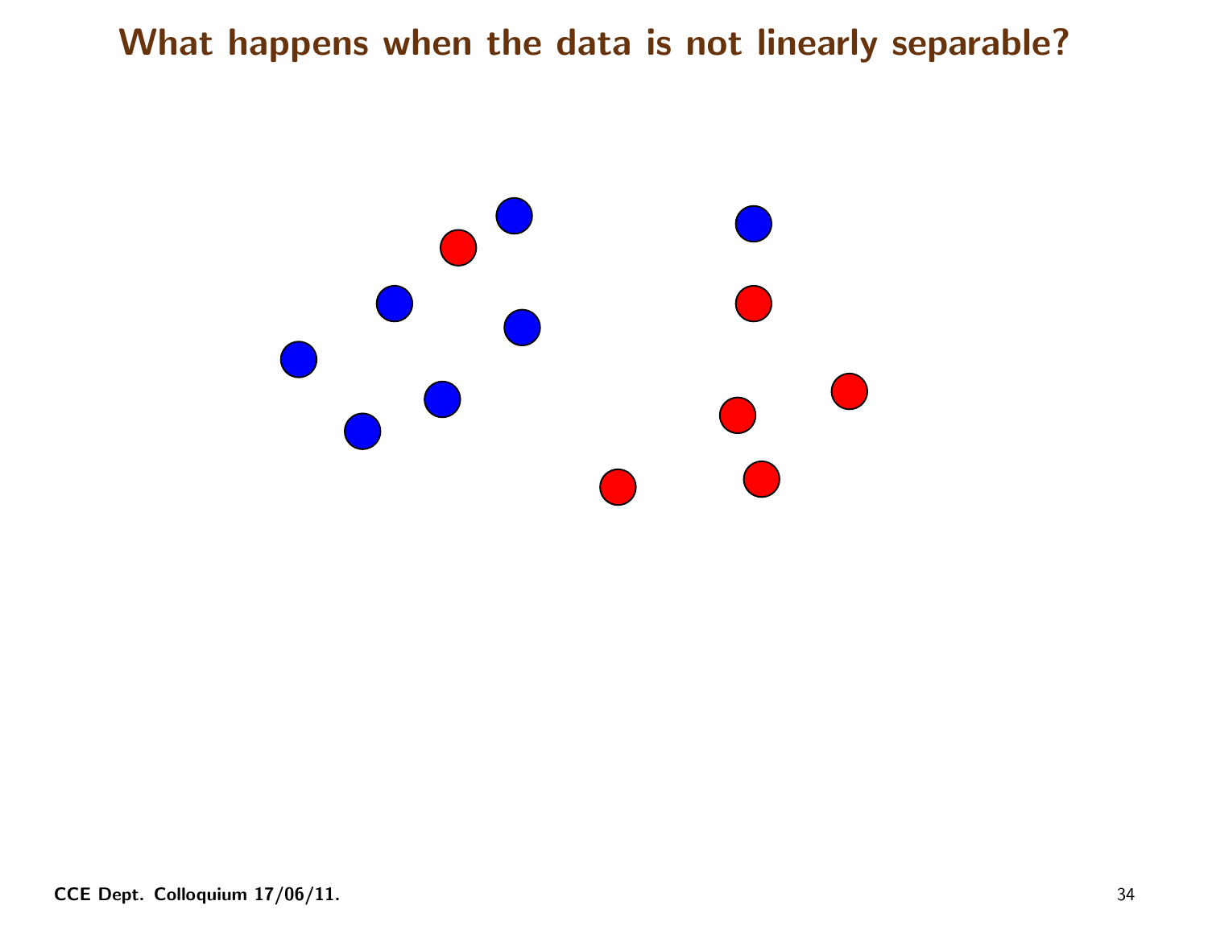# What happens when the data is not linearly separable?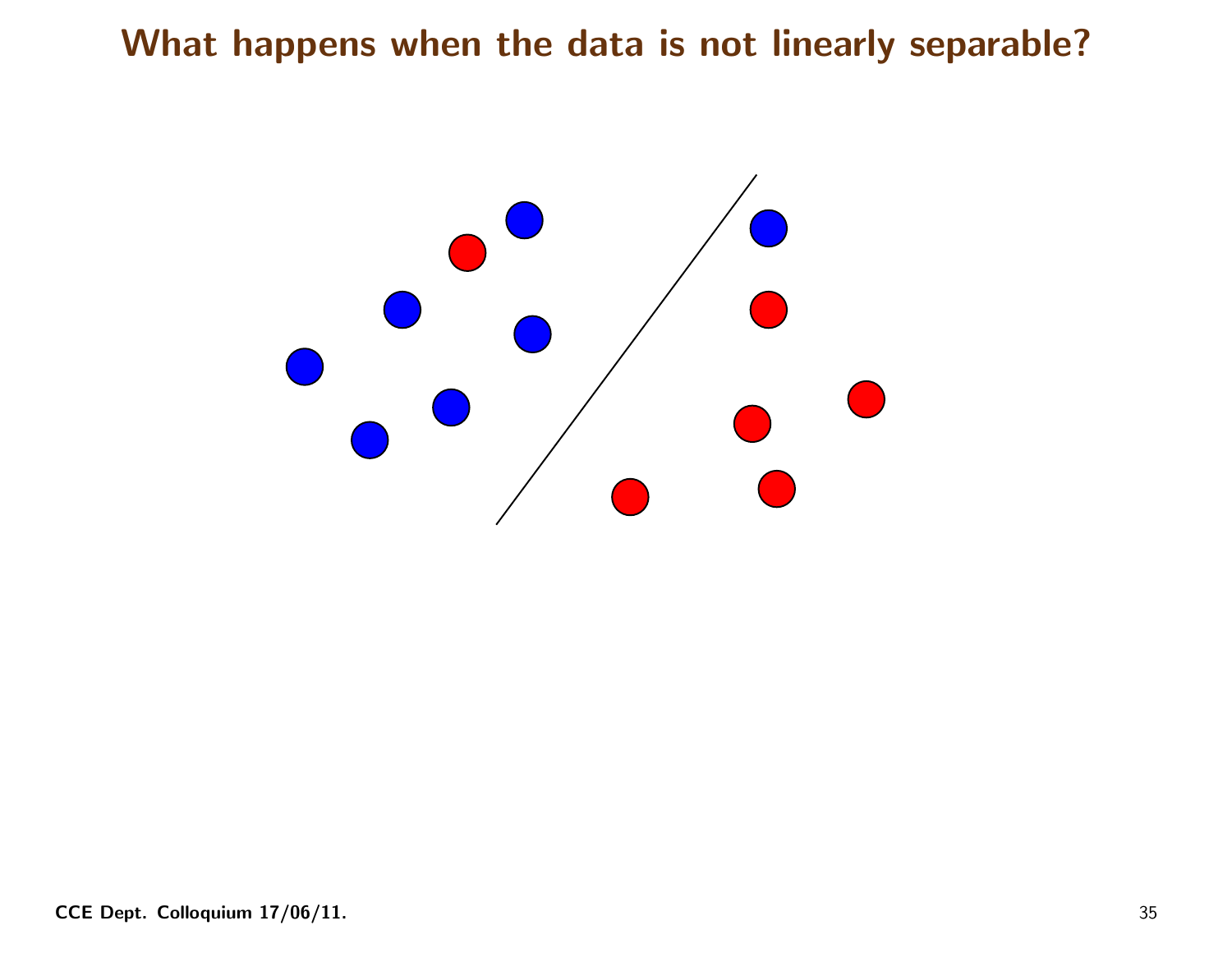# What happens when the data is not linearly separable?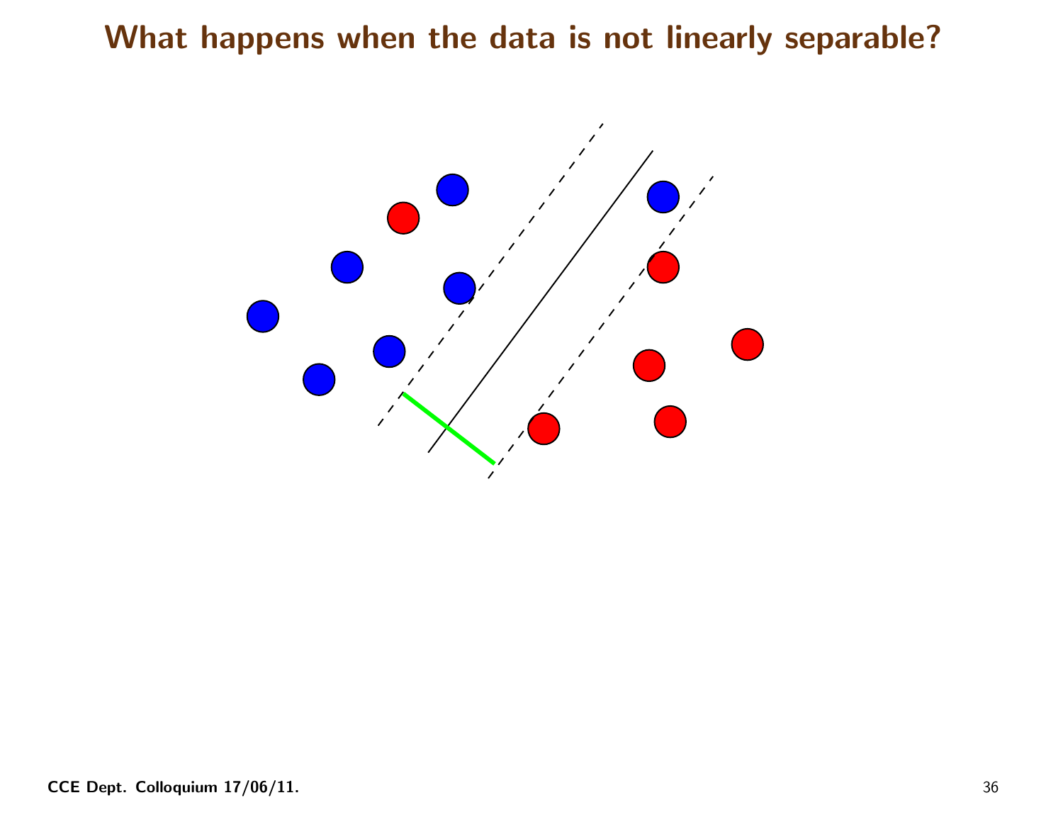# What happens when the data is not linearly separable?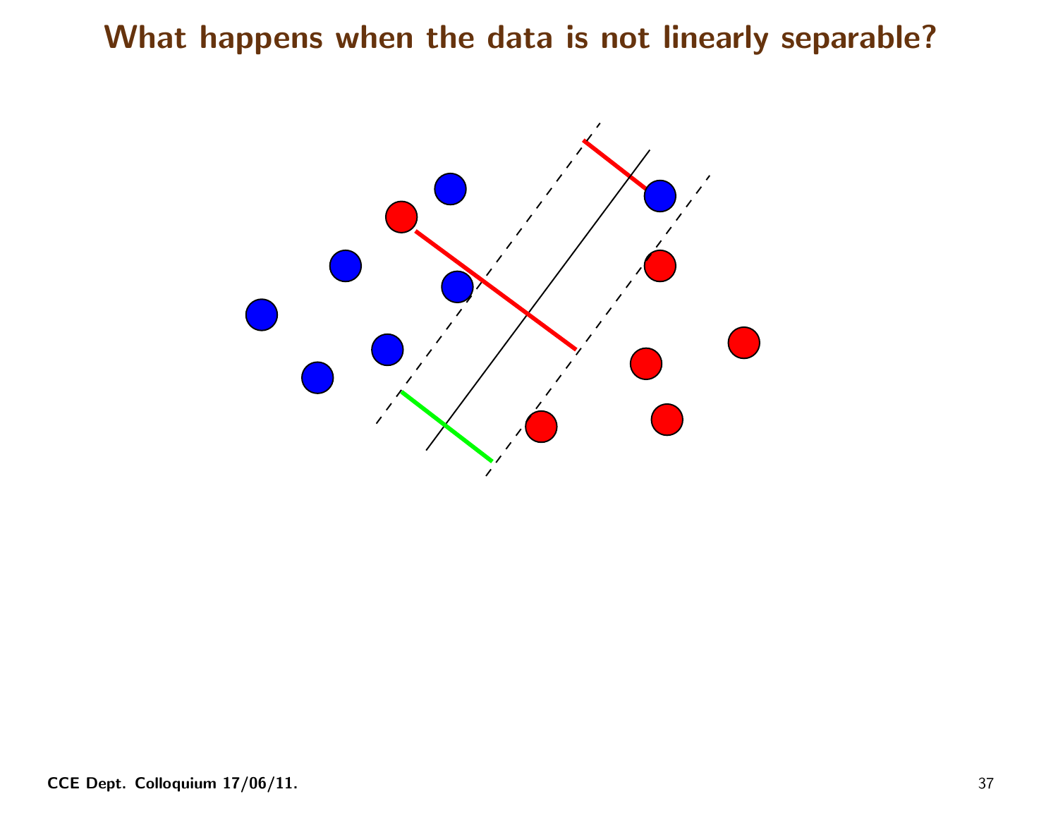# What happens when the data is not linearly separable?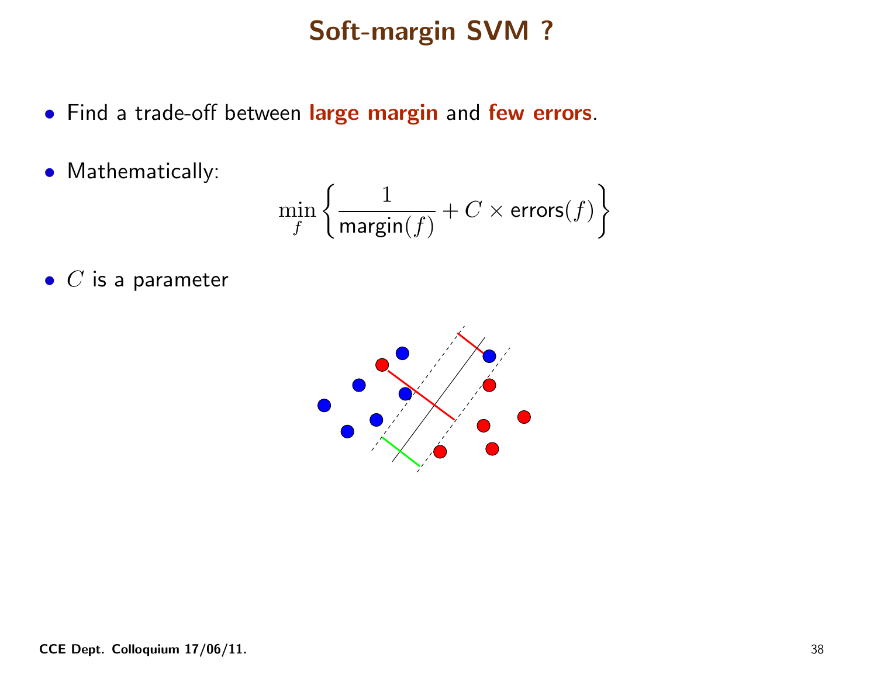# Soft-margin SVM ?

- Find a trade-off between **large margin** and **few errors**.
- Mathematically:

$$\min_f \left\{ \frac{1}{\mathsf{margin}(f)} + C \times \mathsf{errors}(f) \right\}$$

- $C$ is a parameter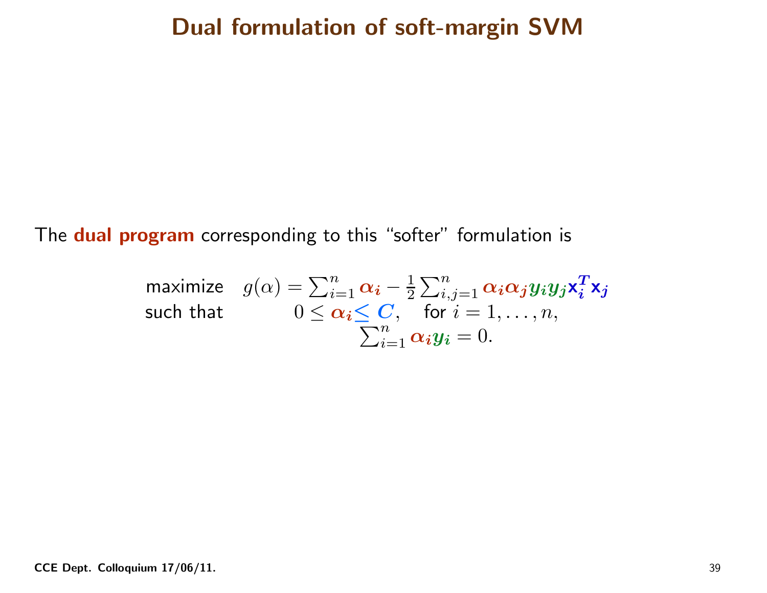# Dual formulation of soft-margin SVM

The **dual program** corresponding to this "softer" formulation is

$$
\begin{array}{ll}
\text{maximize} & g(\alpha) = \sum_{i=1}^{n} \boldsymbol{\alpha_i} - \frac{1}{2} \sum_{i,j=1}^{n} \boldsymbol{\alpha_i} \boldsymbol{\alpha_j} \boldsymbol{y_i} \boldsymbol{y_j} \mathbf{x}_{\boldsymbol{i}}^{\boldsymbol{T}} \mathbf{x}_{\boldsymbol{j}} \\
\text{such that} & 0 \leq \boldsymbol{\alpha_i} \leq \boldsymbol{C}, \quad \text{for } i = 1, \ldots, n, \\
 & \sum_{i=1}^{n} \boldsymbol{\alpha_i} \boldsymbol{y_i} = 0.
\end{array}
$$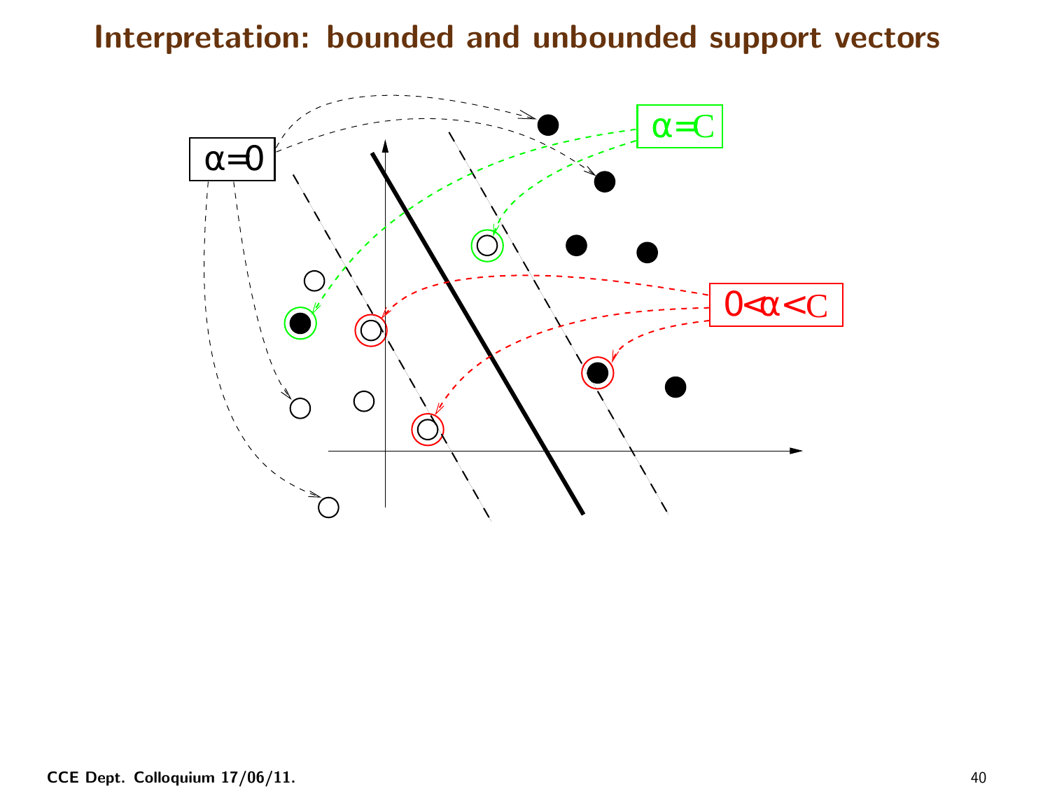# Interpretation: bounded and unbounded support vectors

$\alpha = 0$

$\alpha = C$

$0 < \alpha < C$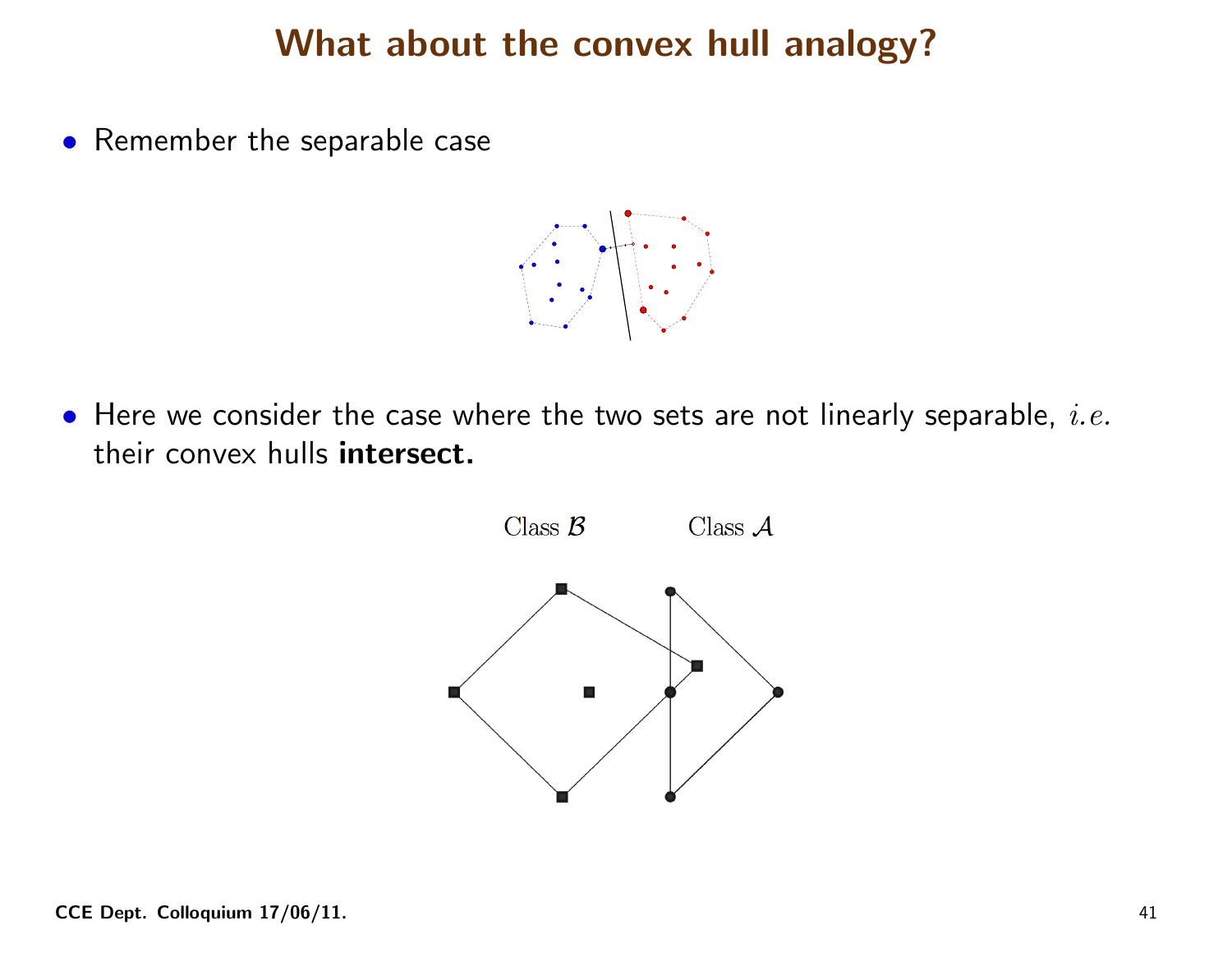# What about the convex hull analogy?

- Remember the separable case

- Here we consider the case where the two sets are not linearly separable, *i.e.* their convex hulls **intersect.**

Class $\mathcal{B}$ Class $\mathcal{A}$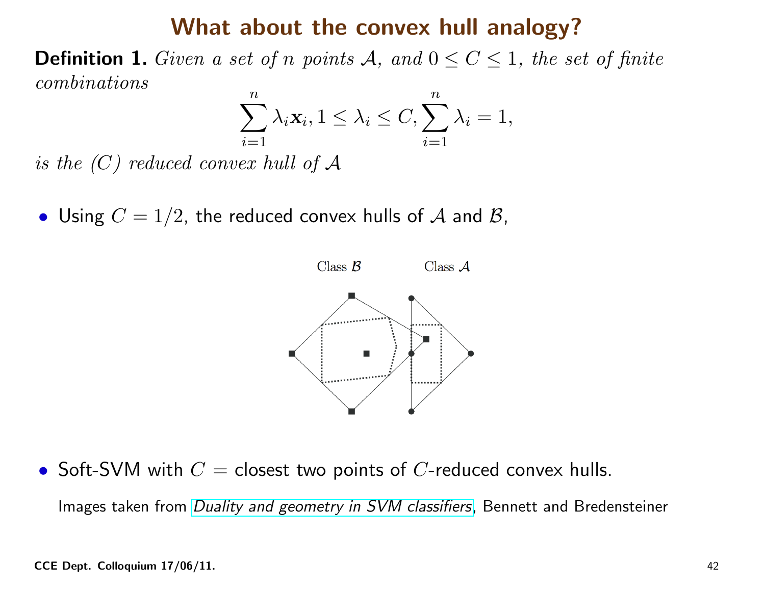# What about the convex hull analogy?

**Definition 1.** *Given a set of $n$ points $\mathcal{A}$, and $0 \leq C \leq 1$, the set of finite combinations*

$$\sum_{i=1}^{n} \lambda_i \mathbf{x}_i, 1 \leq \lambda_i \leq C, \sum_{i=1}^{n} \lambda_i = 1,$$

*is the ($C$) reduced convex hull of $\mathcal{A}$*

- Using $C = 1/2$, the reduced convex hulls of $\mathcal{A}$ and $\mathcal{B}$,

Class $\mathcal{B}$ Class $\mathcal{A}$

- Soft-SVM with $C =$ closest two points of $C$-reduced convex hulls.

Images taken from *Duality and geometry in SVM classifiers*, Bennett and Bredensteiner

CCE Dept. Colloquium 17/06/11.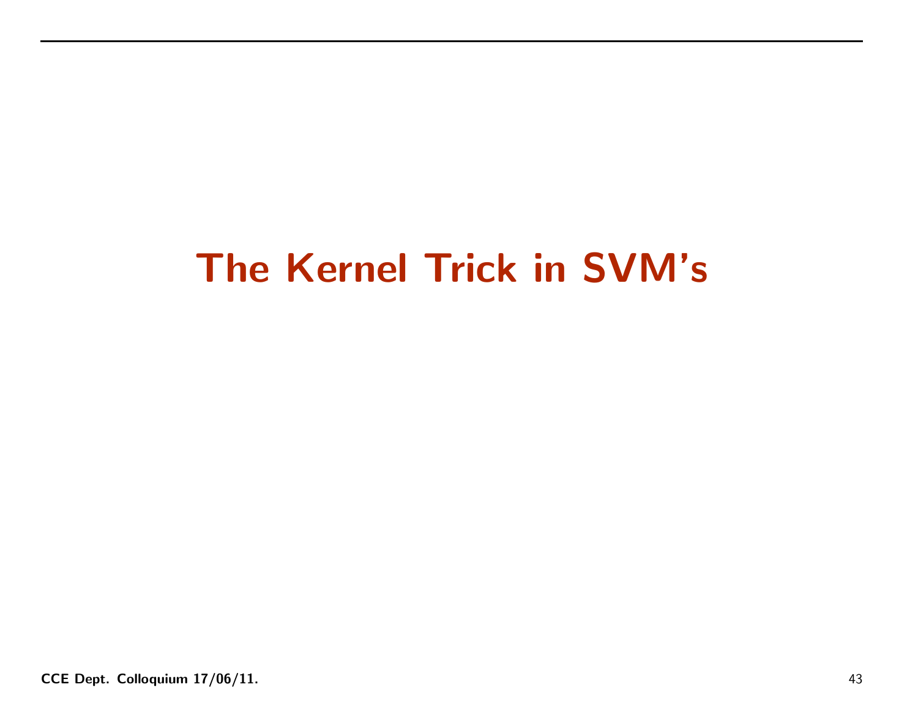# The Kernel Trick in SVM's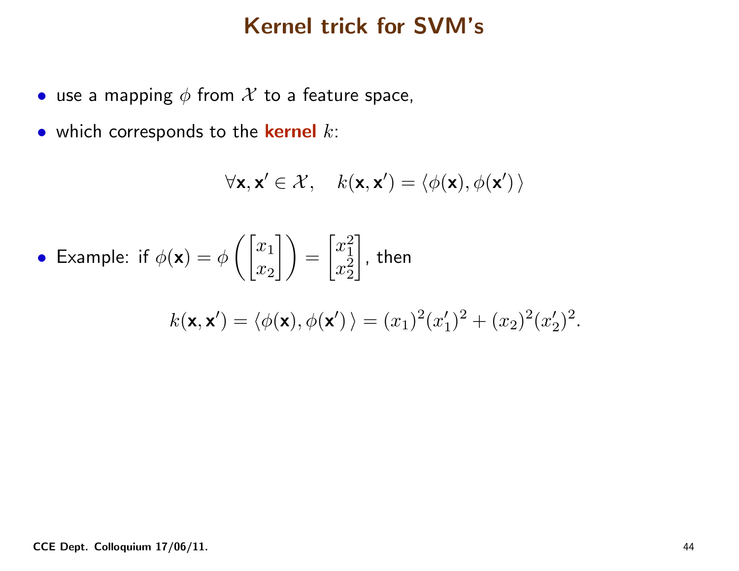# Kernel trick for SVM's

- use a mapping $\phi$ from $\mathcal{X}$ to a feature space,
- which corresponds to the **kernel** $k$:

$$\forall \mathbf{x}, \mathbf{x}' \in \mathcal{X}, \quad k(\mathbf{x}, \mathbf{x}') = \langle \phi(\mathbf{x}), \phi(\mathbf{x}') \rangle$$

- Example: if $\phi(\mathbf{x}) = \phi \left( \begin{bmatrix} x_1 \\ x_2 \end{bmatrix} \right) = \begin{bmatrix} x_1^2 \\ x_2^2 \end{bmatrix}$, then

$$k(\mathbf{x}, \mathbf{x}') = \langle \phi(\mathbf{x}), \phi(\mathbf{x}') \rangle = (x_1)^2 (x_1')^2 + (x_2)^2 (x_2')^2.$$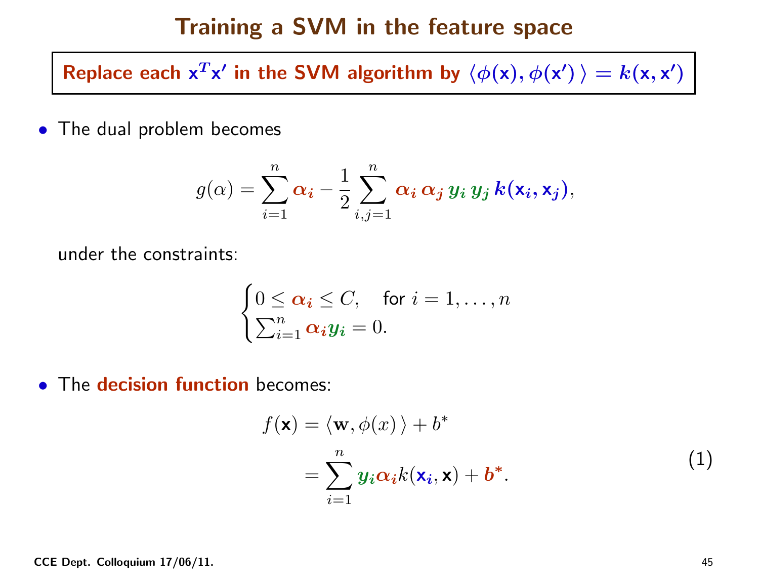# Training a SVM in the feature space

**Replace each $\mathbf{x}^T\mathbf{x}'$ in the SVM algorithm by $\langle \phi(\mathbf{x}), \phi(\mathbf{x}') \rangle = k(\mathbf{x}, \mathbf{x}')$**

- The dual problem becomes

$$g(\alpha) = \sum_{i=1}^{n} \alpha_i - \frac{1}{2} \sum_{i,j=1}^{n} \alpha_i \, \alpha_j \, y_i \, y_j \, k(\mathbf{x}_i, \mathbf{x}_j),$$

under the constraints:

$$\begin{cases} 0 \leq \alpha_i \leq C, \quad \text{for } i = 1, \ldots, n \\ \sum_{i=1}^{n} \alpha_i y_i = 0. \end{cases}$$

- The **decision function** becomes:

$$\begin{aligned} f(\mathbf{x}) &= \langle \mathbf{w}, \phi(x) \rangle + b^* \\ &= \sum_{i=1}^{n} y_i \alpha_i k(\mathbf{x}_i, \mathbf{x}) + b^*. \end{aligned} \tag{1}$$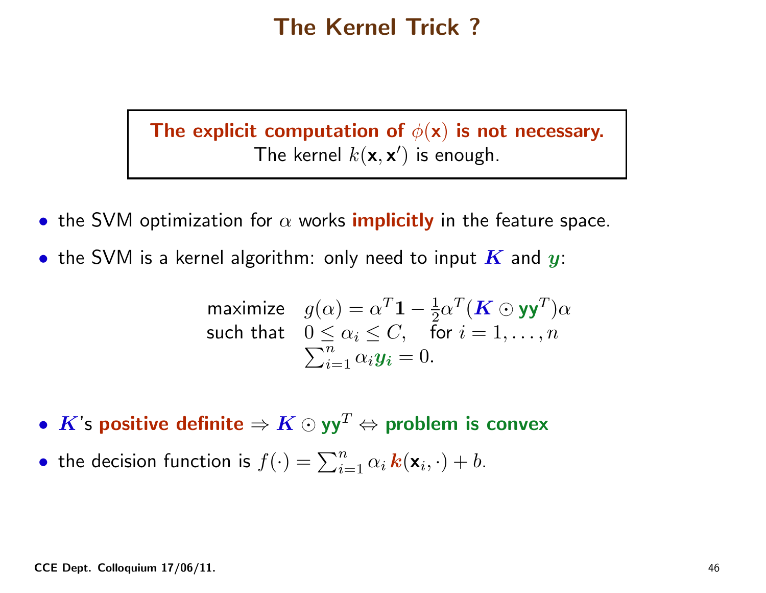# The Kernel Trick ?

**The explicit computation of $\phi(\mathbf{x})$ is not necessary.**
The kernel $k(\mathbf{x}, \mathbf{x}')$ is enough.

- the SVM optimization for $\alpha$ works **implicitly** in the feature space.
- the SVM is a kernel algorithm: only need to input $\boldsymbol{K}$ and $\boldsymbol{y}$:

$$
\begin{array}{ll}
\text{maximize} & g(\alpha) = \alpha^T \mathbf{1} - \frac{1}{2}\alpha^T(\boldsymbol{K} \odot \mathbf{y}\mathbf{y}^T)\alpha \\
\text{such that} & 0 \leq \alpha_i \leq C, \quad \text{for } i = 1, \ldots, n \\
& \sum_{i=1}^{n} \alpha_i \boldsymbol{y_i} = 0.
\end{array}
$$

- $\boldsymbol{K}$'s **positive definite** $\Rightarrow \boldsymbol{K} \odot \mathbf{y}\mathbf{y}^T \Leftrightarrow$ **problem is convex**
- the decision function is $f(\cdot) = \sum_{i=1}^{n} \alpha_i \, \boldsymbol{k}(\mathbf{x}_i, \cdot) + b$.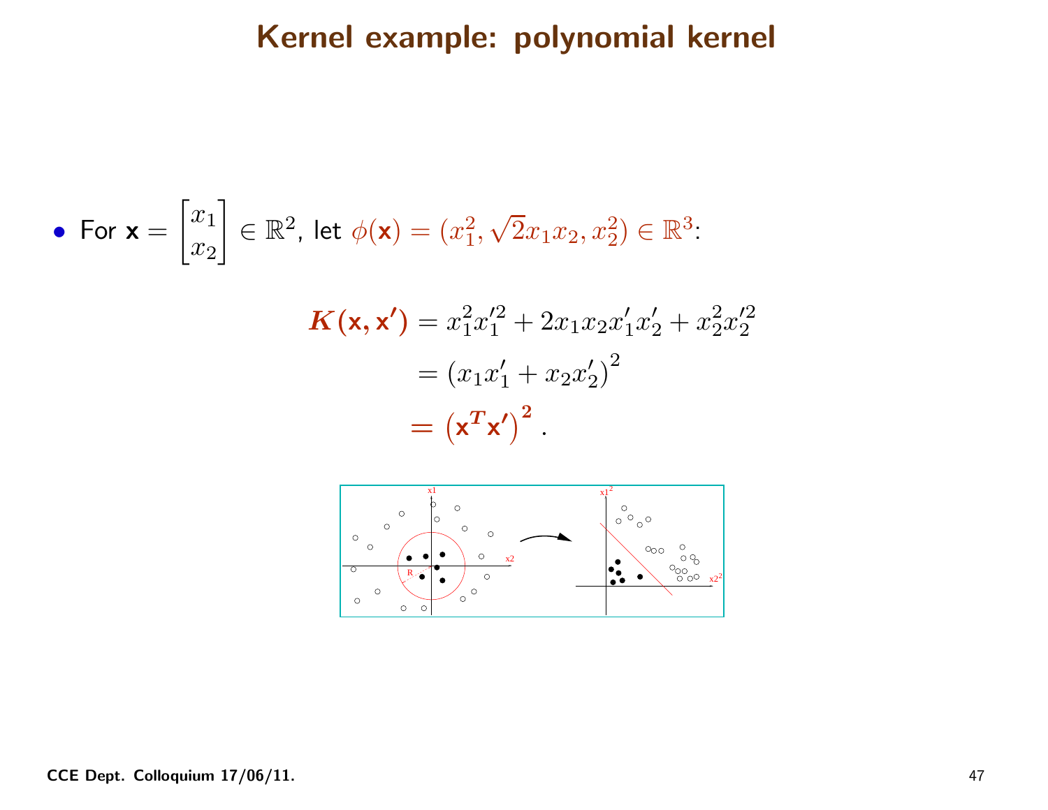# Kernel example: polynomial kernel

- For $\mathbf{x} = \begin{bmatrix} x_1 \\ x_2 \end{bmatrix} \in \mathbb{R}^2$, let $\phi(\mathbf{x}) = (x_1^2, \sqrt{2}x_1 x_2, x_2^2) \in \mathbb{R}^3$:

$$
\begin{aligned}
K(\mathbf{x}, \mathbf{x}') &= x_1^2 x_1'^2 + 2x_1 x_2 x_1' x_2' + x_2^2 x_2'^2 \\
&= \left(x_1 x_1' + x_2 x_2'\right)^2 \\
&= \left(\mathbf{x}^T \mathbf{x}'\right)^2 .
\end{aligned}
$$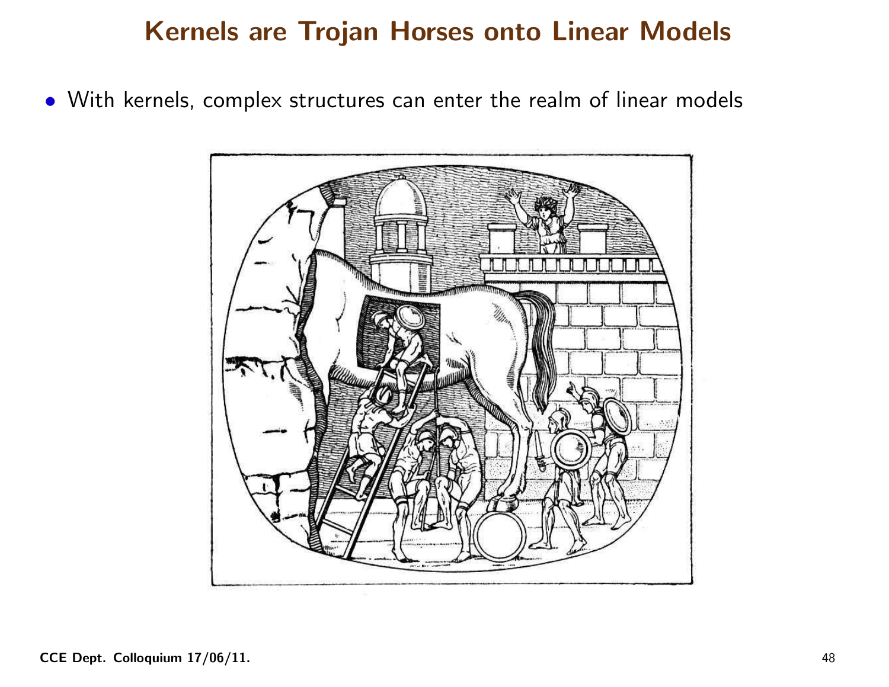# Kernels are Trojan Horses onto Linear Models

- With kernels, complex structures can enter the realm of linear models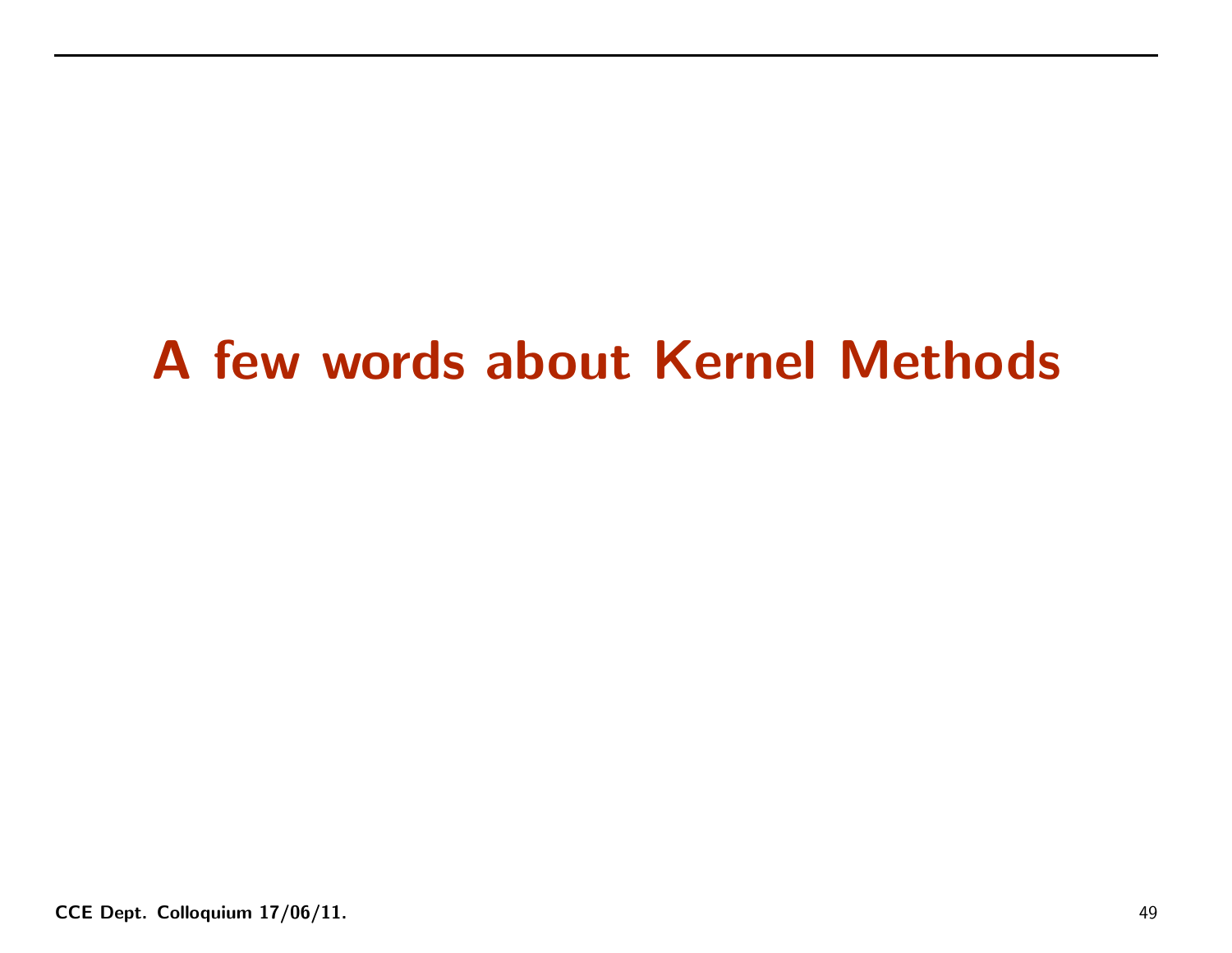# A few words about Kernel Methods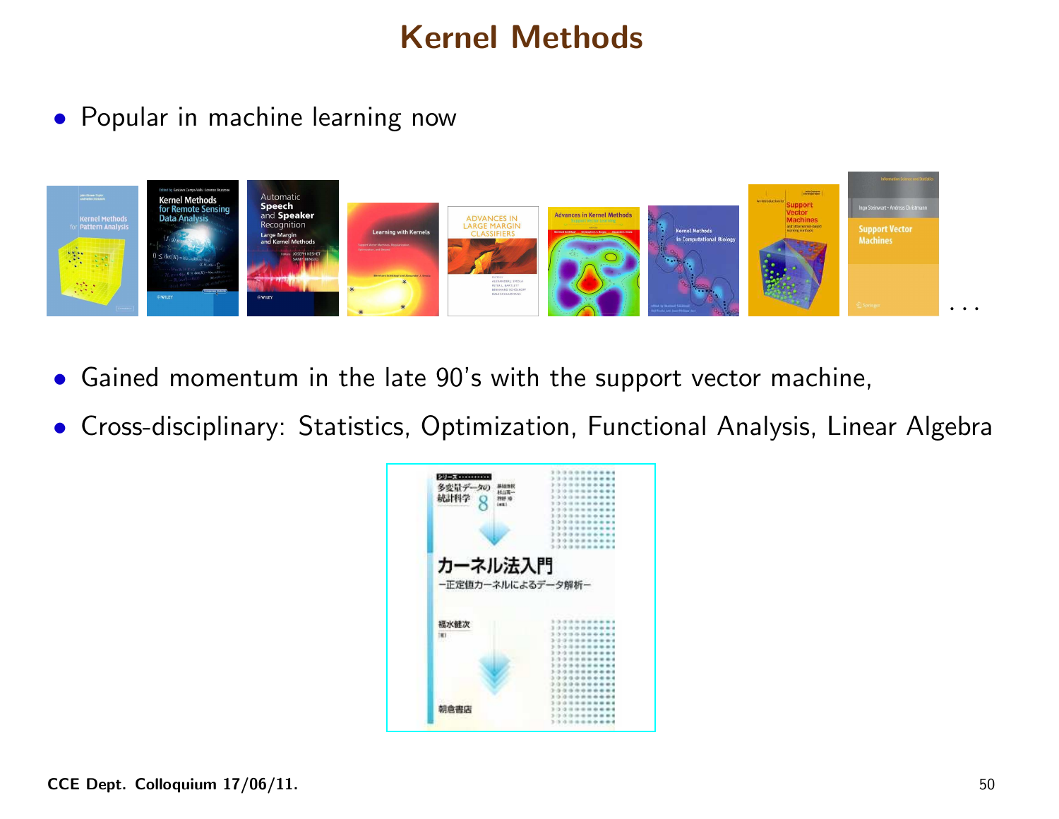# Kernel Methods

- Popular in machine learning now

...

- Gained momentum in the late 90's with the support vector machine,
- Cross-disciplinary: Statistics, Optimization, Functional Analysis, Linear Algebra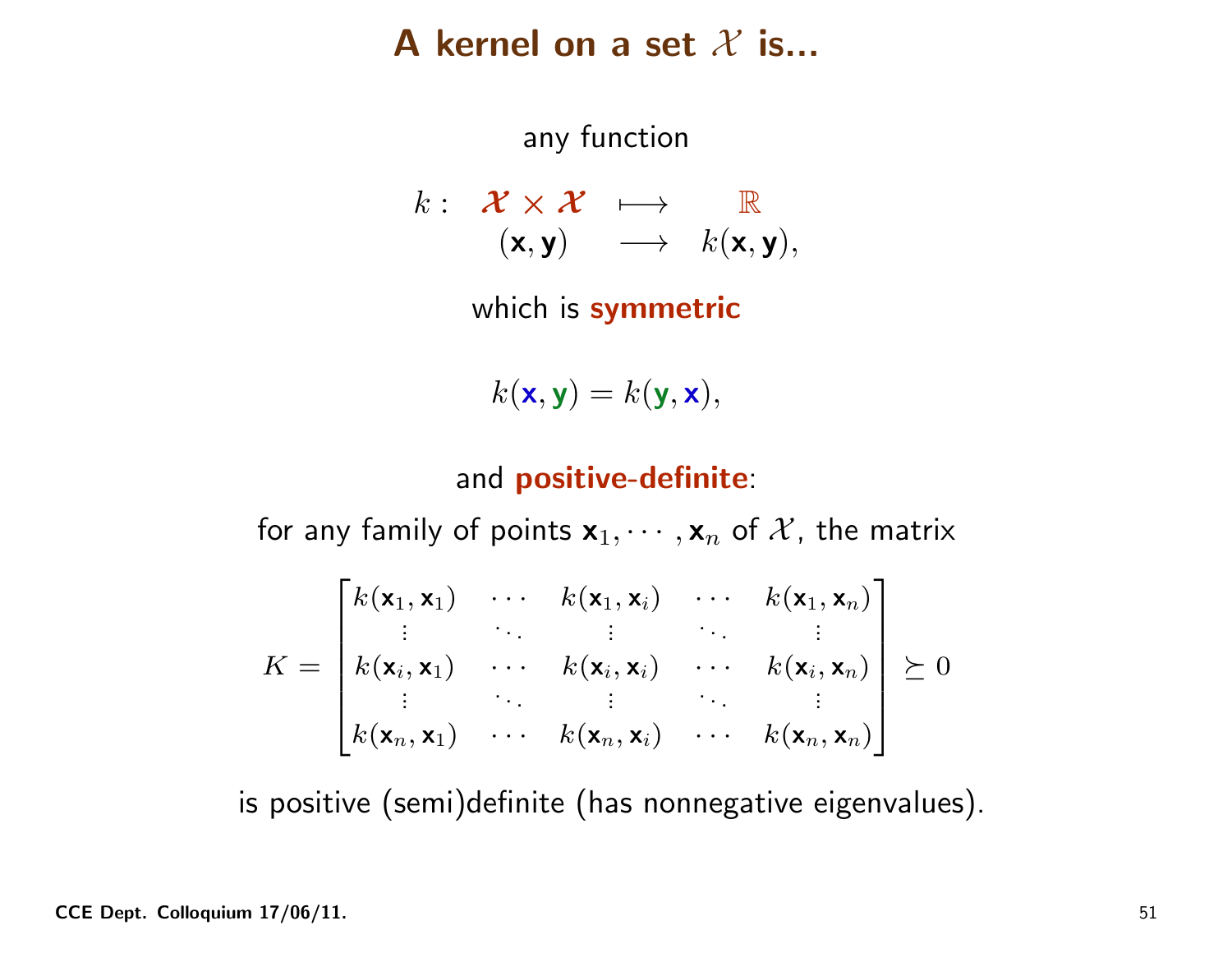# A kernel on a set $\mathcal{X}$ is...

any function

$$k: \begin{array}{ccc} \boldsymbol{\mathcal{X}} \times \boldsymbol{\mathcal{X}} & \longmapsto & \mathbb{R} \\ (\mathbf{x}, \mathbf{y}) & \longrightarrow & k(\mathbf{x}, \mathbf{y}), \end{array}$$

which is **symmetric**

$$k(\mathbf{x}, \mathbf{y}) = k(\mathbf{y}, \mathbf{x}),$$

and **positive-definite**:

for any family of points $\mathbf{x}_1, \cdots, \mathbf{x}_n$ of $\mathcal{X}$, the matrix

$$K = \begin{bmatrix} k(\mathbf{x}_1, \mathbf{x}_1) & \cdots & k(\mathbf{x}_1, \mathbf{x}_i) & \cdots & k(\mathbf{x}_1, \mathbf{x}_n) \\ \vdots & \ddots & \vdots & \ddots & \vdots \\ k(\mathbf{x}_i, \mathbf{x}_1) & \cdots & k(\mathbf{x}_i, \mathbf{x}_i) & \cdots & k(\mathbf{x}_i, \mathbf{x}_n) \\ \vdots & \ddots & \vdots & \ddots & \vdots \\ k(\mathbf{x}_n, \mathbf{x}_1) & \cdots & k(\mathbf{x}_n, \mathbf{x}_i) & \cdots & k(\mathbf{x}_n, \mathbf{x}_n) \end{bmatrix} \succeq 0$$

is positive (semi)definite (has nonnegative eigenvalues).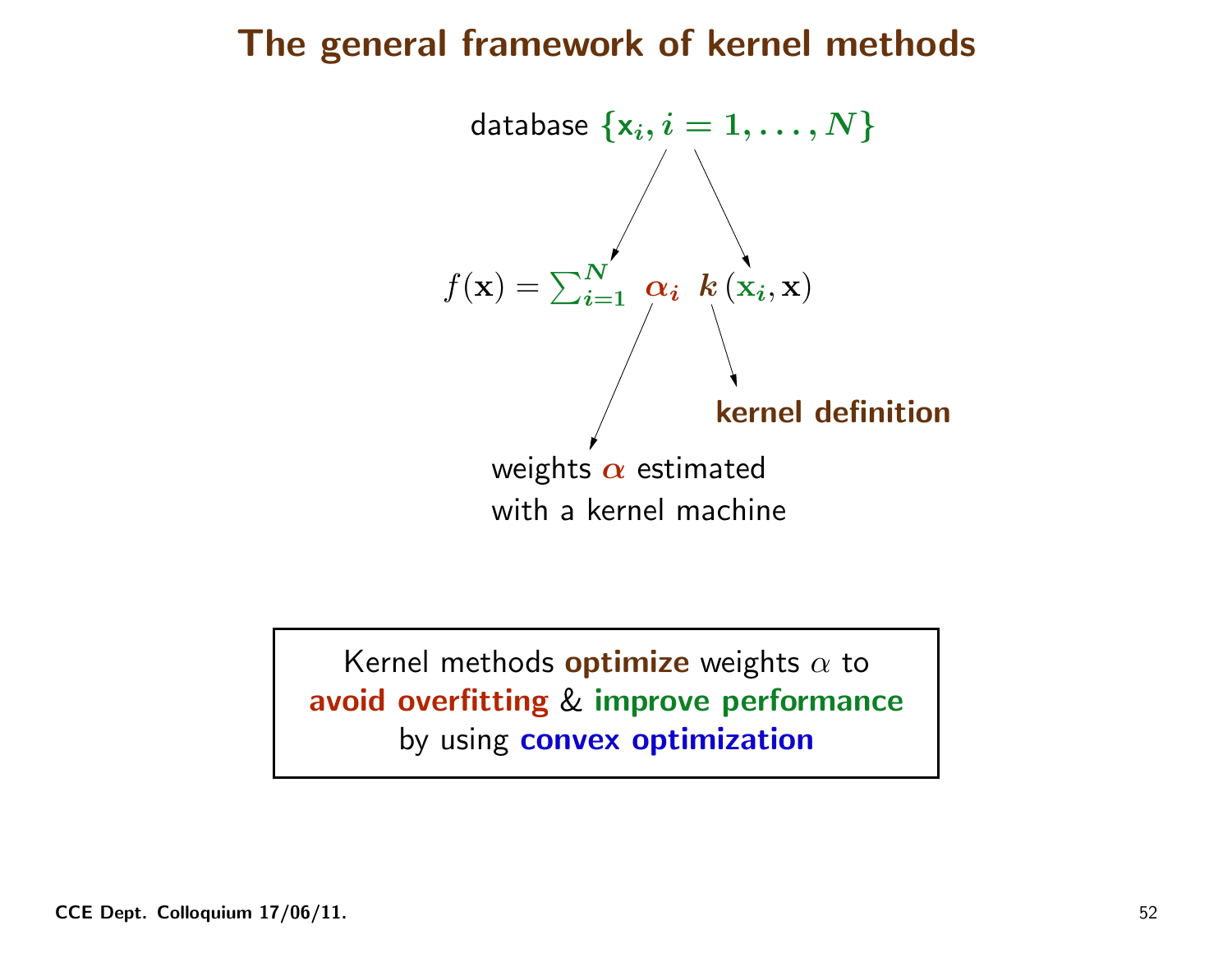# The general framework of kernel methods

database $\{\mathbf{x}_i, i = 1, \ldots, N\}$

$$f(\mathbf{x}) = \sum_{i=1}^{N} \alpha_i \; k(\mathbf{x}_i, \mathbf{x})$$

**kernel definition**

weights $\alpha$ estimated with a kernel machine

Kernel methods **optimize** weights $\alpha$ to **avoid overfitting** & **improve performance** by using **convex optimization**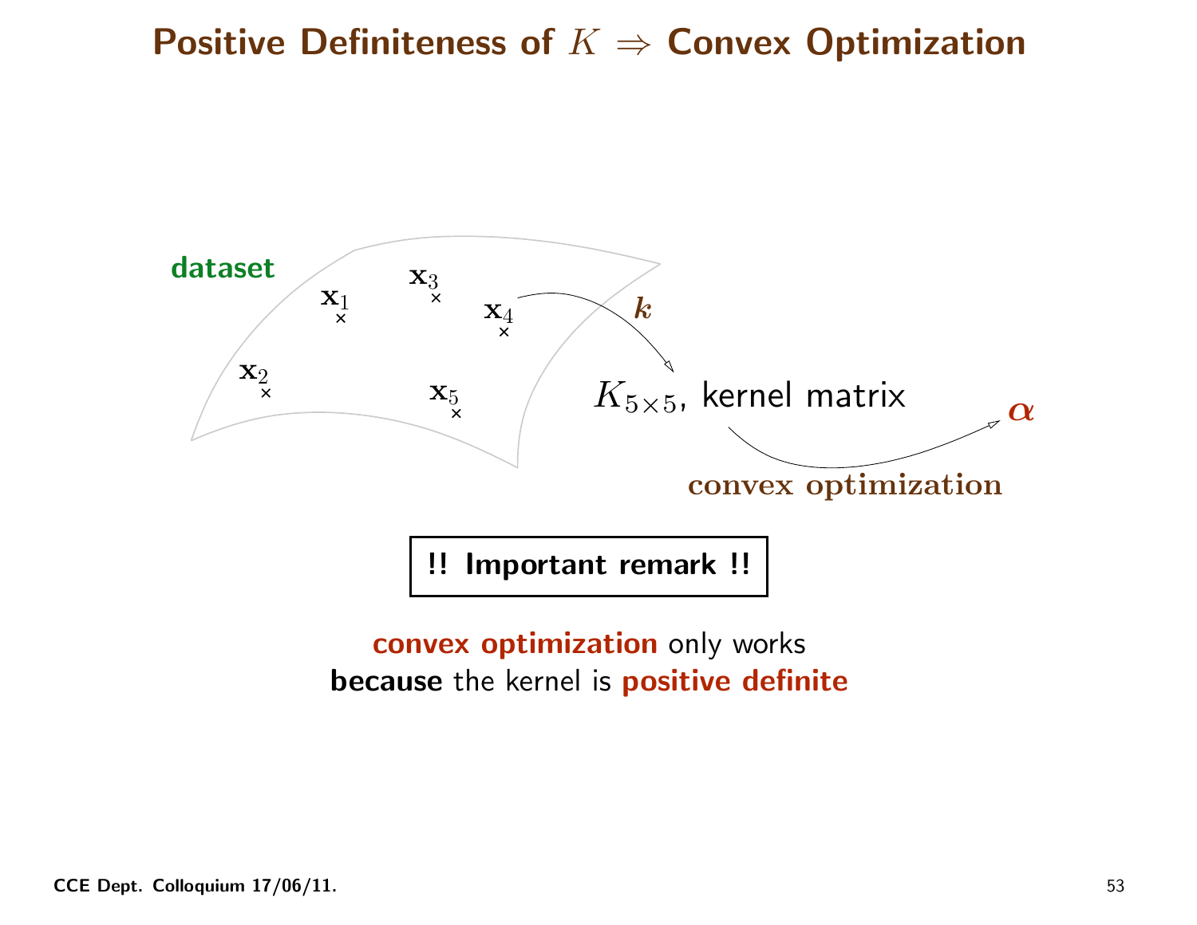# Positive Definiteness of $K \Rightarrow$ Convex Optimization

**dataset**

$\mathbf{x}_1$, $\mathbf{x}_2$, $\mathbf{x}_3$, $\mathbf{x}_4$, $\mathbf{x}_5$

$\boldsymbol{k}$

$K_{5\times 5}$, kernel matrix

**convex optimization**

$\boldsymbol{\alpha}$

**!! Important remark !!**

**convex optimization** only works
**because** the kernel is **positive definite**

CCE Dept. Colloquium 17/06/11.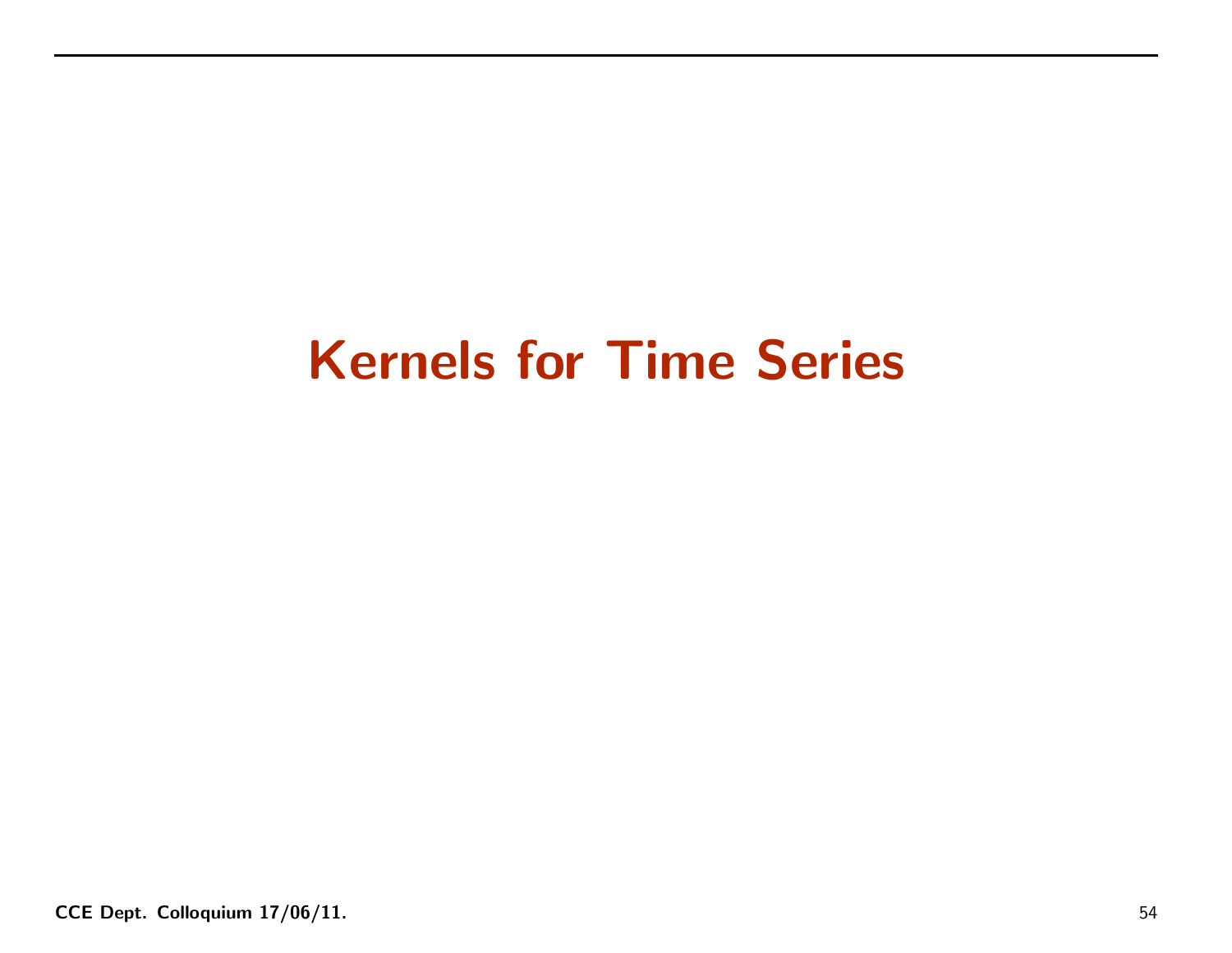# Kernels for Time Series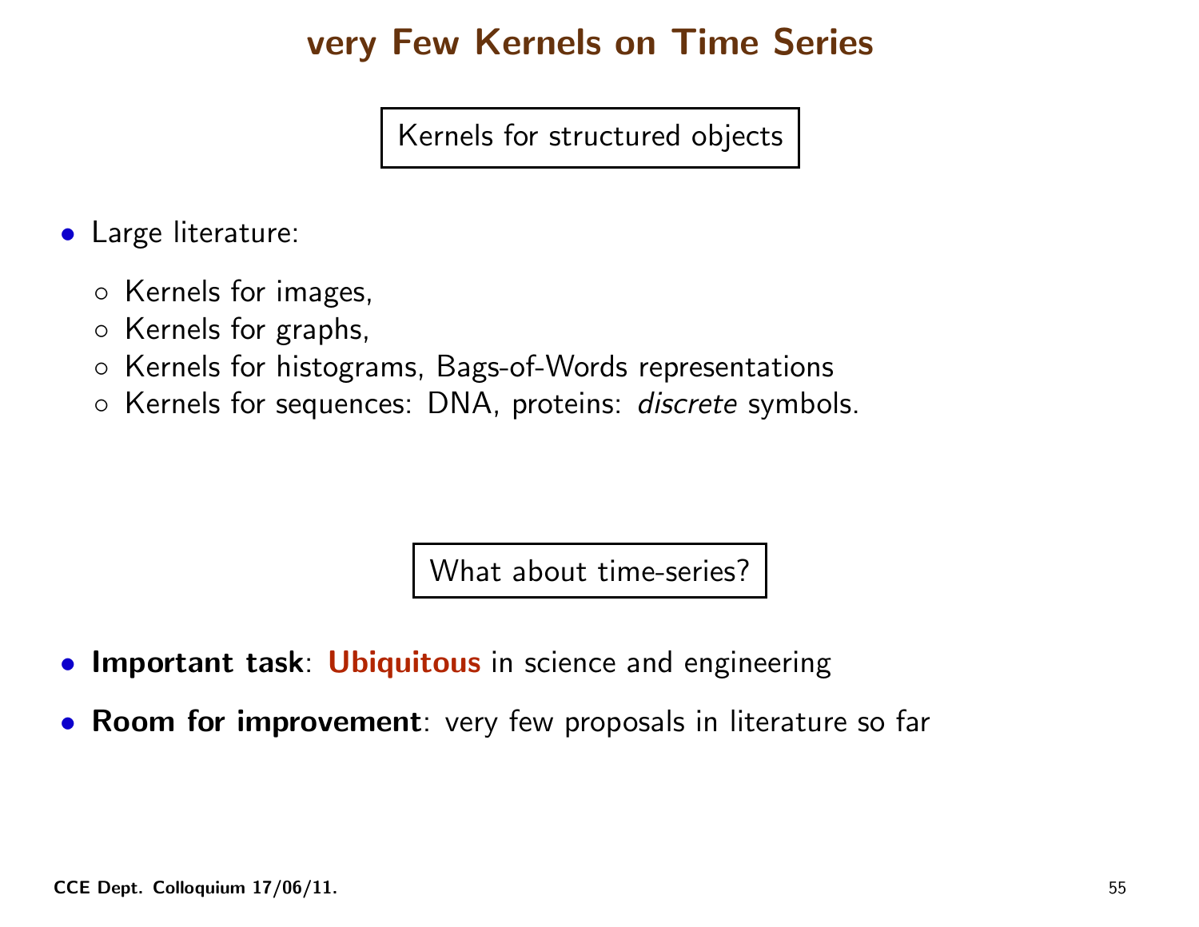# very Few Kernels on Time Series

Kernels for structured objects

- Large literature:
  - Kernels for images,
  - Kernels for graphs,
  - Kernels for histograms, Bags-of-Words representations
  - Kernels for sequences: DNA, proteins: *discrete* symbols.

What about time-series?

- **Important task**: **Ubiquitous** in science and engineering
- **Room for improvement**: very few proposals in literature so far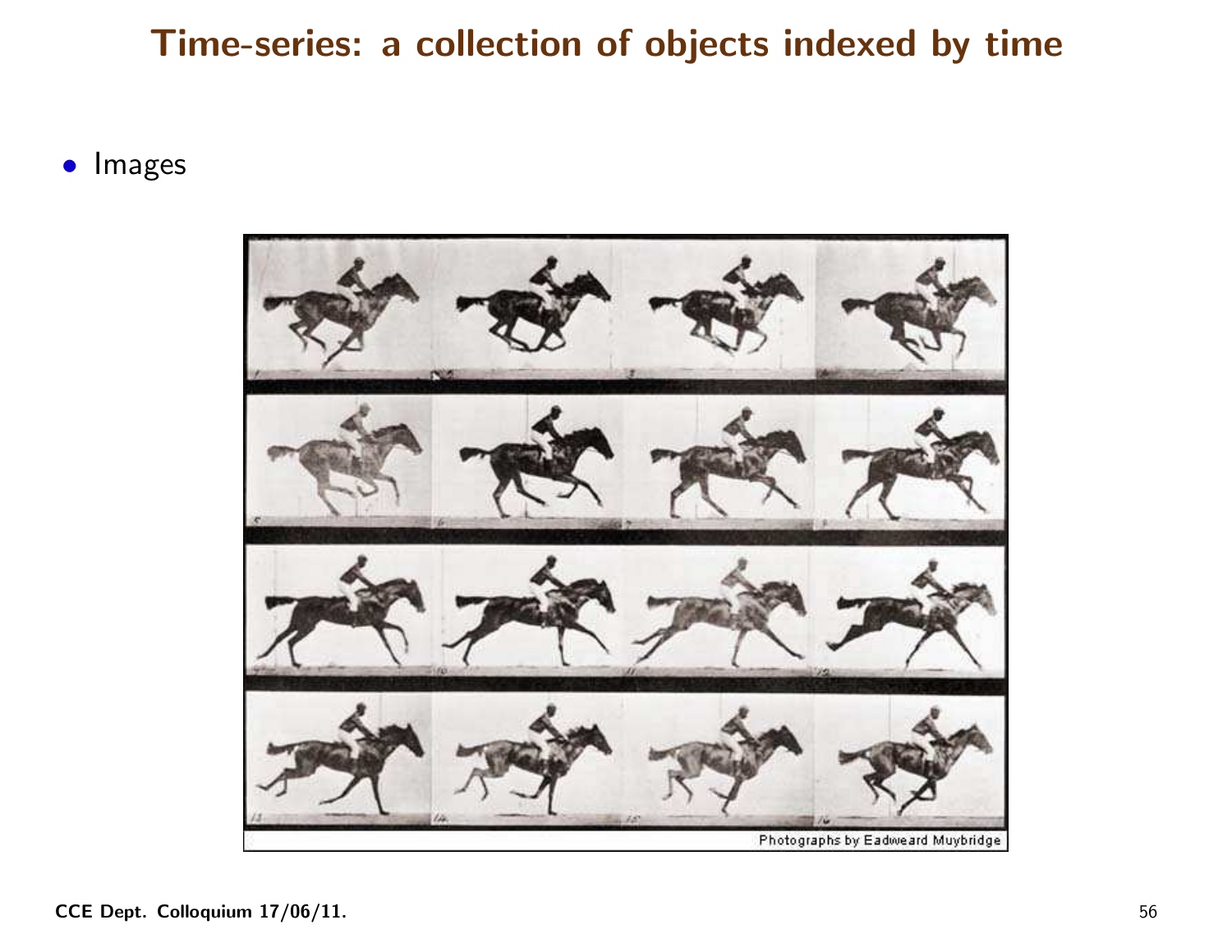# Time-series: a collection of objects indexed by time

- Images

Photographs by Eadweard Muybridge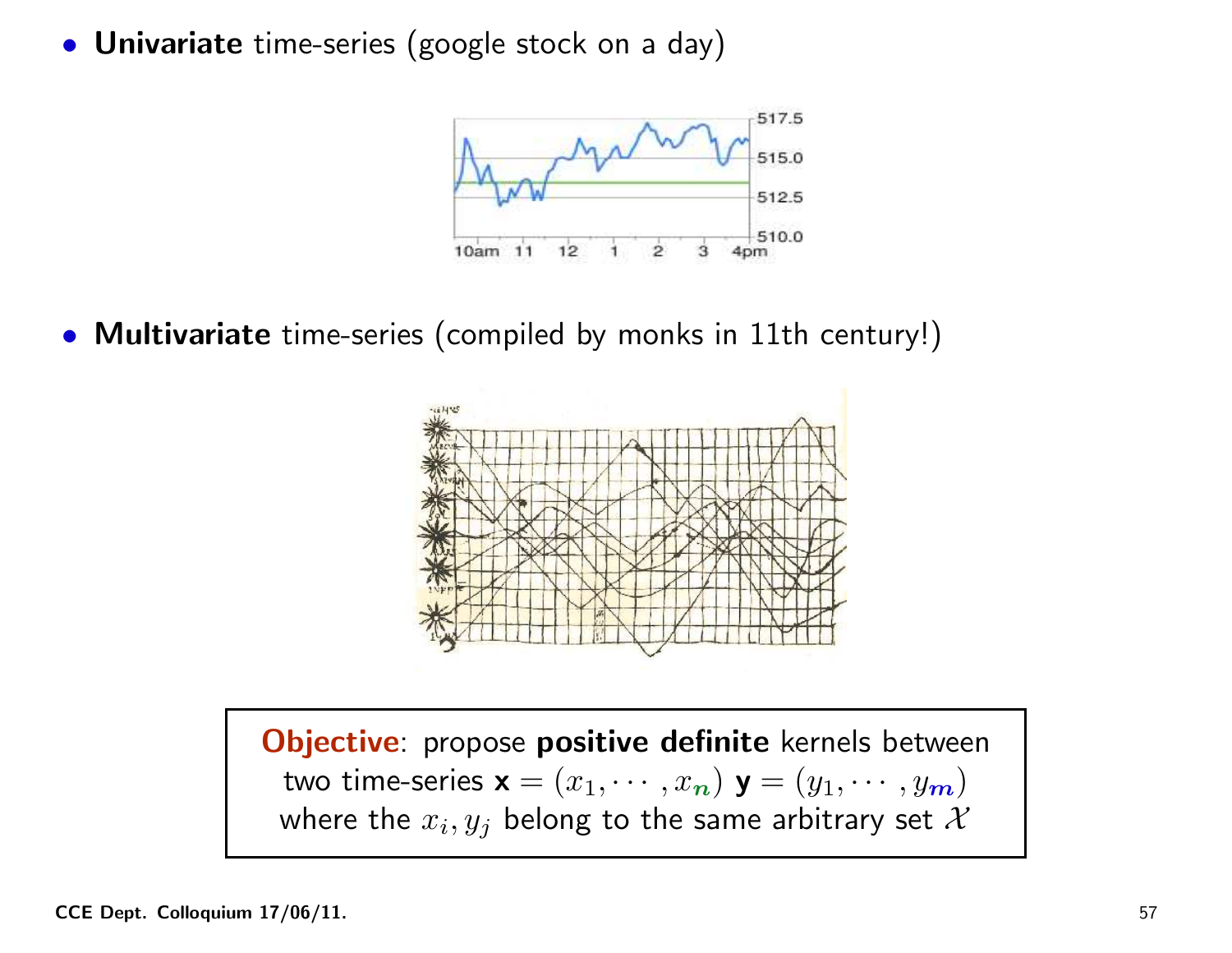- **Univariate** time-series (google stock on a day)

- **Multivariate** time-series (compiled by monks in 11th century!)

**Objective**: propose **positive definite** kernels between two time-series $\mathbf{x} = (x_1, \cdots, x_n)$ $\mathbf{y} = (y_1, \cdots, y_m)$ where the $x_i, y_j$ belong to the same arbitrary set $\mathcal{X}$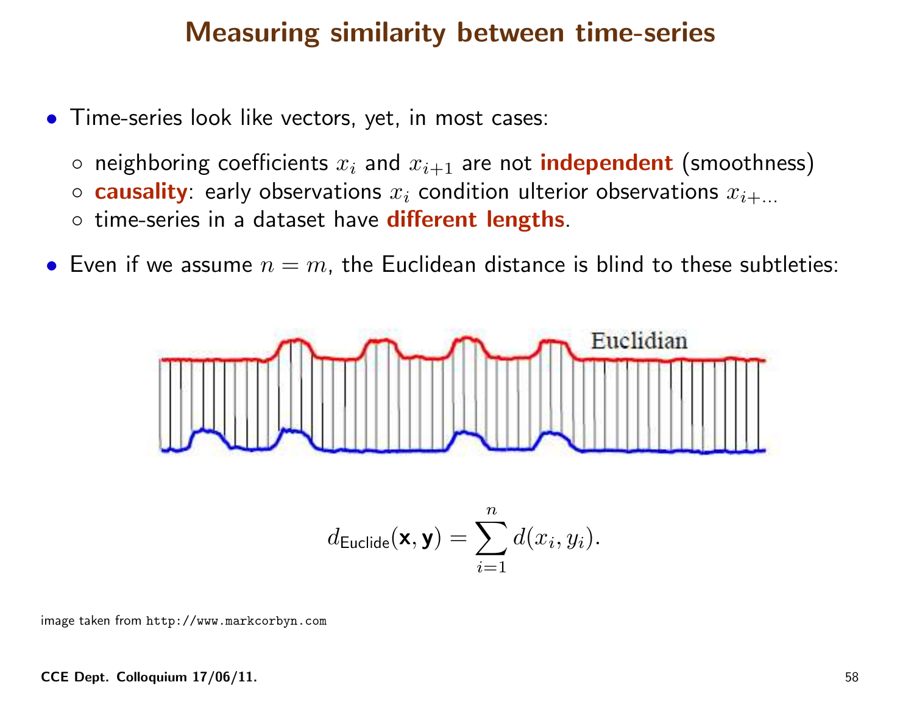# Measuring similarity between time-series

- Time-series look like vectors, yet, in most cases:
  - neighboring coefficients $x_i$ and $x_{i+1}$ are not **independent** (smoothness)
  - **causality**: early observations $x_i$ condition ulterior observations $x_{i+\ldots}$
  - time-series in a dataset have **different lengths**.
- Even if we assume $n = m$, the Euclidean distance is blind to these subtleties:

Euclidian

$$d_{\text{Euclide}}(\mathbf{x}, \mathbf{y}) = \sum_{i=1}^{n} d(x_i, y_i).$$

image taken from http://www.markcorbyn.com

CCE Dept. Colloquium 17/06/11.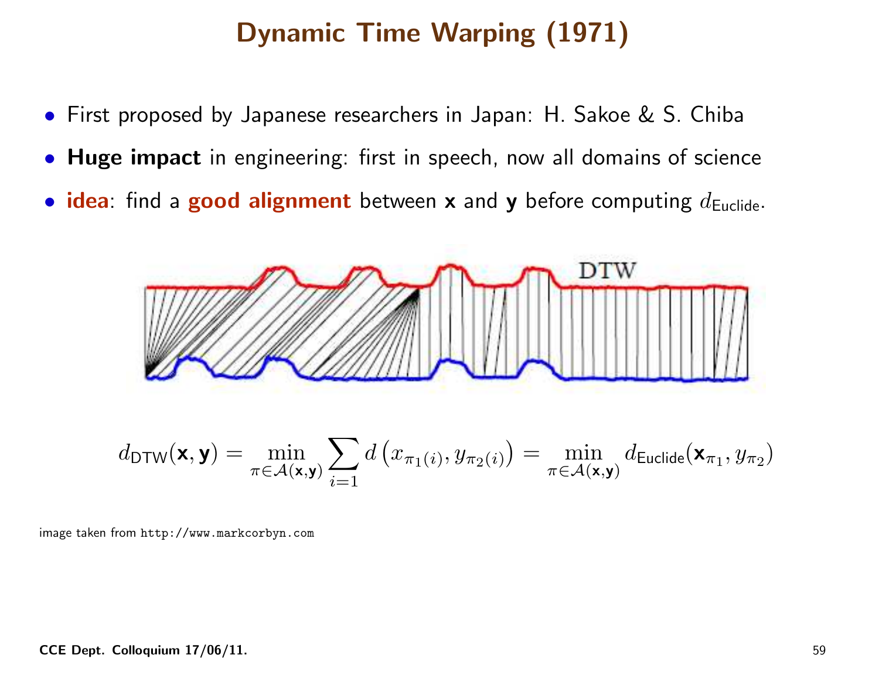# Dynamic Time Warping (1971)

- First proposed by Japanese researchers in Japan: H. Sakoe & S. Chiba
- **Huge impact** in engineering: first in speech, now all domains of science
- **idea**: find a **good alignment** between **x** and **y** before computing $d_{\text{Euclide}}$.

$$d_{\text{DTW}}(\mathbf{x}, \mathbf{y}) = \min_{\pi \in \mathcal{A}(\mathbf{x},\mathbf{y})} \sum_{i=1} d\left(x_{\pi_1(i)}, y_{\pi_2(i)}\right) = \min_{\pi \in \mathcal{A}(\mathbf{x},\mathbf{y})} d_{\text{Euclide}}(\mathbf{x}_{\pi_1}, y_{\pi_2})$$

image taken from `http://www.markcorbyn.com`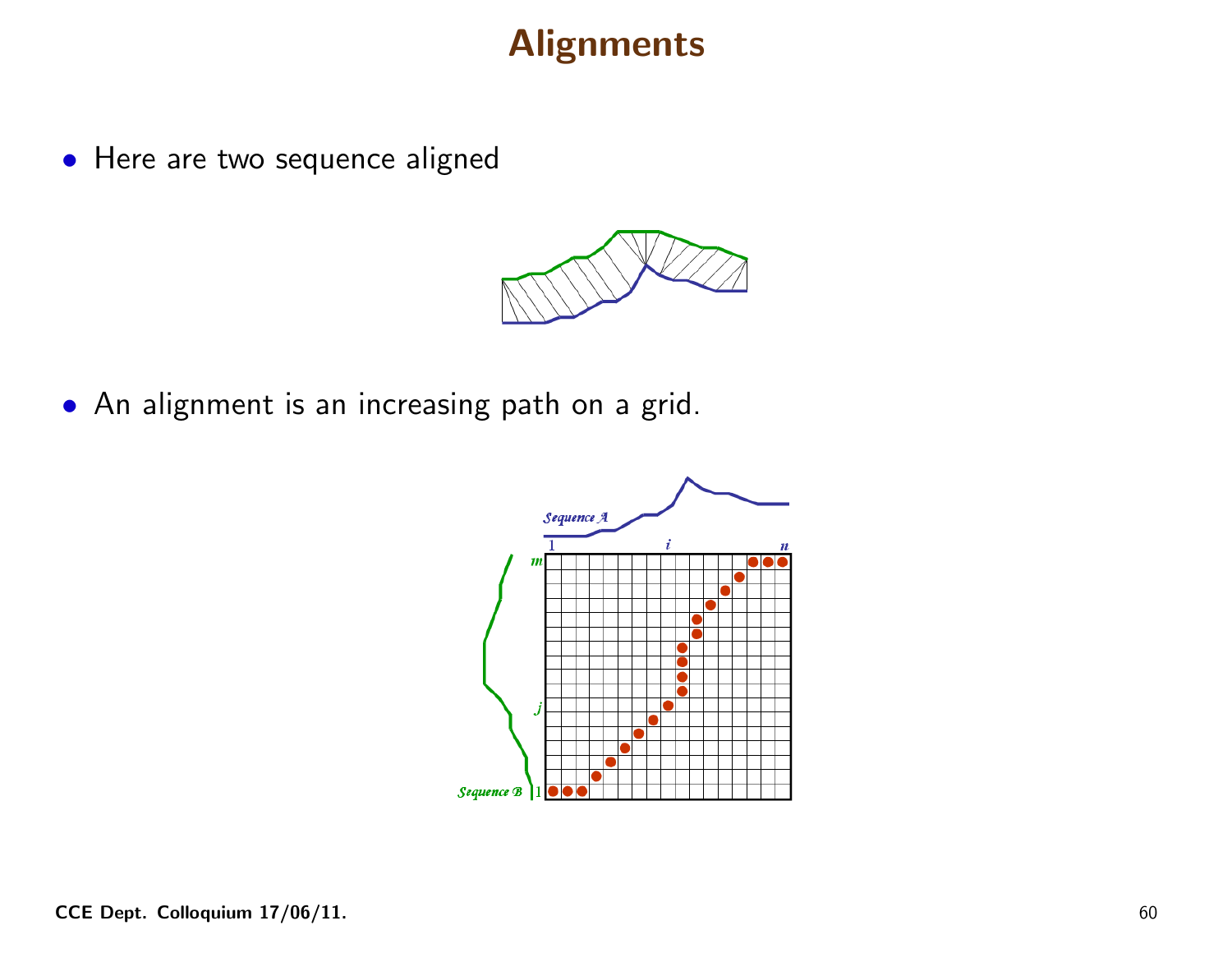# Alignments

- Here are two sequence aligned

- An alignment is an increasing path on a grid.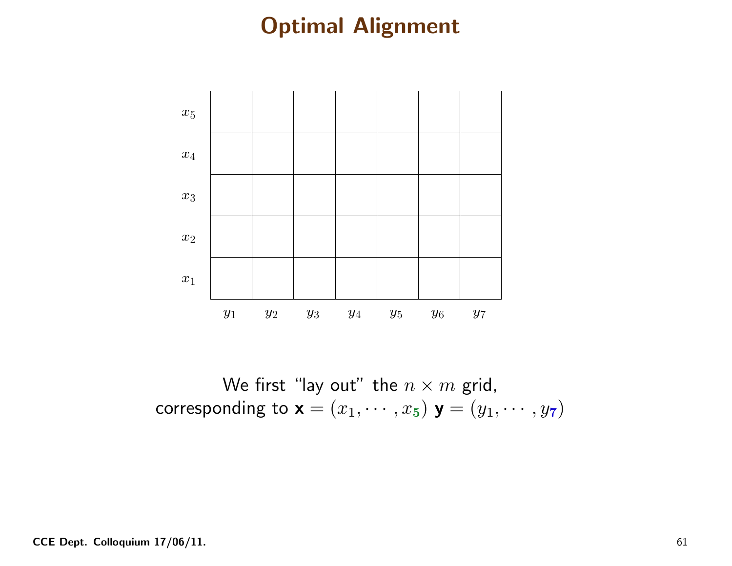# Optimal Alignment

| $x_5$ | | | | | | | |
|---|---|---|---|---|---|---|---|
| $x_4$ | | | | | | | |
| $x_3$ | | | | | | | |
| $x_2$ | | | | | | | |
| $x_1$ | | | | | | | |
| | $y_1$ | $y_2$ | $y_3$ | $y_4$ | $y_5$ | $y_6$ | $y_7$ |

We first "lay out" the $n \times m$ grid,
corresponding to $\mathbf{x} = (x_1, \cdots, x_5)$ $\mathbf{y} = (y_1, \cdots, y_7)$

CCE Dept. Colloquium 17/06/11.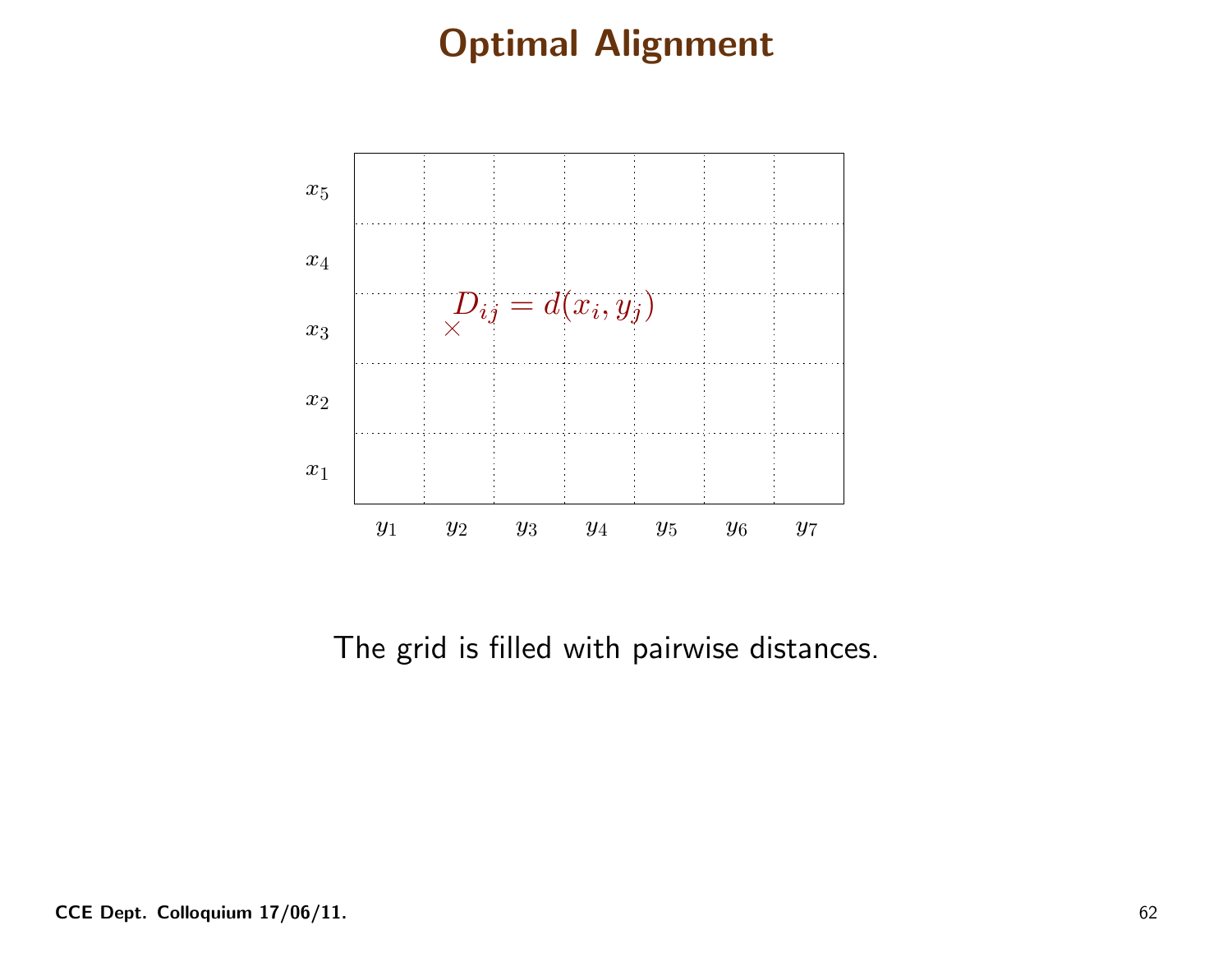# Optimal Alignment

| | | | | | | | |
|---|---|---|---|---|---|---|---|
| $x_5$ | | | | | | | |
| $x_4$ | | | | | | | |
| $x_3$ | | $\times$ $D_{ij} = d(x_i, y_j)$ | | | | | |
| $x_2$ | | | | | | | |
| $x_1$ | | | | | | | |
| | $y_1$ | $y_2$ | $y_3$ | $y_4$ | $y_5$ | $y_6$ | $y_7$ |

The grid is filled with pairwise distances.

CCE Dept. Colloquium 17/06/11.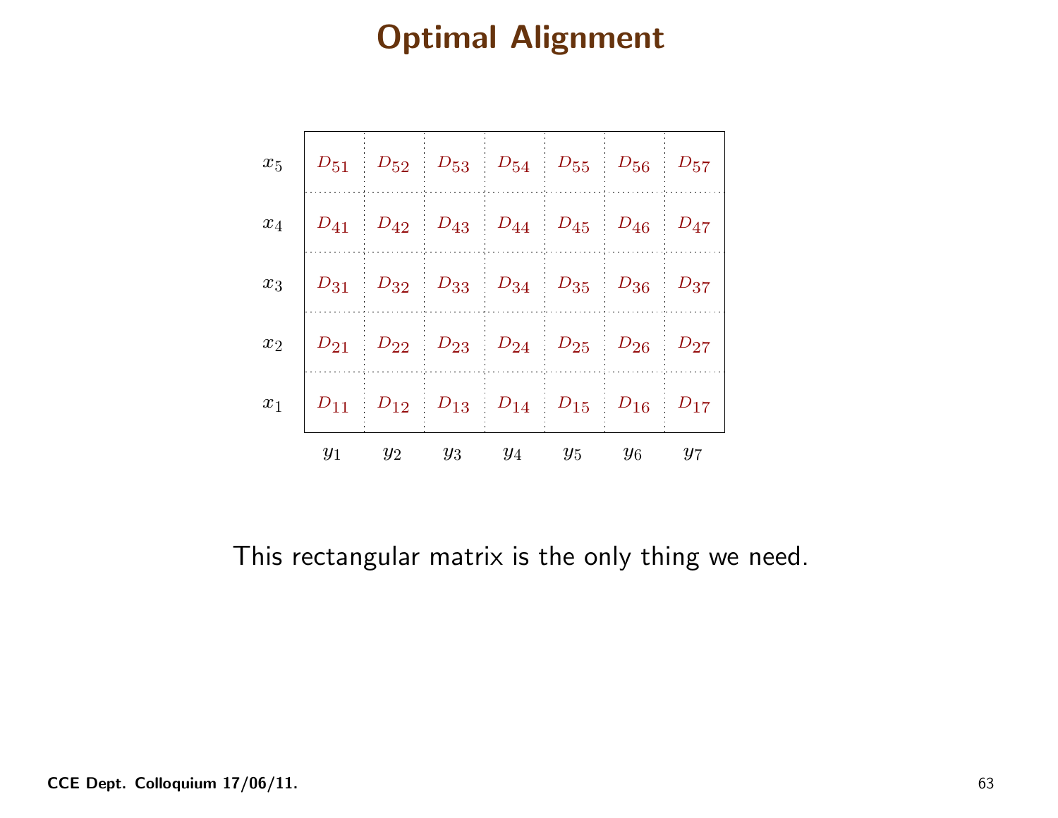# Optimal Alignment

| | | | | | | | |
|---|---|---|---|---|---|---|---|
| $x_5$ | $D_{51}$ | $D_{52}$ | $D_{53}$ | $D_{54}$ | $D_{55}$ | $D_{56}$ | $D_{57}$ |
| $x_4$ | $D_{41}$ | $D_{42}$ | $D_{43}$ | $D_{44}$ | $D_{45}$ | $D_{46}$ | $D_{47}$ |
| $x_3$ | $D_{31}$ | $D_{32}$ | $D_{33}$ | $D_{34}$ | $D_{35}$ | $D_{36}$ | $D_{37}$ |
| $x_2$ | $D_{21}$ | $D_{22}$ | $D_{23}$ | $D_{24}$ | $D_{25}$ | $D_{26}$ | $D_{27}$ |
| $x_1$ | $D_{11}$ | $D_{12}$ | $D_{13}$ | $D_{14}$ | $D_{15}$ | $D_{16}$ | $D_{17}$ |
| | $y_1$ | $y_2$ | $y_3$ | $y_4$ | $y_5$ | $y_6$ | $y_7$ |

This rectangular matrix is the only thing we need.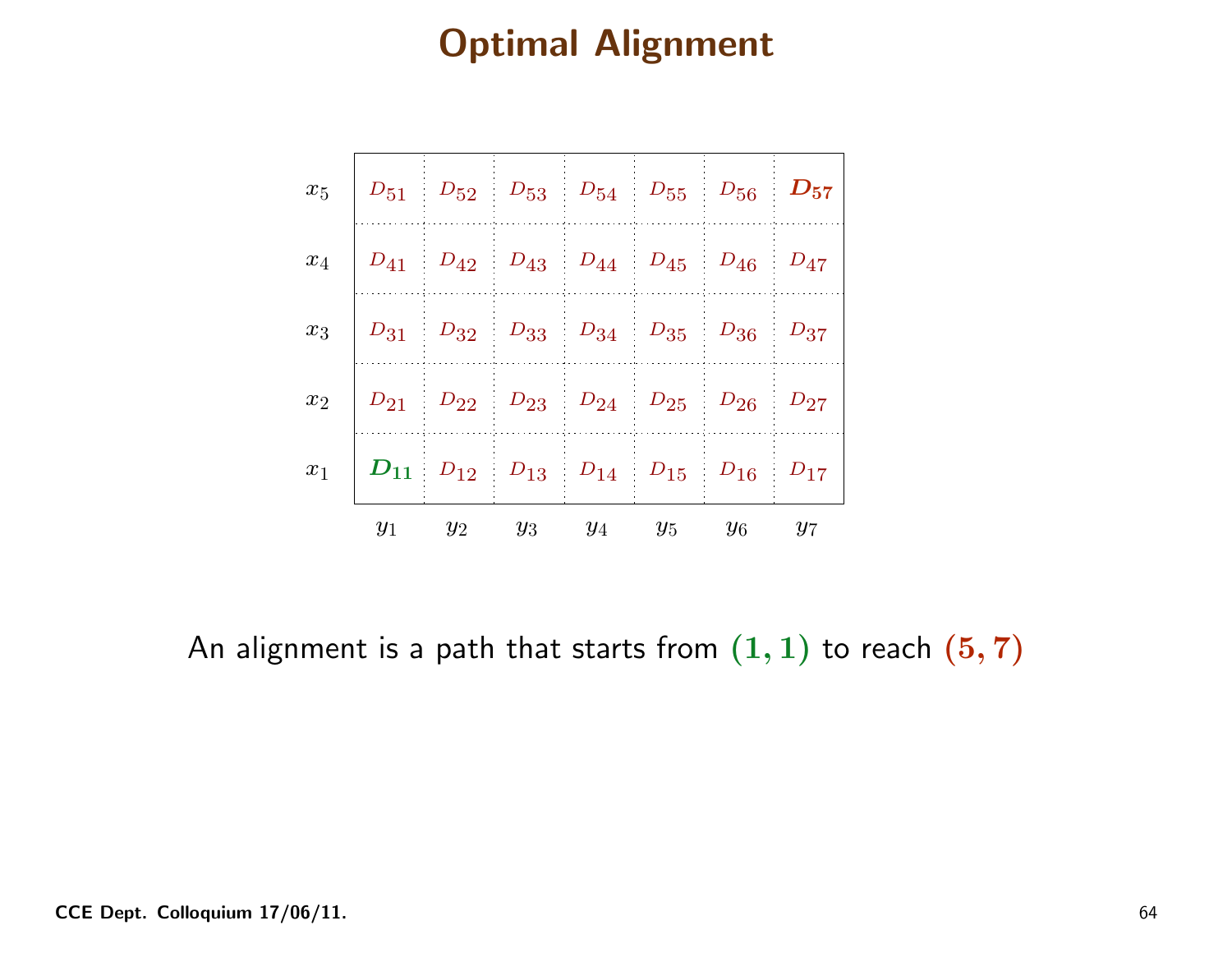# Optimal Alignment

| | | | | | | | |
|---|---|---|---|---|---|---|---|
| $x_5$ | $D_{51}$ | $D_{52}$ | $D_{53}$ | $D_{54}$ | $D_{55}$ | $D_{56}$ | $\boldsymbol{D_{57}}$ |
| $x_4$ | $D_{41}$ | $D_{42}$ | $D_{43}$ | $D_{44}$ | $D_{45}$ | $D_{46}$ | $D_{47}$ |
| $x_3$ | $D_{31}$ | $D_{32}$ | $D_{33}$ | $D_{34}$ | $D_{35}$ | $D_{36}$ | $D_{37}$ |
| $x_2$ | $D_{21}$ | $D_{22}$ | $D_{23}$ | $D_{24}$ | $D_{25}$ | $D_{26}$ | $D_{27}$ |
| $x_1$ | $\boldsymbol{D_{11}}$ | $D_{12}$ | $D_{13}$ | $D_{14}$ | $D_{15}$ | $D_{16}$ | $D_{17}$ |
| | $y_1$ | $y_2$ | $y_3$ | $y_4$ | $y_5$ | $y_6$ | $y_7$ |

An alignment is a path that starts from $\mathbf{(1,1)}$ to reach $\mathbf{(5,7)}$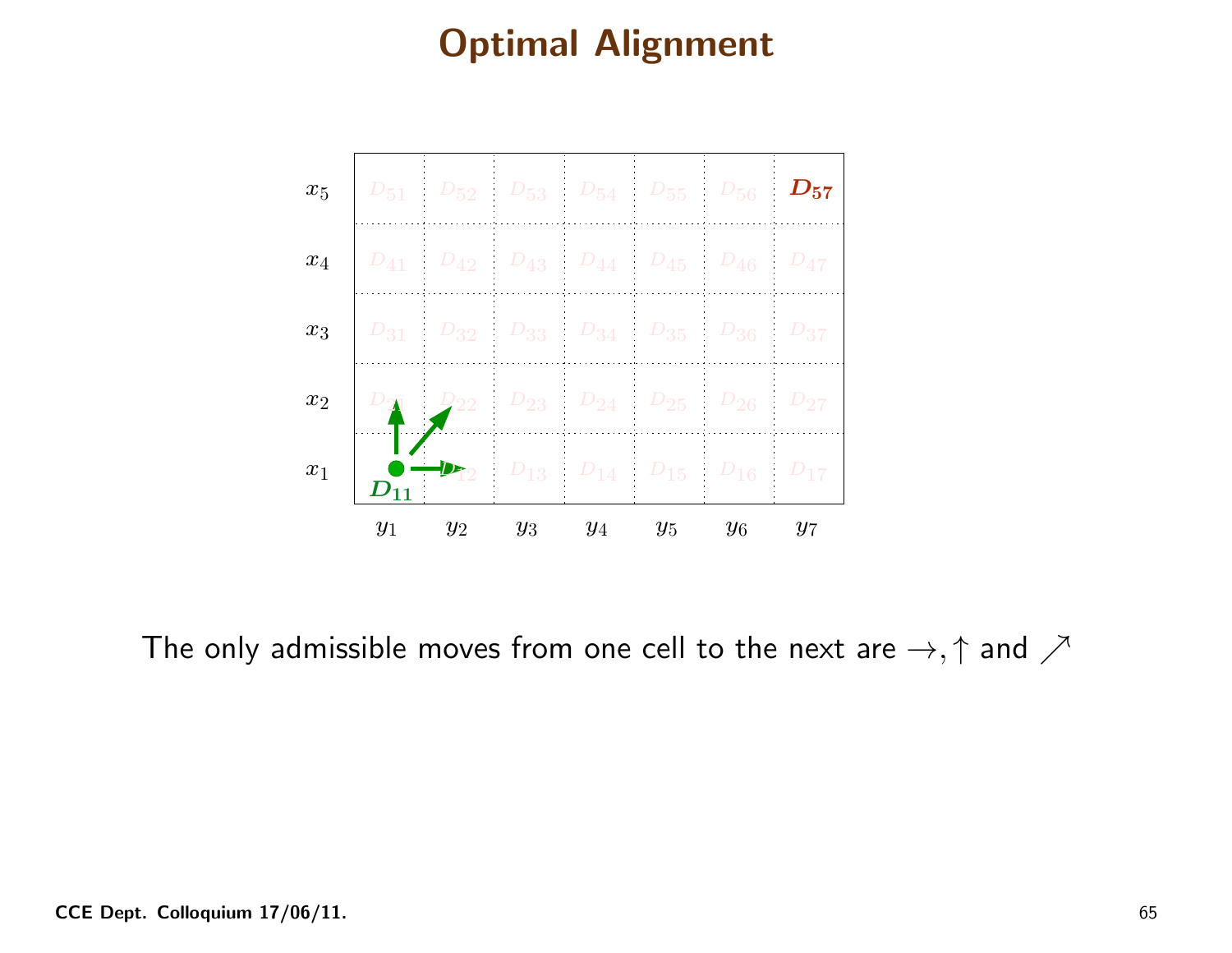# Optimal Alignment

| | $y_1$ | $y_2$ | $y_3$ | $y_4$ | $y_5$ | $y_6$ | $y_7$ |
|---|---|---|---|---|---|---|---|
| $x_5$ | $D_{51}$ | $D_{52}$ | $D_{53}$ | $D_{54}$ | $D_{55}$ | $D_{56}$ | $\boldsymbol{D_{57}}$ |
| $x_4$ | $D_{41}$ | $D_{42}$ | $D_{43}$ | $D_{44}$ | $D_{45}$ | $D_{46}$ | $D_{47}$ |
| $x_3$ | $D_{31}$ | $D_{32}$ | $D_{33}$ | $D_{34}$ | $D_{35}$ | $D_{36}$ | $D_{37}$ |
| $x_2$ | $D_{21}$ | $D_{22}$ | $D_{23}$ | $D_{24}$ | $D_{25}$ | $D_{26}$ | $D_{27}$ |
| $x_1$ | $\boldsymbol{D_{11}}$ | $D_{12}$ | $D_{13}$ | $D_{14}$ | $D_{15}$ | $D_{16}$ | $D_{17}$ |

The only admissible moves from one cell to the next are $\rightarrow, \uparrow$ and $\nearrow$

CCE Dept. Colloquium 17/06/11.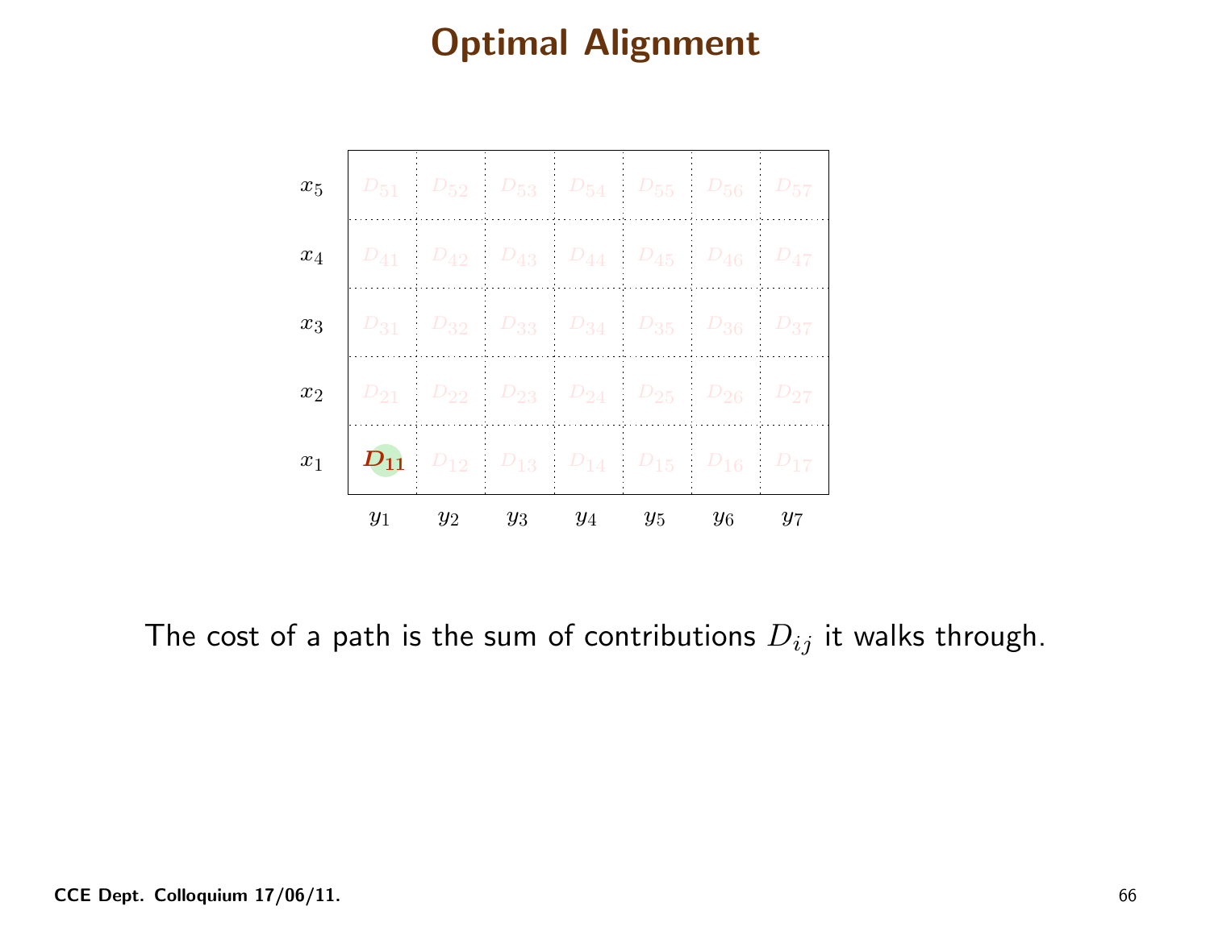# Optimal Alignment

| | | | | | | | |
|---|---|---|---|---|---|---|---|
| $x_5$ | $D_{51}$ | $D_{52}$ | $D_{53}$ | $D_{54}$ | $D_{55}$ | $D_{56}$ | $D_{57}$ |
| $x_4$ | $D_{41}$ | $D_{42}$ | $D_{43}$ | $D_{44}$ | $D_{45}$ | $D_{46}$ | $D_{47}$ |
| $x_3$ | $D_{31}$ | $D_{32}$ | $D_{33}$ | $D_{34}$ | $D_{35}$ | $D_{36}$ | $D_{37}$ |
| $x_2$ | $D_{21}$ | $D_{22}$ | $D_{23}$ | $D_{24}$ | $D_{25}$ | $D_{26}$ | $D_{27}$ |
| $x_1$ | $D_{11}$ | $D_{12}$ | $D_{13}$ | $D_{14}$ | $D_{15}$ | $D_{16}$ | $D_{17}$ |
| | $y_1$ | $y_2$ | $y_3$ | $y_4$ | $y_5$ | $y_6$ | $y_7$ |

The cost of a path is the sum of contributions $D_{ij}$ it walks through.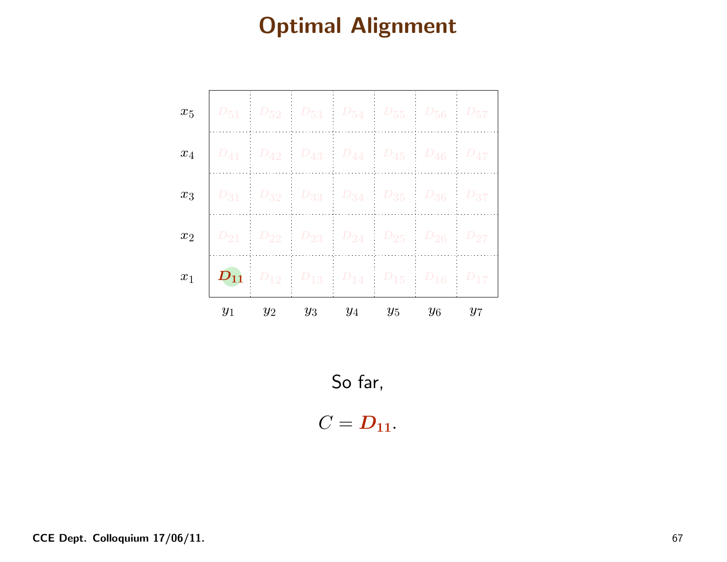# Optimal Alignment

| | | | | | | | |
|---|---|---|---|---|---|---|---|
| $x_5$ | $D_{51}$ | $D_{52}$ | $D_{53}$ | $D_{54}$ | $D_{55}$ | $D_{56}$ | $D_{57}$ |
| $x_4$ | $D_{41}$ | $D_{42}$ | $D_{43}$ | $D_{44}$ | $D_{45}$ | $D_{46}$ | $D_{47}$ |
| $x_3$ | $D_{31}$ | $D_{32}$ | $D_{33}$ | $D_{34}$ | $D_{35}$ | $D_{36}$ | $D_{37}$ |
| $x_2$ | $D_{21}$ | $D_{22}$ | $D_{23}$ | $D_{24}$ | $D_{25}$ | $D_{26}$ | $D_{27}$ |
| $x_1$ | $\boldsymbol{D_{11}}$ | $D_{12}$ | $D_{13}$ | $D_{14}$ | $D_{15}$ | $D_{16}$ | $D_{17}$ |
| | $y_1$ | $y_2$ | $y_3$ | $y_4$ | $y_5$ | $y_6$ | $y_7$ |

So far,

$$C = \boldsymbol{D_{11}}.$$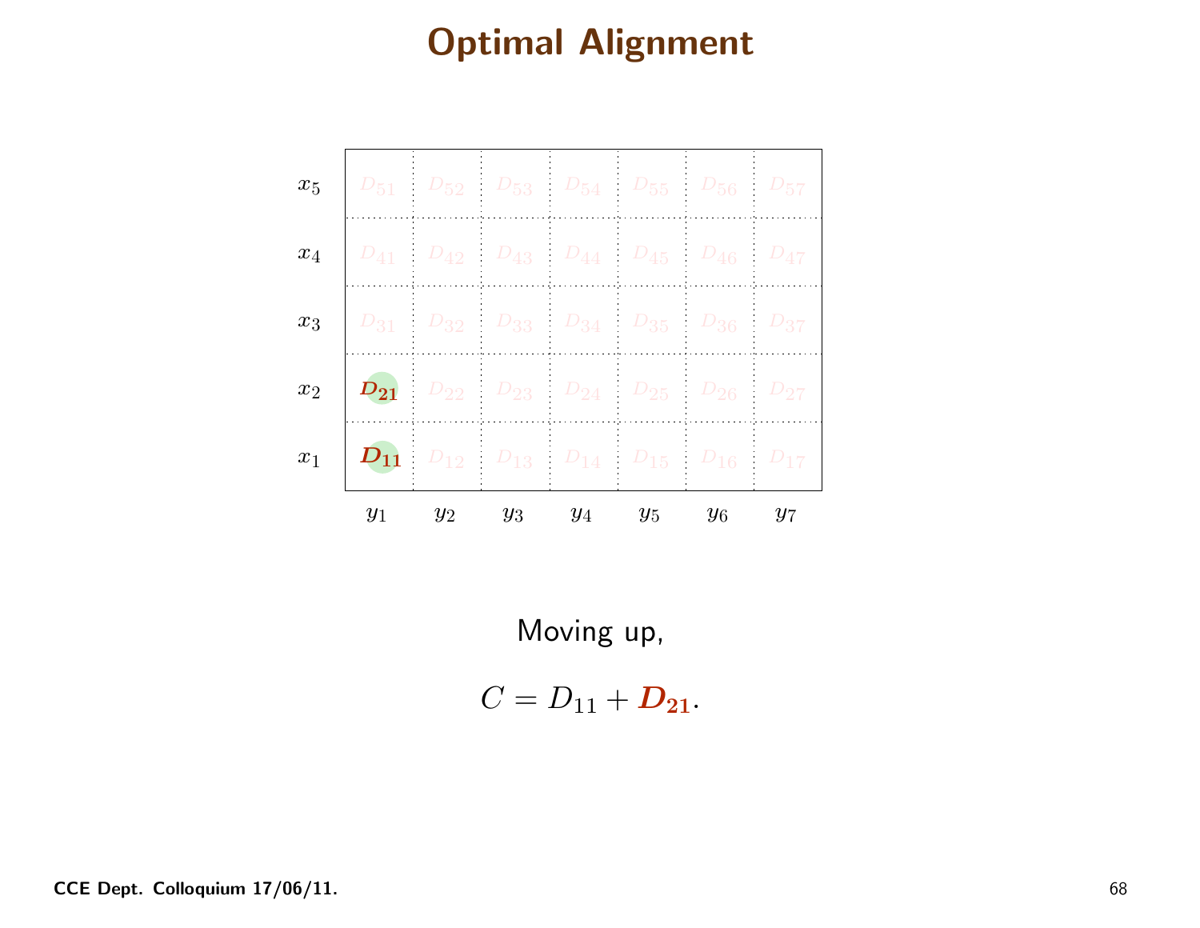# Optimal Alignment

| | | | | | | | |
|---|---|---|---|---|---|---|---|
| $x_5$ | $D_{51}$ | $D_{52}$ | $D_{53}$ | $D_{54}$ | $D_{55}$ | $D_{56}$ | $D_{57}$ |
| $x_4$ | $D_{41}$ | $D_{42}$ | $D_{43}$ | $D_{44}$ | $D_{45}$ | $D_{46}$ | $D_{47}$ |
| $x_3$ | $D_{31}$ | $D_{32}$ | $D_{33}$ | $D_{34}$ | $D_{35}$ | $D_{36}$ | $D_{37}$ |
| $x_2$ | $\boldsymbol{D_{21}}$ | $D_{22}$ | $D_{23}$ | $D_{24}$ | $D_{25}$ | $D_{26}$ | $D_{27}$ |
| $x_1$ | $\boldsymbol{D_{11}}$ | $D_{12}$ | $D_{13}$ | $D_{14}$ | $D_{15}$ | $D_{16}$ | $D_{17}$ |
| | $y_1$ | $y_2$ | $y_3$ | $y_4$ | $y_5$ | $y_6$ | $y_7$ |

Moving up,

$$C = D_{11} + \boldsymbol{D_{21}}.$$

CCE Dept. Colloquium 17/06/11.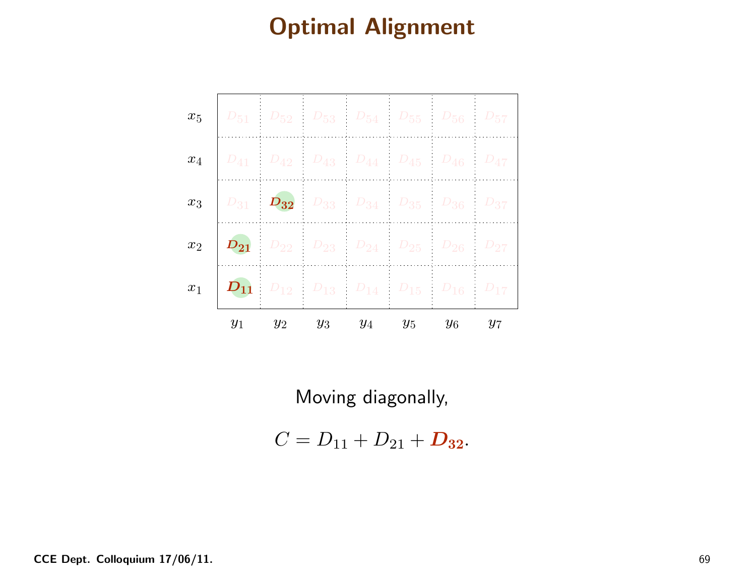# Optimal Alignment

| | | | | | | | |
|---|---|---|---|---|---|---|---|
| $x_5$ | $D_{51}$ | $D_{52}$ | $D_{53}$ | $D_{54}$ | $D_{55}$ | $D_{56}$ | $D_{57}$ |
| $x_4$ | $D_{41}$ | $D_{42}$ | $D_{43}$ | $D_{44}$ | $D_{45}$ | $D_{46}$ | $D_{47}$ |
| $x_3$ | $D_{31}$ | $\boldsymbol{D_{32}}$ | $D_{33}$ | $D_{34}$ | $D_{35}$ | $D_{36}$ | $D_{37}$ |
| $x_2$ | $\boldsymbol{D_{21}}$ | $D_{22}$ | $D_{23}$ | $D_{24}$ | $D_{25}$ | $D_{26}$ | $D_{27}$ |
| $x_1$ | $\boldsymbol{D_{11}}$ | $D_{12}$ | $D_{13}$ | $D_{14}$ | $D_{15}$ | $D_{16}$ | $D_{17}$ |
| | $y_1$ | $y_2$ | $y_3$ | $y_4$ | $y_5$ | $y_6$ | $y_7$ |

Moving diagonally,

$$C = D_{11} + D_{21} + \boldsymbol{D_{32}}.$$

CCE Dept. Colloquium 17/06/11.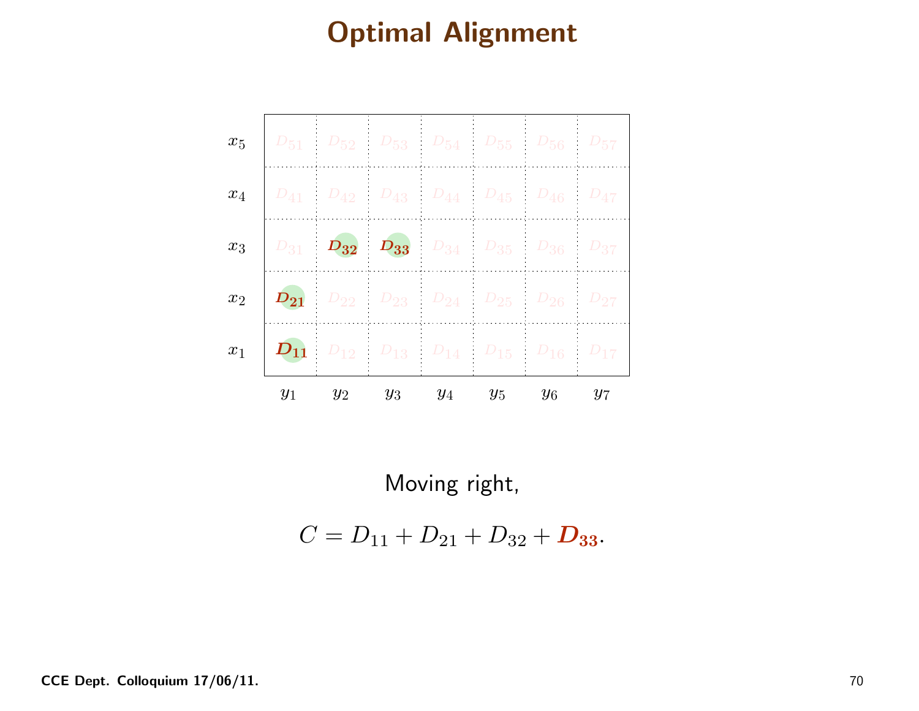# Optimal Alignment

| | $y_1$ | $y_2$ | $y_3$ | $y_4$ | $y_5$ | $y_6$ | $y_7$ |
|---|---|---|---|---|---|---|---|
| $x_5$ | $D_{51}$ | $D_{52}$ | $D_{53}$ | $D_{54}$ | $D_{55}$ | $D_{56}$ | $D_{57}$ |
| $x_4$ | $D_{41}$ | $D_{42}$ | $D_{43}$ | $D_{44}$ | $D_{45}$ | $D_{46}$ | $D_{47}$ |
| $x_3$ | $D_{31}$ | $\boldsymbol{D_{32}}$ | $\boldsymbol{D_{33}}$ | $D_{34}$ | $D_{35}$ | $D_{36}$ | $D_{37}$ |
| $x_2$ | $\boldsymbol{D_{21}}$ | $D_{22}$ | $D_{23}$ | $D_{24}$ | $D_{25}$ | $D_{26}$ | $D_{27}$ |
| $x_1$ | $\boldsymbol{D_{11}}$ | $D_{12}$ | $D_{13}$ | $D_{14}$ | $D_{15}$ | $D_{16}$ | $D_{17}$ |

Moving right,

$$C = D_{11} + D_{21} + D_{32} + \boldsymbol{D_{33}}.$$

CCE Dept. Colloquium 17/06/11.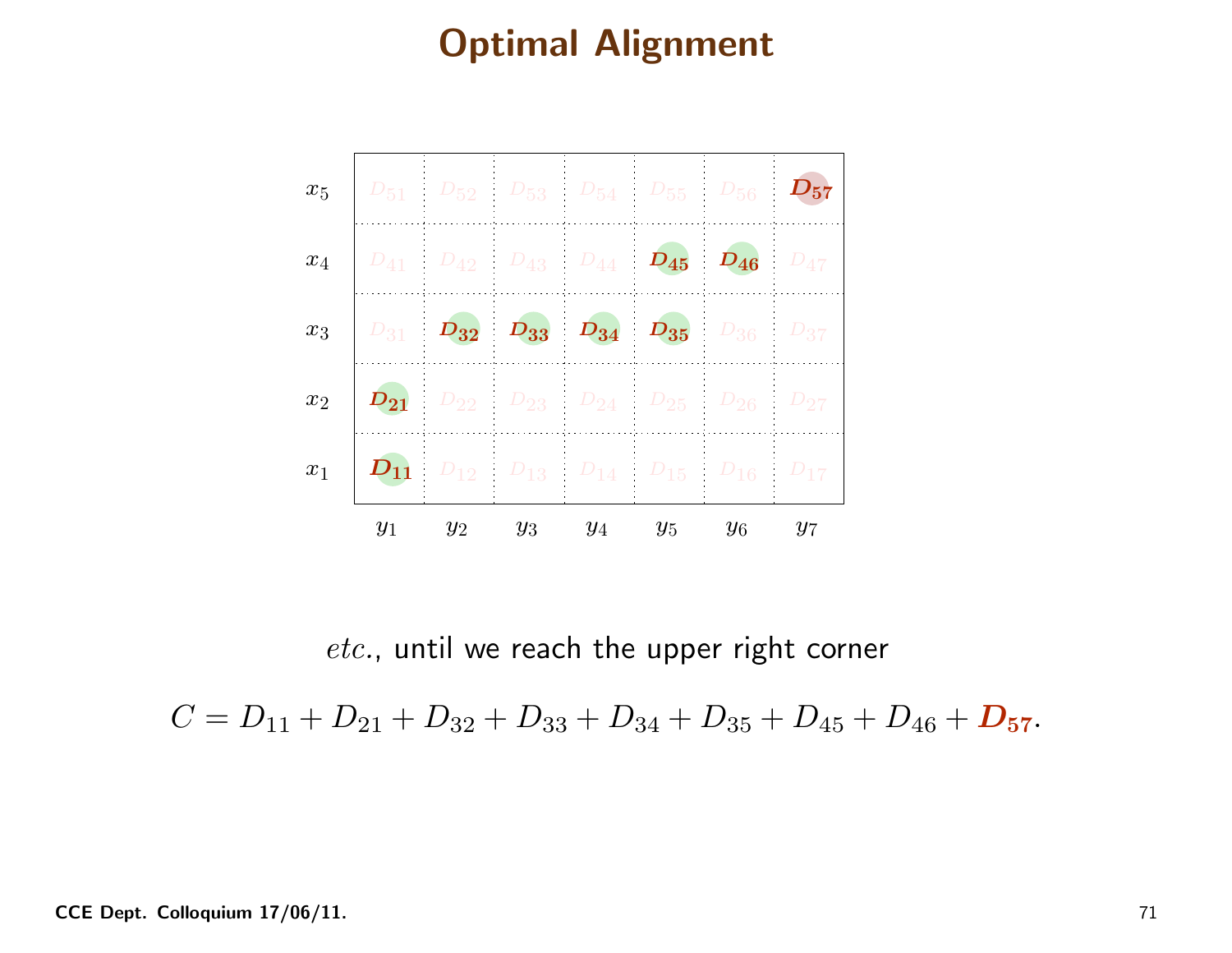# Optimal Alignment

| | $y_1$ | $y_2$ | $y_3$ | $y_4$ | $y_5$ | $y_6$ | $y_7$ |
|---|---|---|---|---|---|---|---|
| $x_5$ | $D_{51}$ | $D_{52}$ | $D_{53}$ | $D_{54}$ | $D_{55}$ | $D_{56}$ | $\boldsymbol{D_{57}}$ |
| $x_4$ | $D_{41}$ | $D_{42}$ | $D_{43}$ | $D_{44}$ | $\boldsymbol{D_{45}}$ | $\boldsymbol{D_{46}}$ | $D_{47}$ |
| $x_3$ | $D_{31}$ | $\boldsymbol{D_{32}}$ | $\boldsymbol{D_{33}}$ | $\boldsymbol{D_{34}}$ | $\boldsymbol{D_{35}}$ | $D_{36}$ | $D_{37}$ |
| $x_2$ | $\boldsymbol{D_{21}}$ | $D_{22}$ | $D_{23}$ | $D_{24}$ | $D_{25}$ | $D_{26}$ | $D_{27}$ |
| $x_1$ | $\boldsymbol{D_{11}}$ | $D_{12}$ | $D_{13}$ | $D_{14}$ | $D_{15}$ | $D_{16}$ | $D_{17}$ |

*etc.*, until we reach the upper right corner

$$C = D_{11} + D_{21} + D_{32} + D_{33} + D_{34} + D_{35} + D_{45} + D_{46} + \boldsymbol{D_{57}}.$$

**CCE Dept. Colloquium 17/06/11.**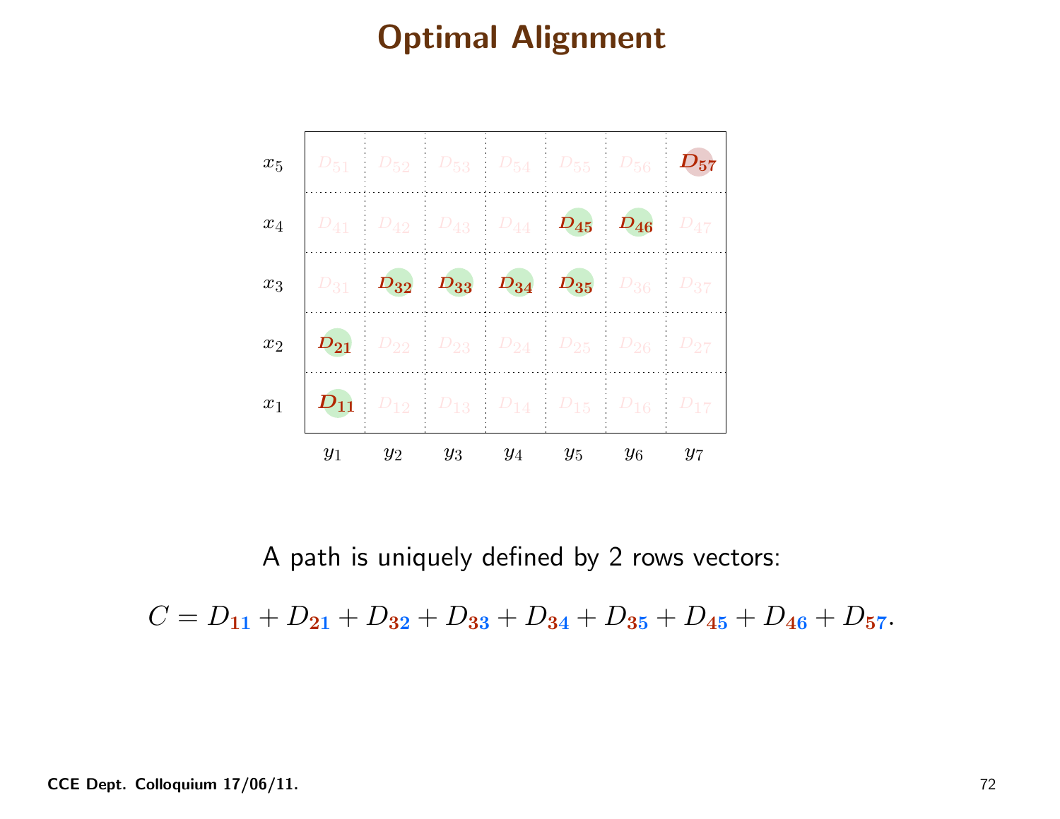# Optimal Alignment

| | $y_1$ | $y_2$ | $y_3$ | $y_4$ | $y_5$ | $y_6$ | $y_7$ |
|---|---|---|---|---|---|---|---|
| $x_5$ | $D_{51}$ | $D_{52}$ | $D_{53}$ | $D_{54}$ | $D_{55}$ | $D_{56}$ | $\mathbf{D_{57}}$ |
| $x_4$ | $D_{41}$ | $D_{42}$ | $D_{43}$ | $D_{44}$ | $\mathbf{D_{45}}$ | $\mathbf{D_{46}}$ | $D_{47}$ |
| $x_3$ | $D_{31}$ | $\mathbf{D_{32}}$ | $\mathbf{D_{33}}$ | $\mathbf{D_{34}}$ | $\mathbf{D_{35}}$ | $D_{36}$ | $D_{37}$ |
| $x_2$ | $\mathbf{D_{21}}$ | $D_{22}$ | $D_{23}$ | $D_{24}$ | $D_{25}$ | $D_{26}$ | $D_{27}$ |
| $x_1$ | $\mathbf{D_{11}}$ | $D_{12}$ | $D_{13}$ | $D_{14}$ | $D_{15}$ | $D_{16}$ | $D_{17}$ |

A path is uniquely defined by 2 rows vectors:

$$C = D_{11} + D_{21} + D_{32} + D_{33} + D_{34} + D_{35} + D_{45} + D_{46} + D_{57}.$$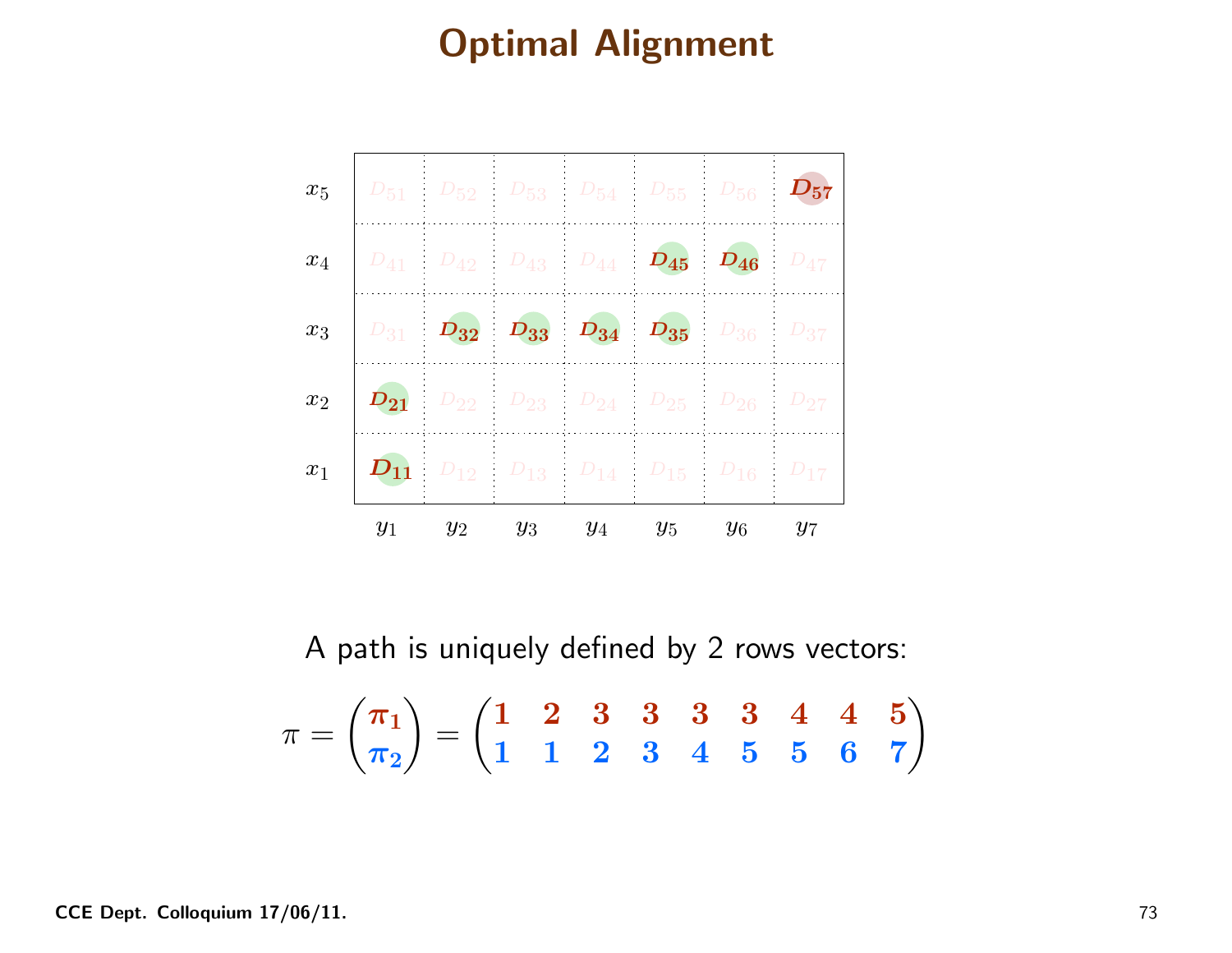# Optimal Alignment

| | $y_1$ | $y_2$ | $y_3$ | $y_4$ | $y_5$ | $y_6$ | $y_7$ |
|---|---|---|---|---|---|---|---|
| $x_5$ | $D_{51}$ | $D_{52}$ | $D_{53}$ | $D_{54}$ | $D_{55}$ | $D_{56}$ | $\mathbf{D_{57}}$ |
| $x_4$ | $D_{41}$ | $D_{42}$ | $D_{43}$ | $D_{44}$ | $\mathbf{D_{45}}$ | $\mathbf{D_{46}}$ | $D_{47}$ |
| $x_3$ | $D_{31}$ | $\mathbf{D_{32}}$ | $\mathbf{D_{33}}$ | $\mathbf{D_{34}}$ | $\mathbf{D_{35}}$ | $D_{36}$ | $D_{37}$ |
| $x_2$ | $\mathbf{D_{21}}$ | $D_{22}$ | $D_{23}$ | $D_{24}$ | $D_{25}$ | $D_{26}$ | $D_{27}$ |
| $x_1$ | $\mathbf{D_{11}}$ | $D_{12}$ | $D_{13}$ | $D_{14}$ | $D_{15}$ | $D_{16}$ | $D_{17}$ |

A path is uniquely defined by 2 rows vectors:

$$\pi = \begin{pmatrix} \boldsymbol{\pi_1} \\ \boldsymbol{\pi_2} \end{pmatrix} = \begin{pmatrix} \mathbf{1} & \mathbf{2} & \mathbf{3} & \mathbf{3} & \mathbf{3} & \mathbf{3} & \mathbf{4} & \mathbf{4} & \mathbf{5} \\ \mathbf{1} & \mathbf{1} & \mathbf{2} & \mathbf{3} & \mathbf{4} & \mathbf{5} & \mathbf{5} & \mathbf{6} & \mathbf{7} \end{pmatrix}$$

**CCE Dept. Colloquium 17/06/11.**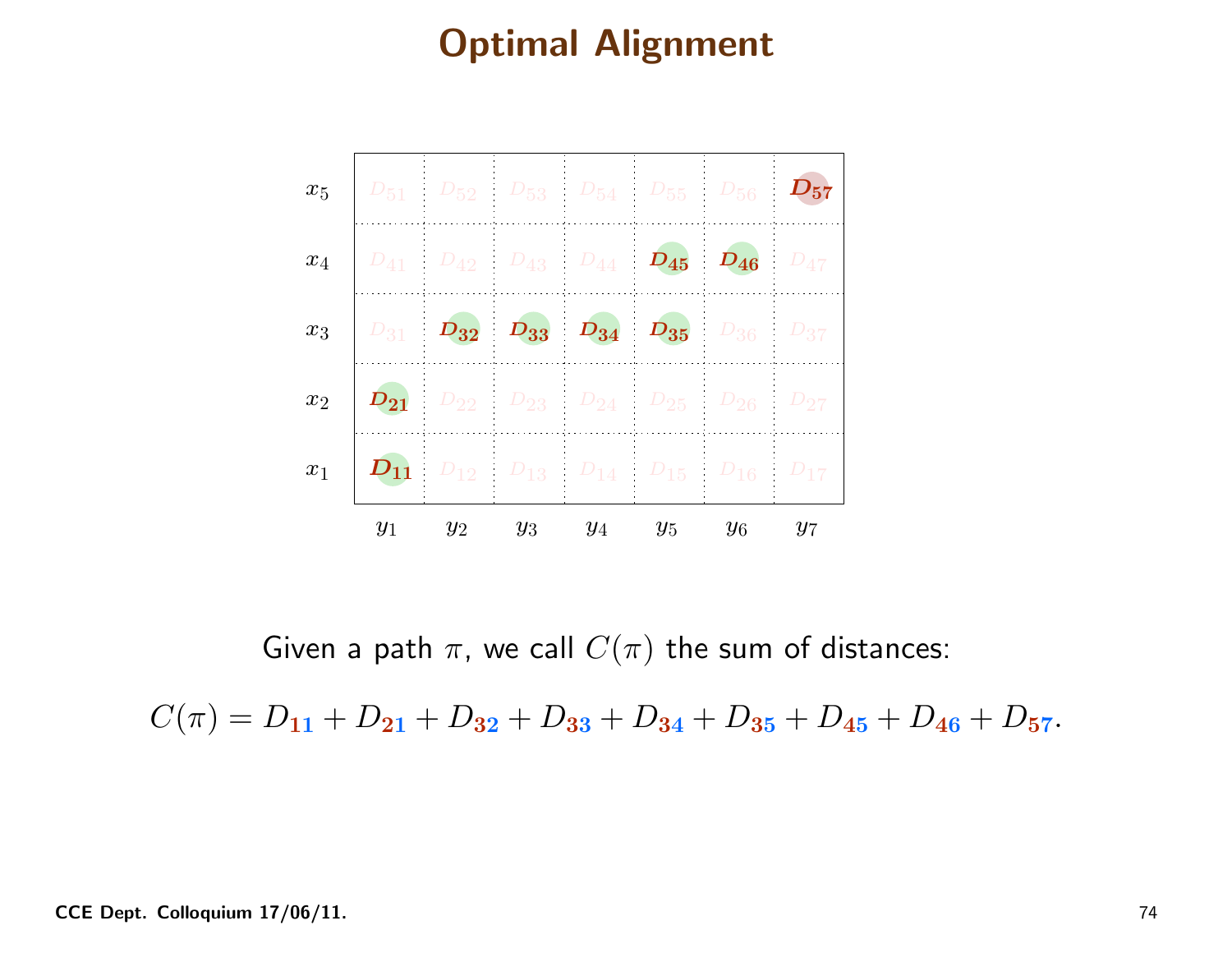# Optimal Alignment

| | $y_1$ | $y_2$ | $y_3$ | $y_4$ | $y_5$ | $y_6$ | $y_7$ |
|---|---|---|---|---|---|---|---|
| $x_5$ | $D_{51}$ | $D_{52}$ | $D_{53}$ | $D_{54}$ | $D_{55}$ | $D_{56}$ | $\mathbf{D_{57}}$ |
| $x_4$ | $D_{41}$ | $D_{42}$ | $D_{43}$ | $D_{44}$ | $\mathbf{D_{45}}$ | $\mathbf{D_{46}}$ | $D_{47}$ |
| $x_3$ | $D_{31}$ | $\mathbf{D_{32}}$ | $\mathbf{D_{33}}$ | $\mathbf{D_{34}}$ | $\mathbf{D_{35}}$ | $D_{36}$ | $D_{37}$ |
| $x_2$ | $\mathbf{D_{21}}$ | $D_{22}$ | $D_{23}$ | $D_{24}$ | $D_{25}$ | $D_{26}$ | $D_{27}$ |
| $x_1$ | $\mathbf{D_{11}}$ | $D_{12}$ | $D_{13}$ | $D_{14}$ | $D_{15}$ | $D_{16}$ | $D_{17}$ |

Given a path $\pi$, we call $C(\pi)$ the sum of distances:

$$C(\pi) = D_{11} + D_{21} + D_{32} + D_{33} + D_{34} + D_{35} + D_{45} + D_{46} + D_{57}.$$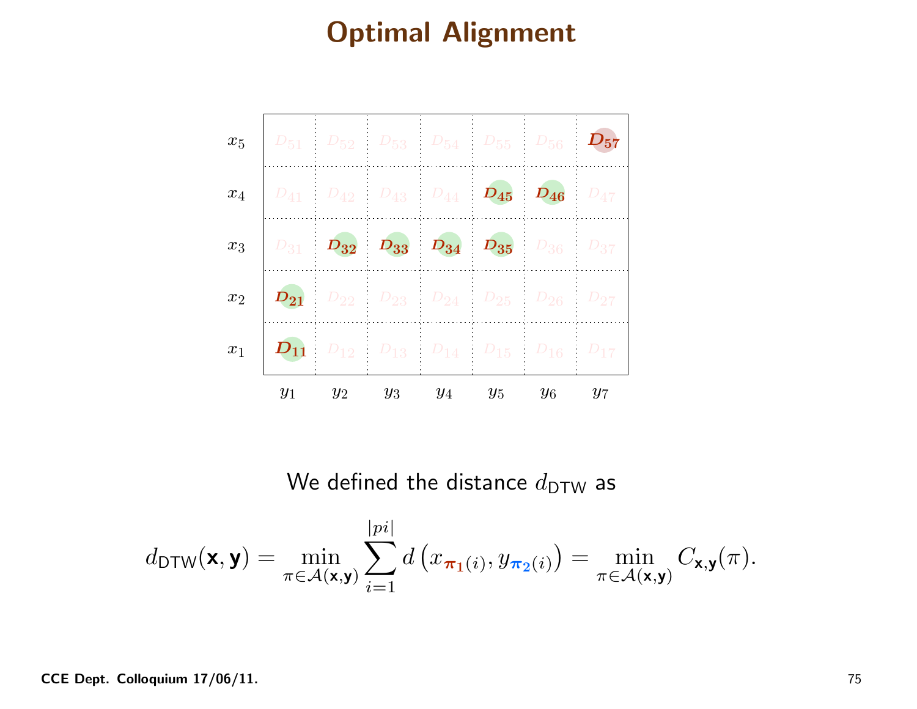# Optimal Alignment

| | $y_1$ | $y_2$ | $y_3$ | $y_4$ | $y_5$ | $y_6$ | $y_7$ |
|---|---|---|---|---|---|---|---|
| $x_5$ | $D_{51}$ | $D_{52}$ | $D_{53}$ | $D_{54}$ | $D_{55}$ | $D_{56}$ | $\boldsymbol{D_{57}}$ |
| $x_4$ | $D_{41}$ | $D_{42}$ | $D_{43}$ | $D_{44}$ | $\boldsymbol{D_{45}}$ | $\boldsymbol{D_{46}}$ | $D_{47}$ |
| $x_3$ | $D_{31}$ | $\boldsymbol{D_{32}}$ | $\boldsymbol{D_{33}}$ | $\boldsymbol{D_{34}}$ | $\boldsymbol{D_{35}}$ | $D_{36}$ | $D_{37}$ |
| $x_2$ | $\boldsymbol{D_{21}}$ | $D_{22}$ | $D_{23}$ | $D_{24}$ | $D_{25}$ | $D_{26}$ | $D_{27}$ |
| $x_1$ | $\boldsymbol{D_{11}}$ | $D_{12}$ | $D_{13}$ | $D_{14}$ | $D_{15}$ | $D_{16}$ | $D_{17}$ |

We defined the distance $d_{\mathsf{DTW}}$ as

$$d_{\mathsf{DTW}}(\mathbf{x}, \mathbf{y}) = \min_{\pi \in \mathcal{A}(\mathbf{x},\mathbf{y})} \sum_{i=1}^{|pi|} d\left(x_{\boldsymbol{\pi_1}(i)}, y_{\boldsymbol{\pi_2}(i)}\right) = \min_{\pi \in \mathcal{A}(\mathbf{x},\mathbf{y})} C_{\mathbf{x},\mathbf{y}}(\pi).$$

**CCE Dept. Colloquium 17/06/11.**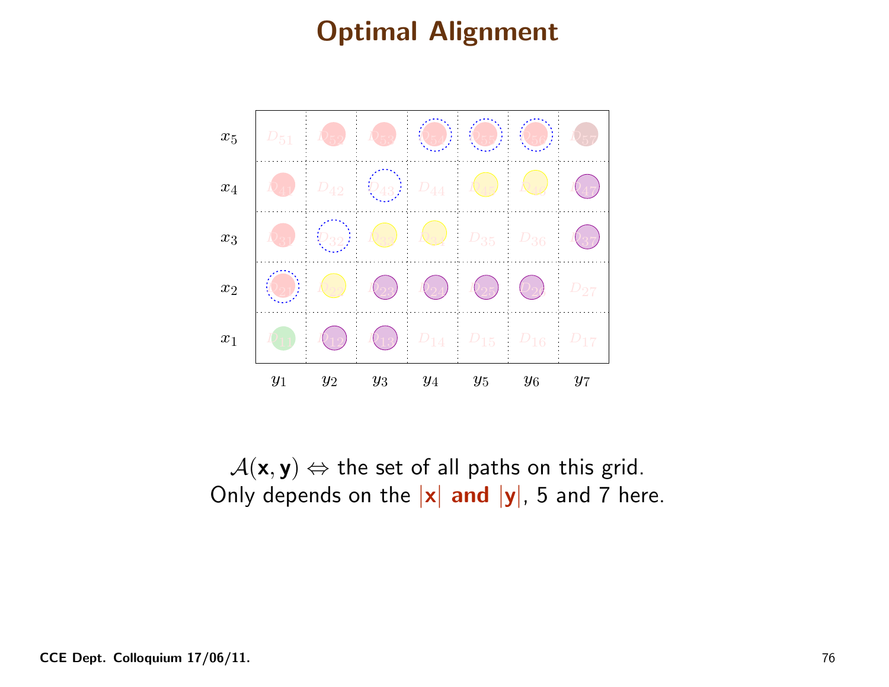# Optimal Alignment

| | | | | | | | |
|---|---|---|---|---|---|---|---|
| $x_5$ | $D_{51}$ | $D_{52}$ | $D_{53}$ | $D_{54}$ | $D_{55}$ | $D_{56}$ | $D_{57}$ |
| $x_4$ | $D_{41}$ | $D_{42}$ | $D_{43}$ | $D_{44}$ | $D_{45}$ | $D_{46}$ | $D_{47}$ |
| $x_3$ | $D_{31}$ | $D_{32}$ | $D_{33}$ | $D_{34}$ | $D_{35}$ | $D_{36}$ | $D_{37}$ |
| $x_2$ | $D_{21}$ | $D_{22}$ | $D_{23}$ | $D_{24}$ | $D_{25}$ | $D_{26}$ | $D_{27}$ |
| $x_1$ | $D_{11}$ | $D_{12}$ | $D_{13}$ | $D_{14}$ | $D_{15}$ | $D_{16}$ | $D_{17}$ |
| | $y_1$ | $y_2$ | $y_3$ | $y_4$ | $y_5$ | $y_6$ | $y_7$ |

$\mathcal{A}(\mathbf{x}, \mathbf{y}) \Leftrightarrow$ the set of all paths on this grid.
Only depends on the **$|\mathbf{x}|$ and $|\mathbf{y}|$**, 5 and 7 here.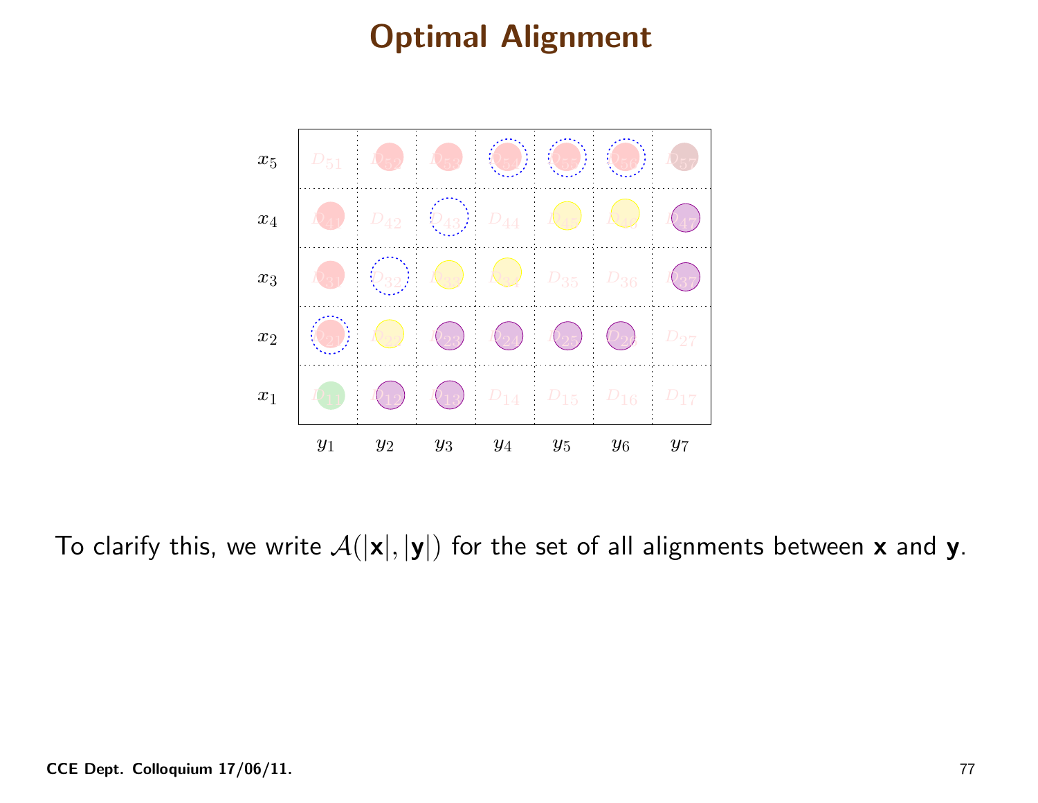# Optimal Alignment

| | | | | | | | |
|---|---|---|---|---|---|---|---|
| $x_5$ | $D_{51}$ | $D_{52}$ | $D_{53}$ | $D_{54}$ | $D_{55}$ | $D_{56}$ | $D_{57}$ |
| $x_4$ | $D_{41}$ | $D_{42}$ | $D_{43}$ | $D_{44}$ | $D_{45}$ | $D_{46}$ | $D_{47}$ |
| $x_3$ | $D_{31}$ | $D_{32}$ | $D_{33}$ | $D_{34}$ | $D_{35}$ | $D_{36}$ | $D_{37}$ |
| $x_2$ | $D_{21}$ | $D_{22}$ | $D_{23}$ | $D_{24}$ | $D_{25}$ | $D_{26}$ | $D_{27}$ |
| $x_1$ | $D_{11}$ | $D_{12}$ | $D_{13}$ | $D_{14}$ | $D_{15}$ | $D_{16}$ | $D_{17}$ |
| | $y_1$ | $y_2$ | $y_3$ | $y_4$ | $y_5$ | $y_6$ | $y_7$ |

To clarify this, we write $\mathcal{A}(|\mathbf{x}|, |\mathbf{y}|)$ for the set of all alignments between $\mathbf{x}$ and $\mathbf{y}$.

**CCE Dept. Colloquium 17/06/11.**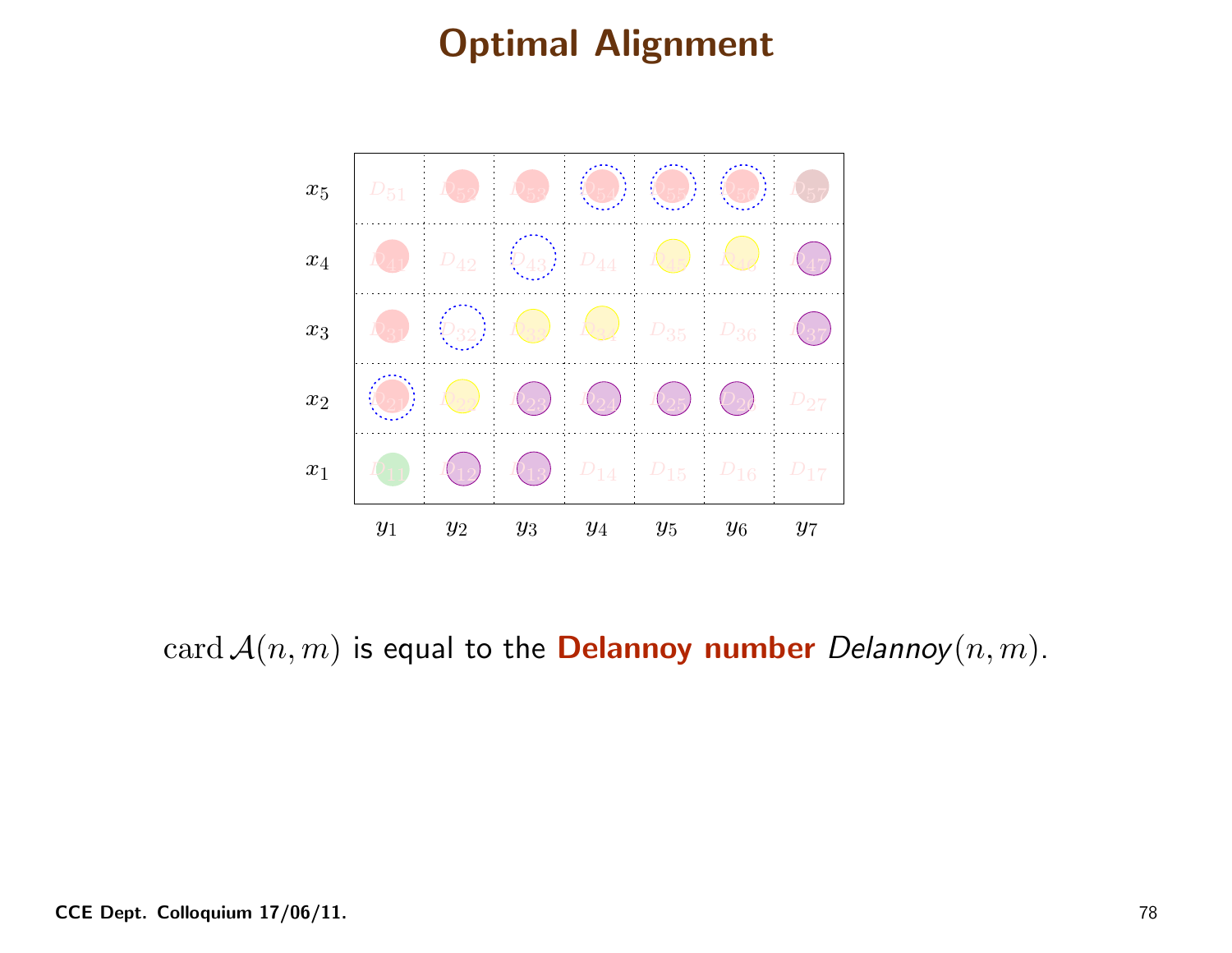# Optimal Alignment

| | | | | | | | |
|---|---|---|---|---|---|---|---|
| $x_5$ | $D_{51}$ | $D_{52}$ | $D_{53}$ | $D_{54}$ | $D_{55}$ | $D_{56}$ | $D_{57}$ |
| $x_4$ | $D_{41}$ | $D_{42}$ | $D_{43}$ | $D_{44}$ | $D_{45}$ | $D_{46}$ | $D_{47}$ |
| $x_3$ | $D_{31}$ | $D_{32}$ | $D_{33}$ | $D_{34}$ | $D_{35}$ | $D_{36}$ | $D_{37}$ |
| $x_2$ | $D_{21}$ | $D_{22}$ | $D_{23}$ | $D_{24}$ | $D_{25}$ | $D_{26}$ | $D_{27}$ |
| $x_1$ | $D_{11}$ | $D_{12}$ | $D_{13}$ | $D_{14}$ | $D_{15}$ | $D_{16}$ | $D_{17}$ |
| | $y_1$ | $y_2$ | $y_3$ | $y_4$ | $y_5$ | $y_6$ | $y_7$ |

$\operatorname{card} \mathcal{A}(n, m)$ is equal to the **Delannoy number** *Delannoy*$(n, m)$.

**CCE Dept. Colloquium 17/06/11.**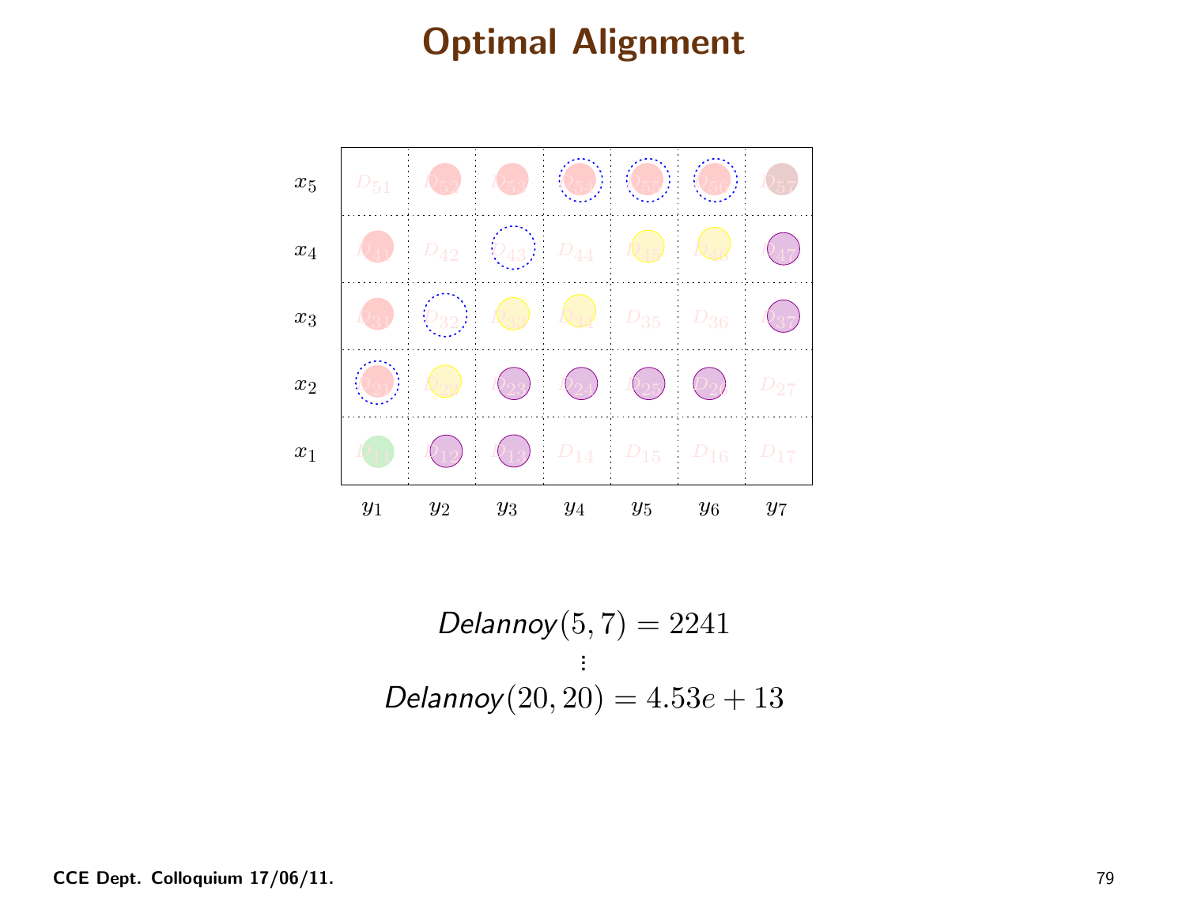# Optimal Alignment

| | $y_1$ | $y_2$ | $y_3$ | $y_4$ | $y_5$ | $y_6$ | $y_7$ |
|---|---|---|---|---|---|---|---|
| $x_5$ | $D_{51}$ | $D_{52}$ | $D_{53}$ | $D_{54}$ | $D_{55}$ | $D_{56}$ | $D_{57}$ |
| $x_4$ | $D_{41}$ | $D_{42}$ | $D_{43}$ | $D_{44}$ | $D_{45}$ | $D_{46}$ | $D_{47}$ |
| $x_3$ | $D_{31}$ | $D_{32}$ | $D_{33}$ | $D_{34}$ | $D_{35}$ | $D_{36}$ | $D_{37}$ |
| $x_2$ | $D_{21}$ | $D_{22}$ | $D_{23}$ | $D_{24}$ | $D_{25}$ | $D_{26}$ | $D_{27}$ |
| $x_1$ | $D_{11}$ | $D_{12}$ | $D_{13}$ | $D_{14}$ | $D_{15}$ | $D_{16}$ | $D_{17}$ |

$$\textit{Delannoy}(5, 7) = 2241$$

$$\vdots$$

$$\textit{Delannoy}(20, 20) = 4.53e + 13$$

**CCE Dept. Colloquium 17/06/11.**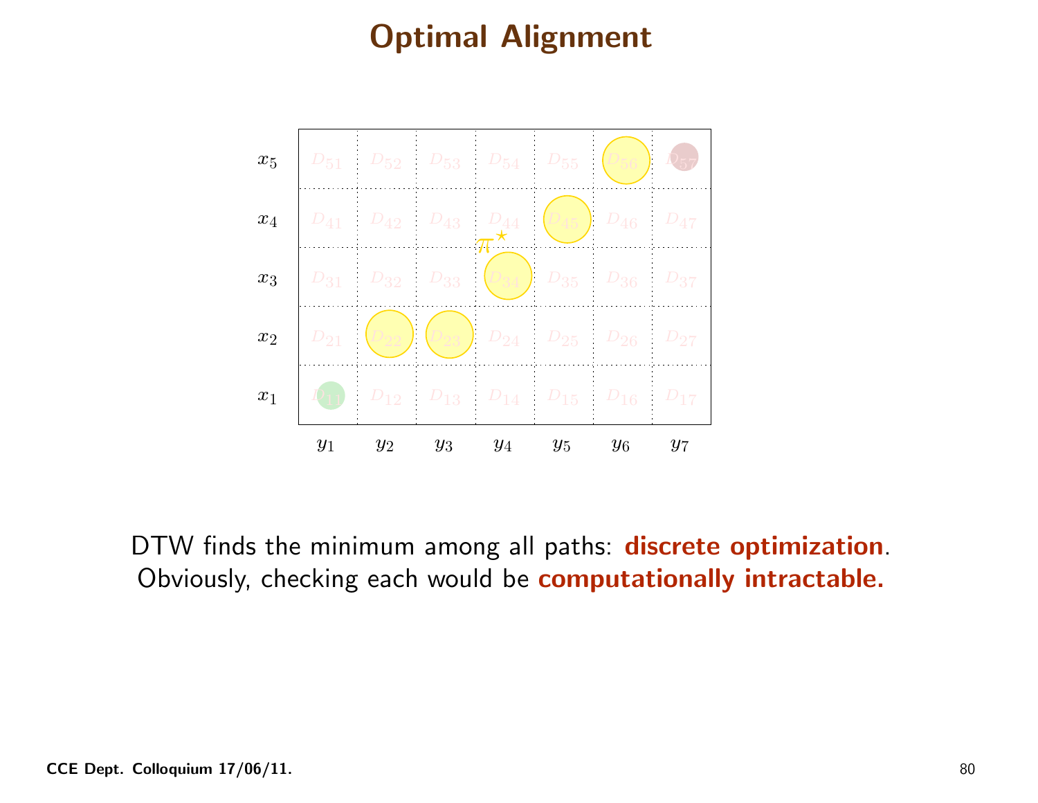# Optimal Alignment

| | $y_1$ | $y_2$ | $y_3$ | $y_4$ | $y_5$ | $y_6$ | $y_7$ |
|---|---|---|---|---|---|---|---|
| $x_5$ | $D_{51}$ | $D_{52}$ | $D_{53}$ | $D_{54}$ | $D_{55}$ | $D_{56}$ | $D_{57}$ |
| $x_4$ | $D_{41}$ | $D_{42}$ | $D_{43}$ | $D_{44}$ | $D_{45}$ | $D_{46}$ | $D_{47}$ |
| $x_3$ | $D_{31}$ | $D_{32}$ | $D_{33}$ | $D_{34}$ | $D_{35}$ | $D_{36}$ | $D_{37}$ |
| $x_2$ | $D_{21}$ | $D_{22}$ | $D_{23}$ | $D_{24}$ | $D_{25}$ | $D_{26}$ | $D_{27}$ |
| $x_1$ | $D_{11}$ | $D_{12}$ | $D_{13}$ | $D_{14}$ | $D_{15}$ | $D_{16}$ | $D_{17}$ |

$\pi^\star$

DTW finds the minimum among all paths: **discrete optimization**.
Obviously, checking each would be **computationally intractable.**

**CCE Dept. Colloquium 17/06/11.**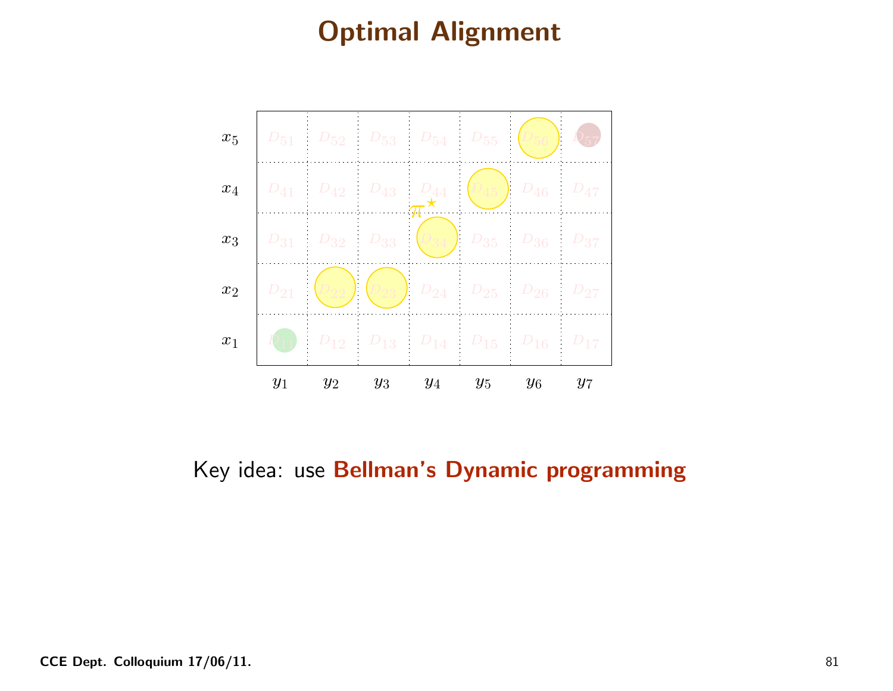# Optimal Alignment

| | $y_1$ | $y_2$ | $y_3$ | $y_4$ | $y_5$ | $y_6$ | $y_7$ |
|---|---|---|---|---|---|---|---|
| $x_5$ | $D_{51}$ | $D_{52}$ | $D_{53}$ | $D_{54}$ | $D_{55}$ | $D_{56}$ | $D_{57}$ |
| $x_4$ | $D_{41}$ | $D_{42}$ | $D_{43}$ | $D_{44}$ | $D_{45}$ | $D_{46}$ | $D_{47}$ |
| $x_3$ | $D_{31}$ | $D_{32}$ | $D_{33}$ | $D_{34}$ | $D_{35}$ | $D_{36}$ | $D_{37}$ |
| $x_2$ | $D_{21}$ | $D_{22}$ | $D_{23}$ | $D_{24}$ | $D_{25}$ | $D_{26}$ | $D_{27}$ |
| $x_1$ | $D_{11}$ | $D_{12}$ | $D_{13}$ | $D_{14}$ | $D_{15}$ | $D_{16}$ | $D_{17}$ |

$\pi^\star$

Key idea: use **Bellman's Dynamic programming**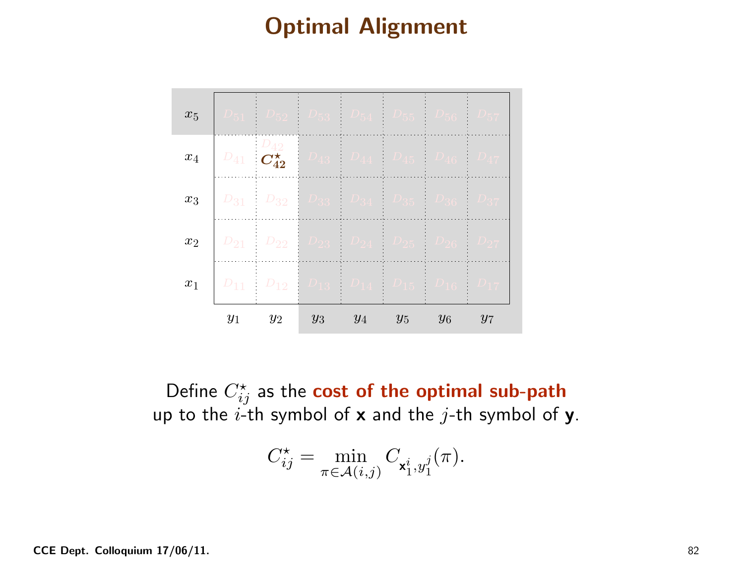# Optimal Alignment

| | | | | | | | |
|---|---|---|---|---|---|---|---|
| $x_5$ | $D_{51}$ | $D_{52}$ | $D_{53}$ | $D_{54}$ | $D_{55}$ | $D_{56}$ | $D_{57}$ |
| $x_4$ | $D_{41}$ | $D_{42}$ $C^{\star}_{42}$ | $D_{43}$ | $D_{44}$ | $D_{45}$ | $D_{46}$ | $D_{47}$ |
| $x_3$ | $D_{31}$ | $D_{32}$ | $D_{33}$ | $D_{34}$ | $D_{35}$ | $D_{36}$ | $D_{37}$ |
| $x_2$ | $D_{21}$ | $D_{22}$ | $D_{23}$ | $D_{24}$ | $D_{25}$ | $D_{26}$ | $D_{27}$ |
| $x_1$ | $D_{11}$ | $D_{12}$ | $D_{13}$ | $D_{14}$ | $D_{15}$ | $D_{16}$ | $D_{17}$ |
| | $y_1$ | $y_2$ | $y_3$ | $y_4$ | $y_5$ | $y_6$ | $y_7$ |

Define $C^{\star}_{ij}$ as the **cost of the optimal sub-path** up to the $i$-th symbol of **x** and the $j$-th symbol of **y**.

$$C^{\star}_{ij} = \min_{\pi \in \mathcal{A}(i,j)} C_{\mathbf{x}_1^i, y_1^j}(\pi).$$

CCE Dept. Colloquium 17/06/11.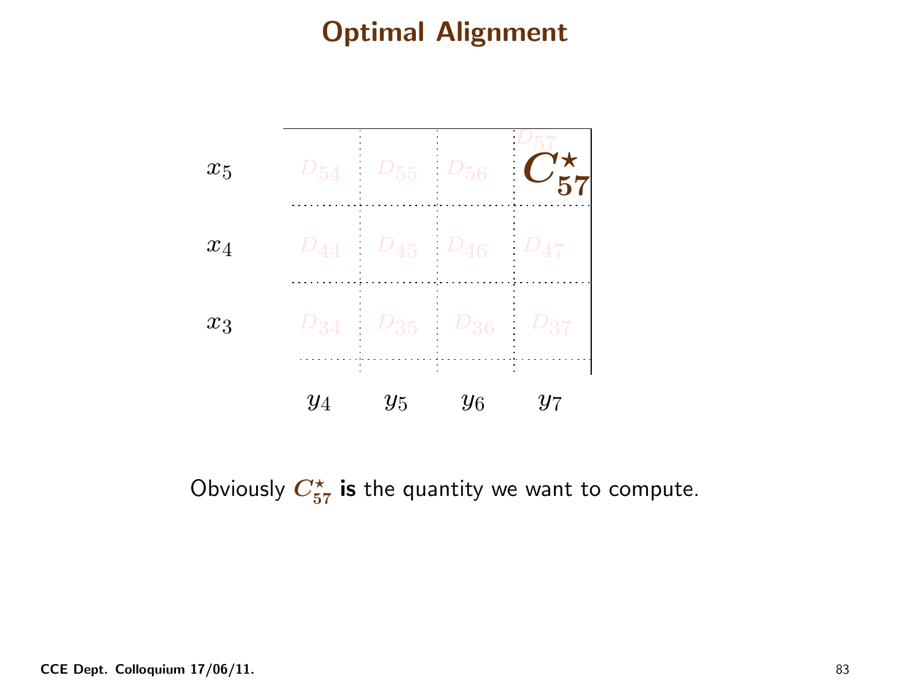# Optimal Alignment

| | $y_4$ | $y_5$ | $y_6$ | $y_7$ |
|---|---|---|---|---|
| $x_5$ | $D_{54}$ | $D_{55}$ | $D_{56}$ | $D_{57}$ $\boldsymbol{C^\star_{57}}$ |
| $x_4$ | $D_{44}$ | $D_{45}$ | $D_{46}$ | $D_{47}$ |
| $x_3$ | $D_{34}$ | $D_{35}$ | $D_{36}$ | $D_{37}$ |

Obviously $\boldsymbol{C^\star_{57}}$ **is** the quantity we want to compute.

CCE Dept. Colloquium 17/06/11.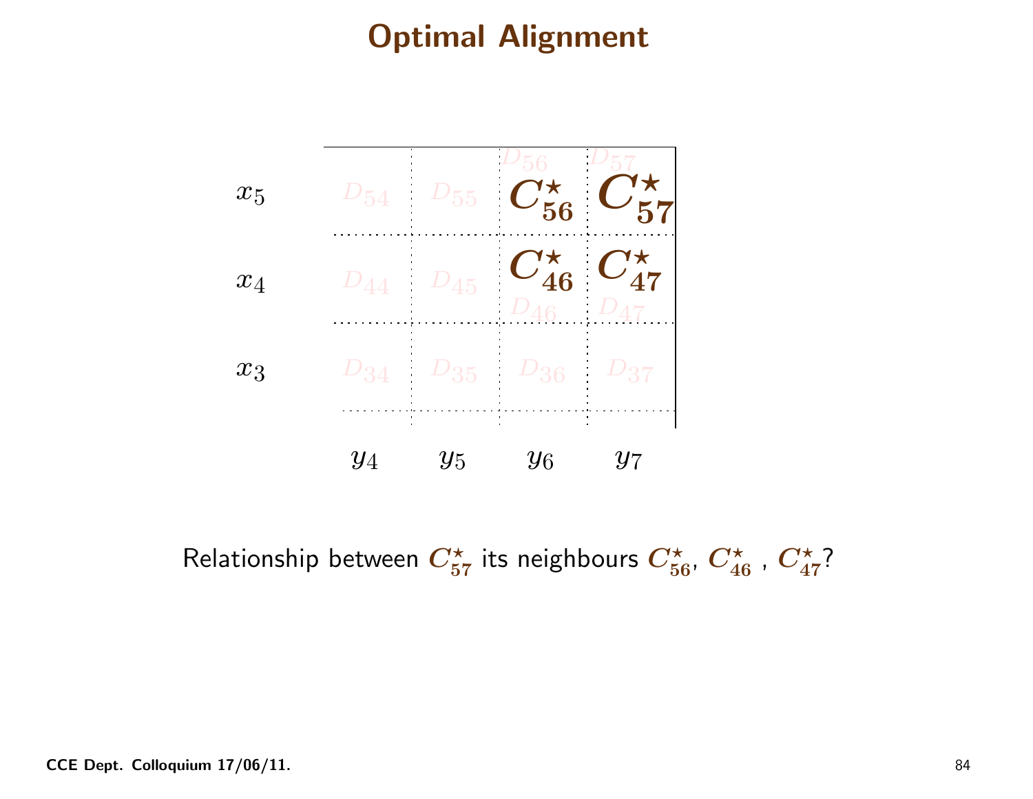# Optimal Alignment

|  | $y_4$ | $y_5$ | $y_6$ | $y_7$ |
|---|---|---|---|---|
| $x_5$ | $D_{54}$ | $D_{55}$ | $D_{56}$ $C^\star_{56}$ | $D_{57}$ $C^\star_{57}$ |
| $x_4$ | $D_{44}$ | $D_{45}$ | $C^\star_{46}$ $D_{46}$ | $C^\star_{47}$ $D_{47}$ |
| $x_3$ | $D_{34}$ | $D_{35}$ | $D_{36}$ | $D_{37}$ |

Relationship between $C^\star_{57}$ its neighbours $C^\star_{56}$, $C^\star_{46}$ , $C^\star_{47}$?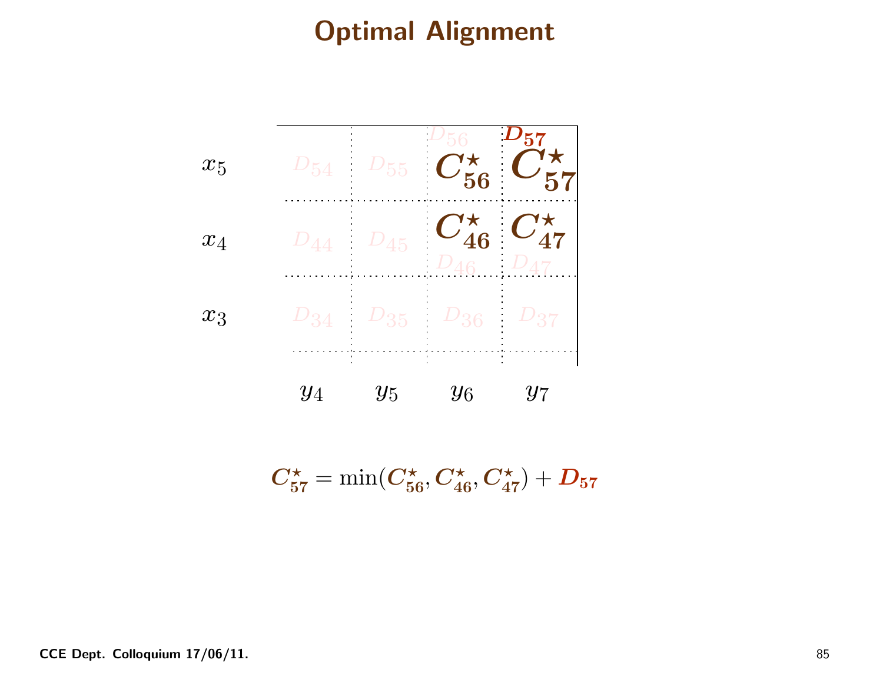# Optimal Alignment

| | $y_4$ | $y_5$ | $y_6$ | $y_7$ |
|---|---|---|---|---|
| $x_5$ | $D_{54}$ | $D_{55}$ | $D_{56}$ $C^\star_{56}$ | $D_{57}$ $C^\star_{57}$ |
| $x_4$ | $D_{44}$ | $D_{45}$ | $C^\star_{46}$ $D_{46}$ | $C^\star_{47}$ $D_{47}$ |
| $x_3$ | $D_{34}$ | $D_{35}$ | $D_{36}$ | $D_{37}$ |

$$C^\star_{57} = \min(C^\star_{56}, C^\star_{46}, C^\star_{47}) + D_{57}$$

**CCE Dept. Colloquium 17/06/11.**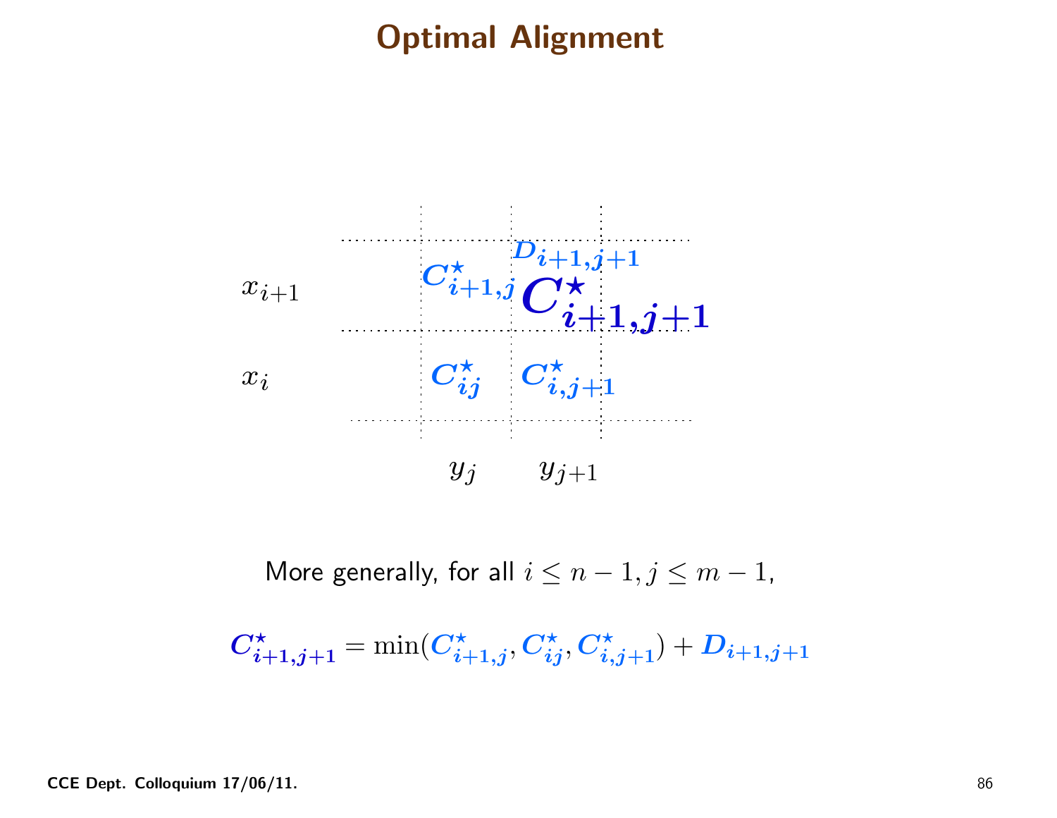# Optimal Alignment

| | $y_j$ | $y_{j+1}$ |
|---|---|---|
| $x_{i+1}$ | $C^\star_{i+1,j}$ | $D_{i+1,j+1}$ $C^\star_{i+1,j+1}$ |
| $x_i$ | $C^\star_{ij}$ | $C^\star_{i,j+1}$ |

More generally, for all $i \leq n-1, j \leq m-1$,

$$C^\star_{i+1,j+1} = \min(C^\star_{i+1,j}, C^\star_{ij}, C^\star_{i,j+1}) + D_{i+1,j+1}$$

**CCE Dept. Colloquium 17/06/11.**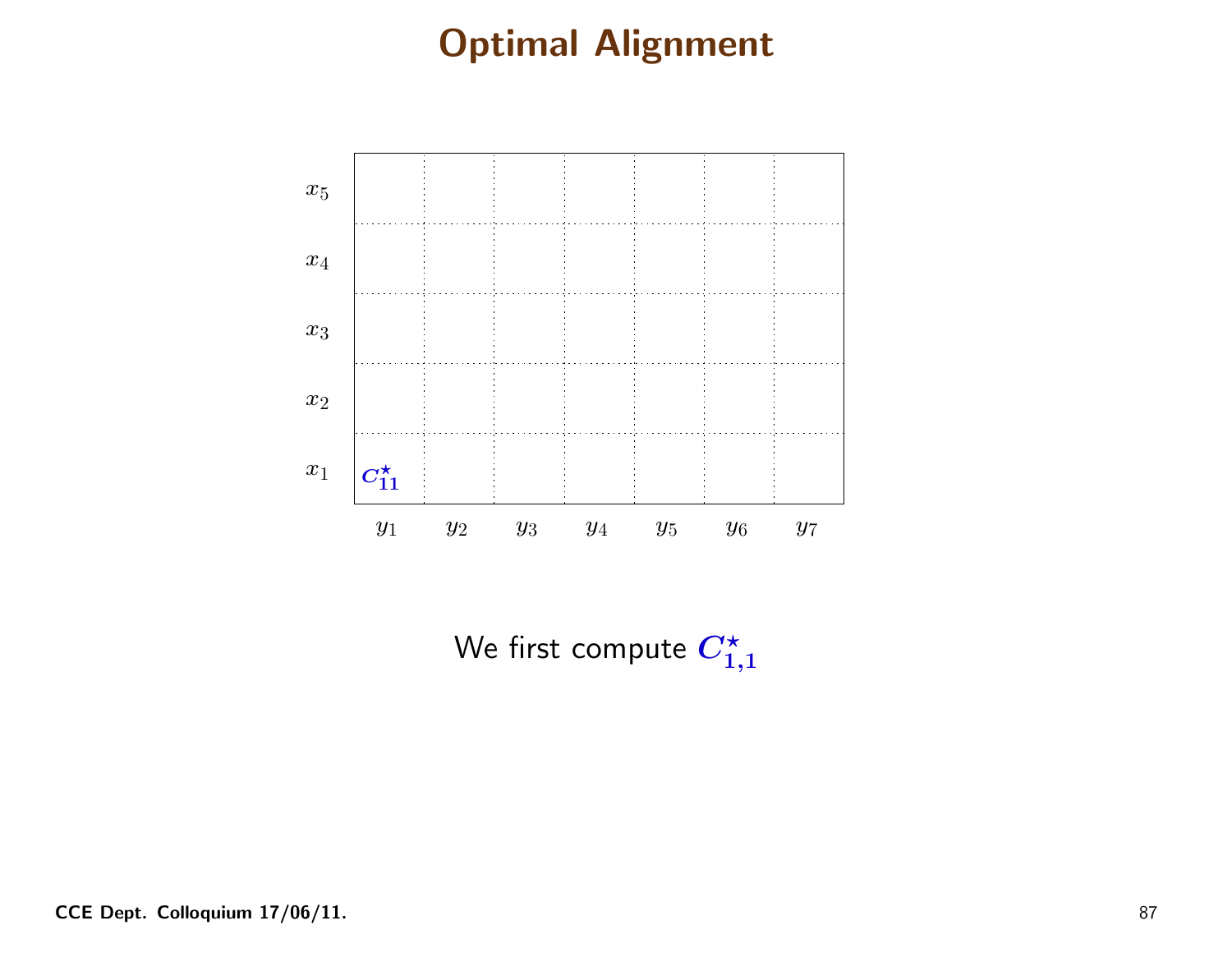# Optimal Alignment

| | $y_1$ | $y_2$ | $y_3$ | $y_4$ | $y_5$ | $y_6$ | $y_7$ |
|---|---|---|---|---|---|---|---|
| $x_5$ | | | | | | | |
| $x_4$ | | | | | | | |
| $x_3$ | | | | | | | |
| $x_2$ | | | | | | | |
| $x_1$ | $C^{\star}_{11}$ | | | | | | |

We first compute $C^{\star}_{1,1}$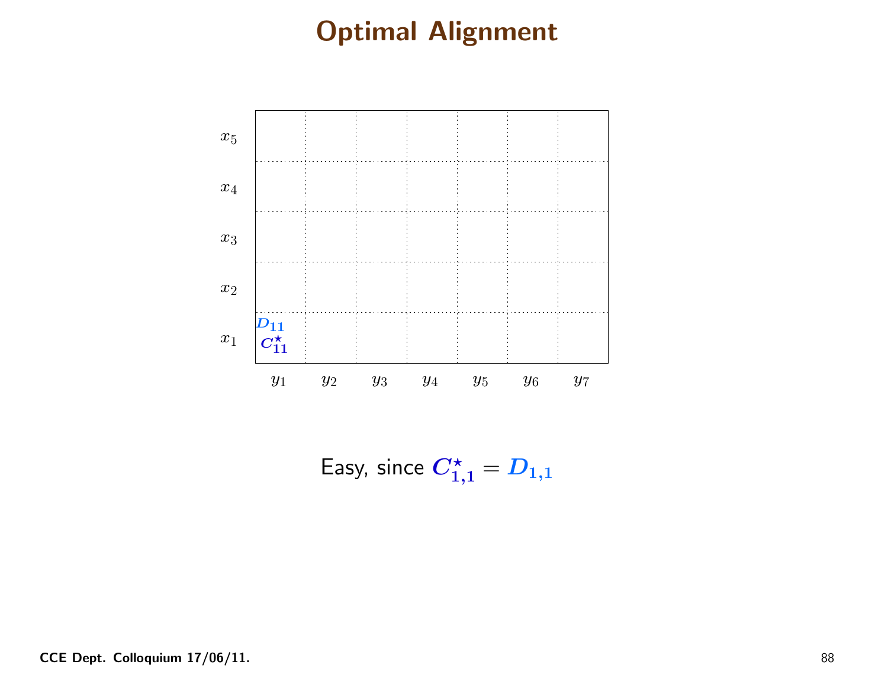# Optimal Alignment

| | $y_1$ | $y_2$ | $y_3$ | $y_4$ | $y_5$ | $y_6$ | $y_7$ |
|---|---|---|---|---|---|---|---|
| $x_5$ | | | | | | | |
| $x_4$ | | | | | | | |
| $x_3$ | | | | | | | |
| $x_2$ | | | | | | | |
| $x_1$ | $D_{11}$ $C^\star_{11}$ | | | | | | |

Easy, since $C^\star_{1,1} = D_{1,1}$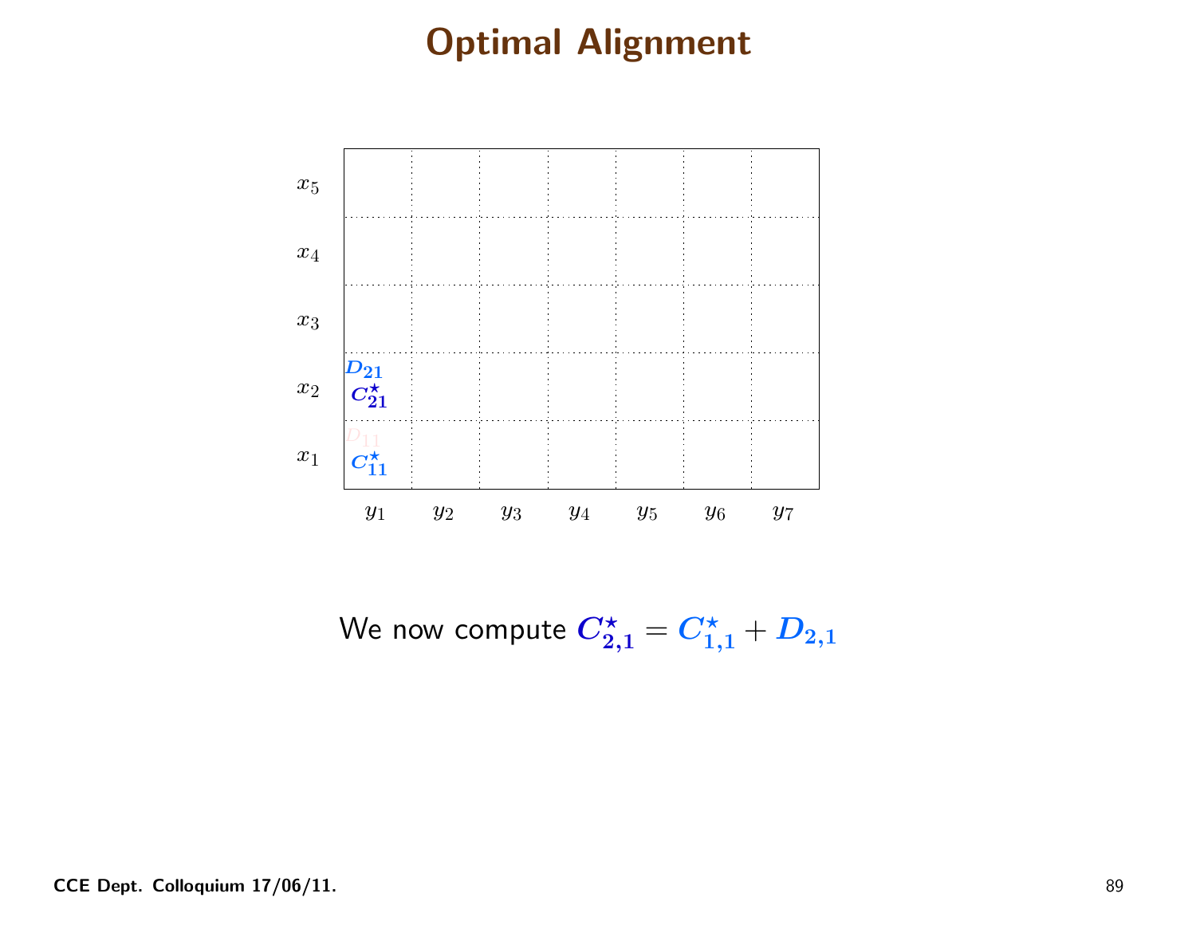# Optimal Alignment

|  | $y_1$ | $y_2$ | $y_3$ | $y_4$ | $y_5$ | $y_6$ | $y_7$ |
|---|---|---|---|---|---|---|---|
| $x_5$ |  |  |  |  |  |  |  |
| $x_4$ |  |  |  |  |  |  |  |
| $x_3$ |  |  |  |  |  |  |  |
| $x_2$ | $D_{21}$ $C^\star_{21}$ |  |  |  |  |  |  |
| $x_1$ | $D_{11}$ $C^\star_{11}$ |  |  |  |  |  |  |

We now compute $C^\star_{2,1} = C^\star_{1,1} + D_{2,1}$

CCE Dept. Colloquium 17/06/11.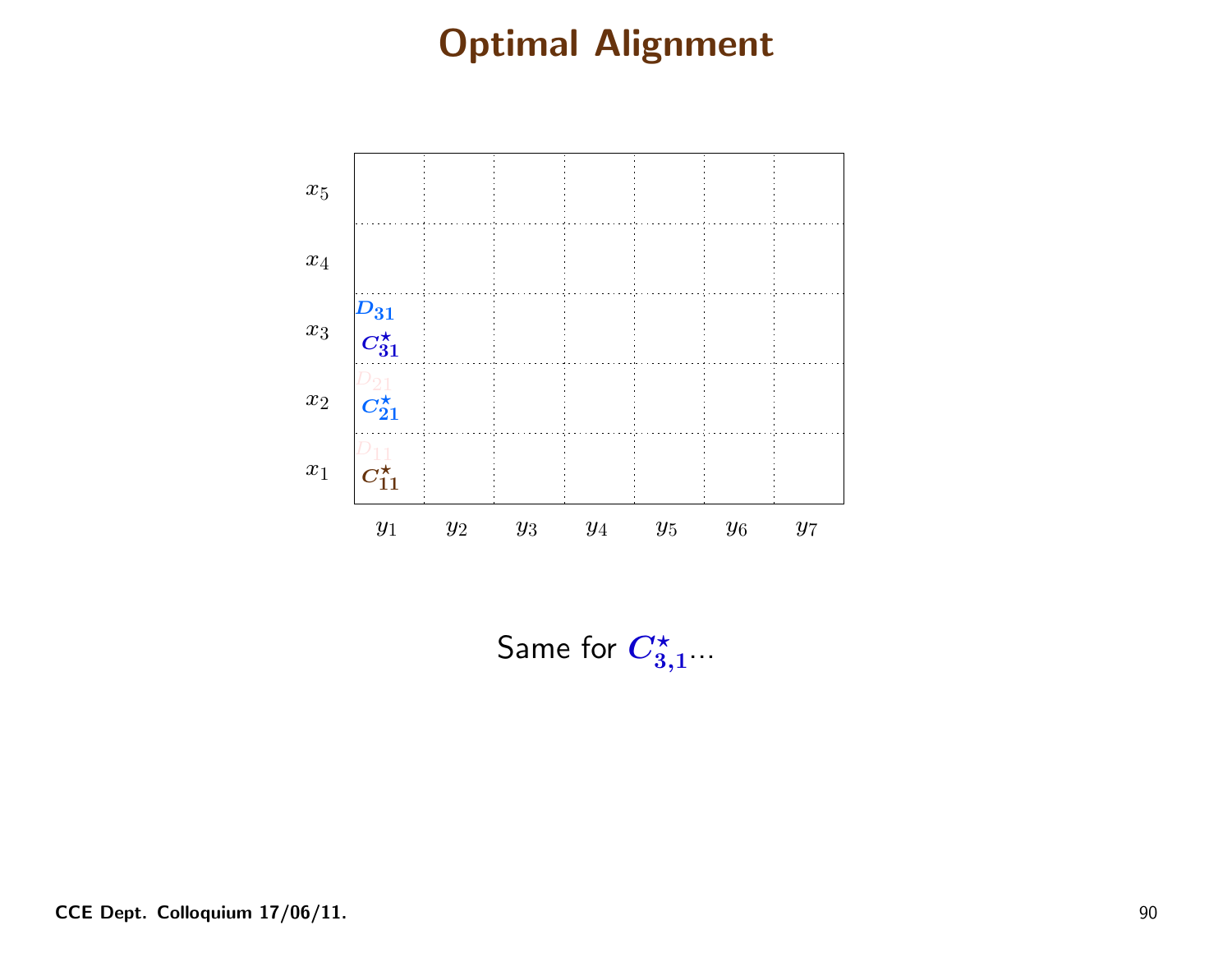# Optimal Alignment

| | $y_1$ | $y_2$ | $y_3$ | $y_4$ | $y_5$ | $y_6$ | $y_7$ |
|---|---|---|---|---|---|---|---|
| $x_5$ | | | | | | | |
| $x_4$ | | | | | | | |
| $x_3$ | $D_{31}$ $C^\star_{31}$ | | | | | | |
| $x_2$ | $D_{21}$ $C^\star_{21}$ | | | | | | |
| $x_1$ | $D_{11}$ $C^\star_{11}$ | | | | | | |

Same for $C^\star_{3,1}$...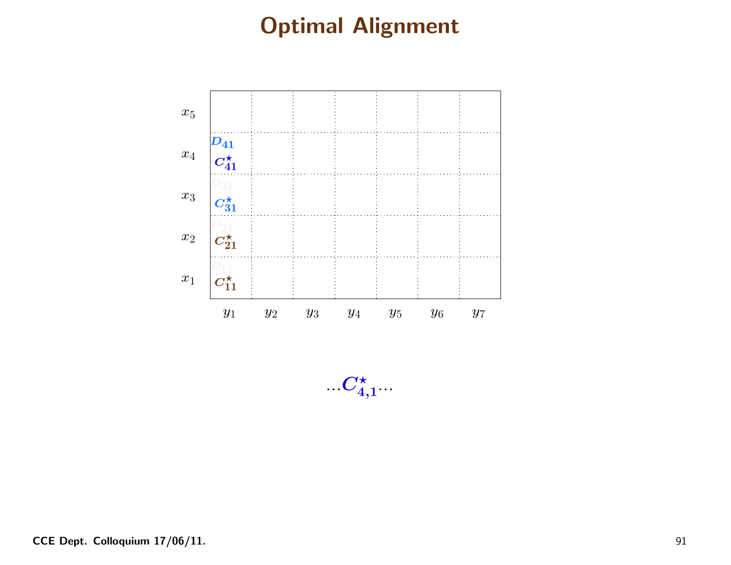# Optimal Alignment

| | $y_1$ | $y_2$ | $y_3$ | $y_4$ | $y_5$ | $y_6$ | $y_7$ |
|---|---|---|---|---|---|---|---|
| $x_5$ | | | | | | | |
| $x_4$ | $D_{41}$ $C^{\star}_{41}$ | | | | | | |
| $x_3$ | $D_{31}$ $C^{\star}_{31}$ | | | | | | |
| $x_2$ | $D_{21}$ $C^{\star}_{21}$ | | | | | | |
| $x_1$ | $D_{11}$ $C^{\star}_{11}$ | | | | | | |

$$\ldots C^{\star}_{4,1} \ldots$$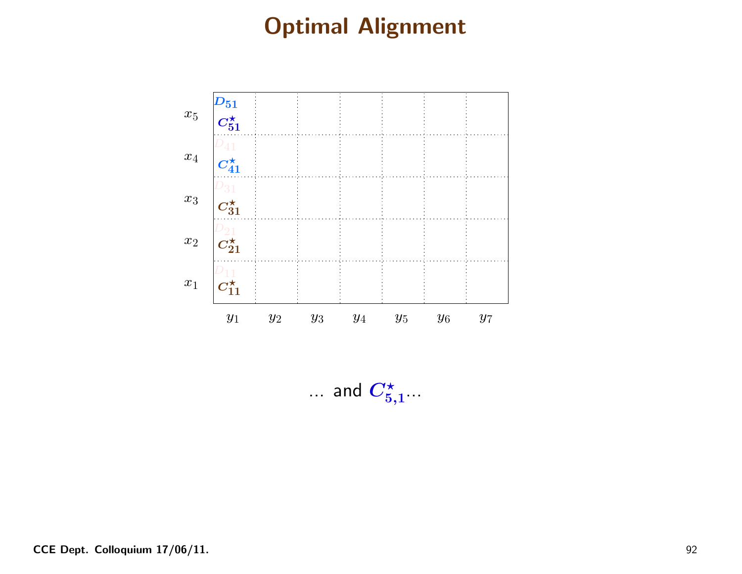# Optimal Alignment

| | $y_1$ | $y_2$ | $y_3$ | $y_4$ | $y_5$ | $y_6$ | $y_7$ |
|---|---|---|---|---|---|---|---|
| $x_5$ | $D_{51}$ $C^\star_{51}$ | | | | | | |
| $x_4$ | $D_{41}$ $C^\star_{41}$ | | | | | | |
| $x_3$ | $D_{31}$ $C^\star_{31}$ | | | | | | |
| $x_2$ | $D_{21}$ $C^\star_{21}$ | | | | | | |
| $x_1$ | $D_{11}$ $C^\star_{11}$ | | | | | | |

... and $C^\star_{5,1}$...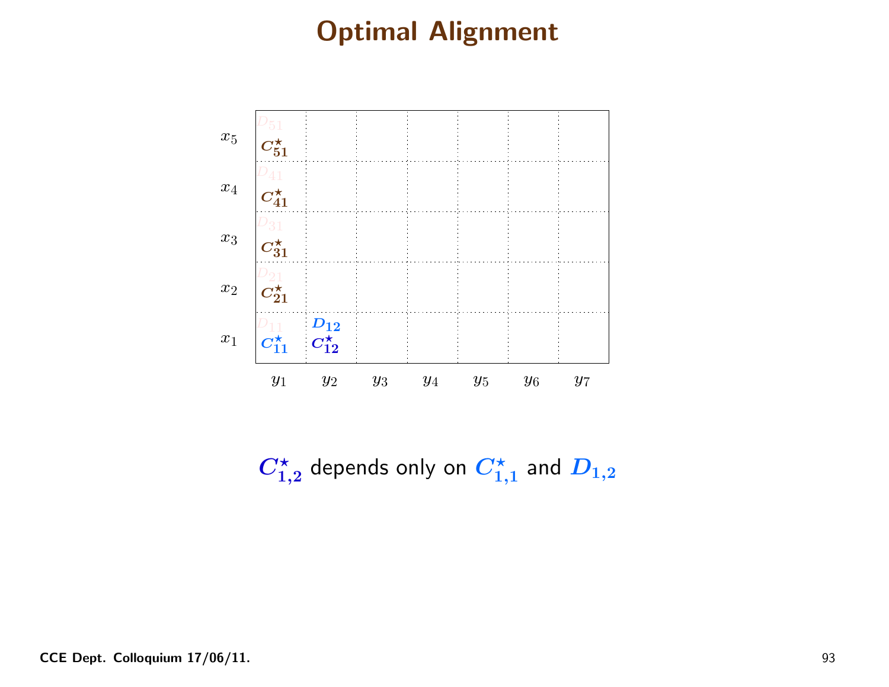# Optimal Alignment

| | $y_1$ | $y_2$ | $y_3$ | $y_4$ | $y_5$ | $y_6$ | $y_7$ |
|---|---|---|---|---|---|---|---|
| $x_5$ | $D_{51}$ $C^\star_{51}$ | | | | | | |
| $x_4$ | $D_{41}$ $C^\star_{41}$ | | | | | | |
| $x_3$ | $D_{31}$ $C^\star_{31}$ | | | | | | |
| $x_2$ | $D_{21}$ $C^\star_{21}$ | | | | | | |
| $x_1$ | $D_{11}$ $C^\star_{11}$ | $D_{12}$ $C^\star_{12}$ | | | | | |

$C^\star_{1,2}$ depends only on $C^\star_{1,1}$ and $D_{1,2}$

CCE Dept. Colloquium 17/06/11.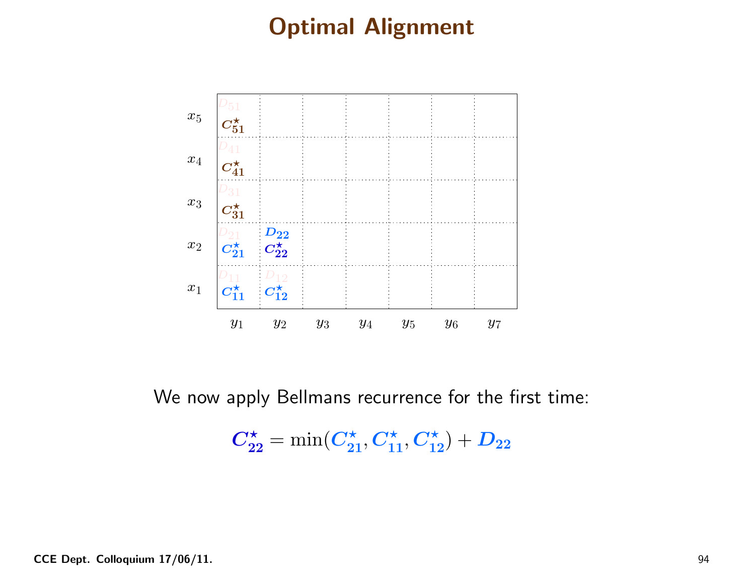# Optimal Alignment

| | $y_1$ | $y_2$ | $y_3$ | $y_4$ | $y_5$ | $y_6$ | $y_7$ |
|---|---|---|---|---|---|---|---|
| $x_5$ | $D_{51}$ $C^\star_{51}$ | | | | | | |
| $x_4$ | $D_{41}$ $C^\star_{41}$ | | | | | | |
| $x_3$ | $D_{31}$ $C^\star_{31}$ | | | | | | |
| $x_2$ | $D_{21}$ $C^\star_{21}$ | $D_{22}$ $C^\star_{22}$ | | | | | |
| $x_1$ | $D_{11}$ $C^\star_{11}$ | $D_{12}$ $C^\star_{12}$ | | | | | |

We now apply Bellmans recurrence for the first time:

$$C^\star_{22} = \min(C^\star_{21}, C^\star_{11}, C^\star_{12}) + D_{22}$$

CCE Dept. Colloquium 17/06/11.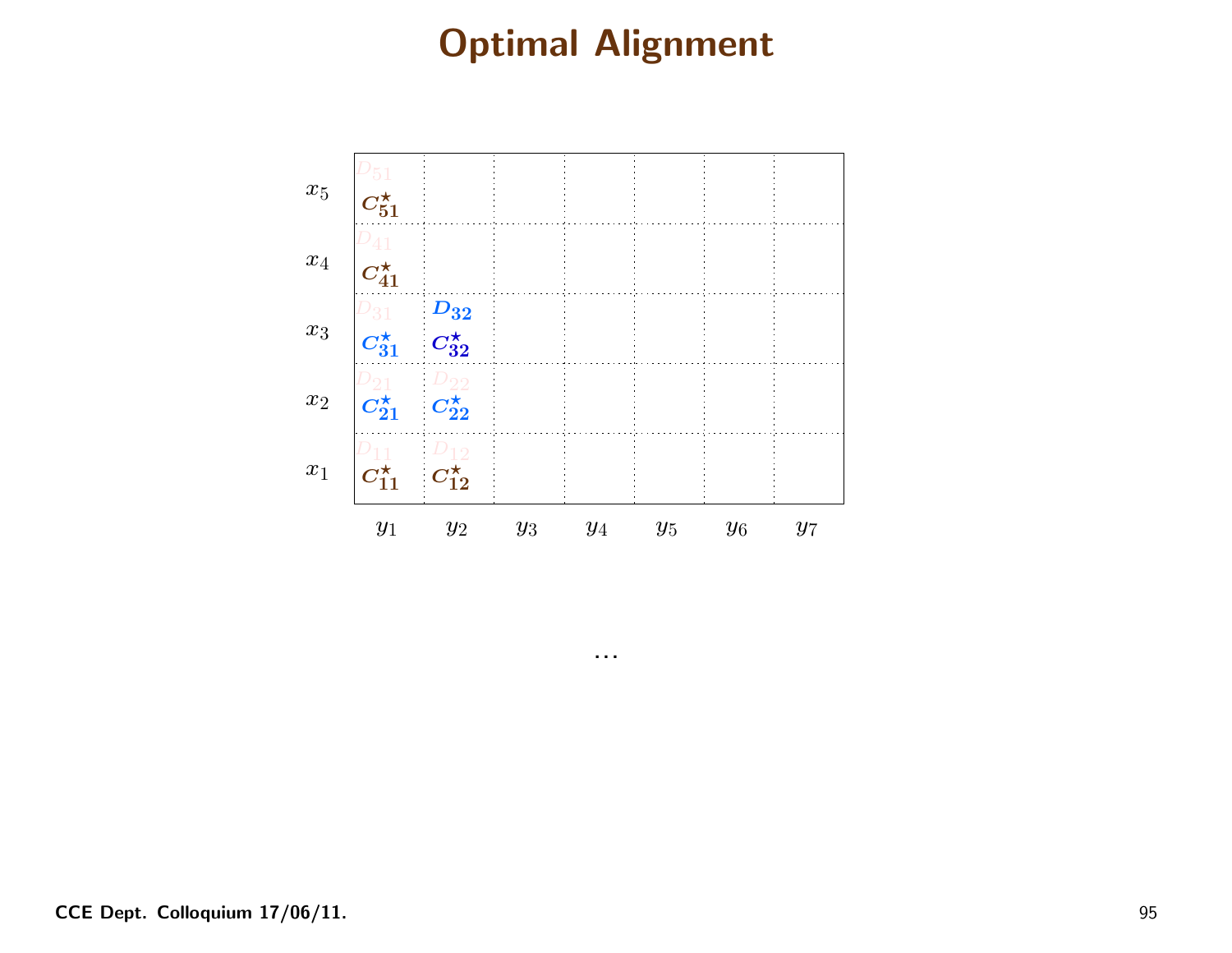# Optimal Alignment

| | $y_1$ | $y_2$ | $y_3$ | $y_4$ | $y_5$ | $y_6$ | $y_7$ |
|---|---|---|---|---|---|---|---|
| $x_5$ | $D_{51}$ $C^\star_{51}$ | | | | | | |
| $x_4$ | $D_{41}$ $C^\star_{41}$ | | | | | | |
| $x_3$ | $D_{31}$ $C^\star_{31}$ | $D_{32}$ $C^\star_{32}$ | | | | | |
| $x_2$ | $D_{21}$ $C^\star_{21}$ | $D_{22}$ $C^\star_{22}$ | | | | | |
| $x_1$ | $D_{11}$ $C^\star_{11}$ | $D_{12}$ $C^\star_{12}$ | | | | | |

…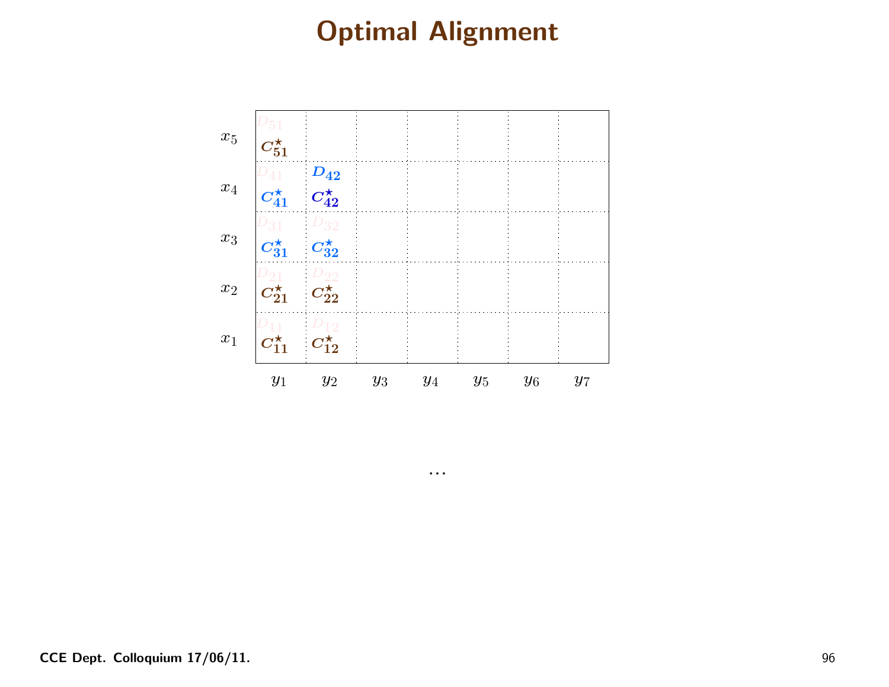# Optimal Alignment

| | $y_1$ | $y_2$ | $y_3$ | $y_4$ | $y_5$ | $y_6$ | $y_7$ |
|---|---|---|---|---|---|---|---|
| $x_5$ | $D_{51}$ $C^\star_{51}$ | | | | | | |
| $x_4$ | $D_{41}$ $C^\star_{41}$ | $D_{42}$ $C^\star_{42}$ | | | | | |
| $x_3$ | $D_{31}$ $C^\star_{31}$ | $D_{32}$ $C^\star_{32}$ | | | | | |
| $x_2$ | $D_{21}$ $C^\star_{21}$ | $D_{22}$ $C^\star_{22}$ | | | | | |
| $x_1$ | $D_{11}$ $C^\star_{11}$ | $D_{12}$ $C^\star_{12}$ | | | | | |

...

**CCE Dept. Colloquium 17/06/11.**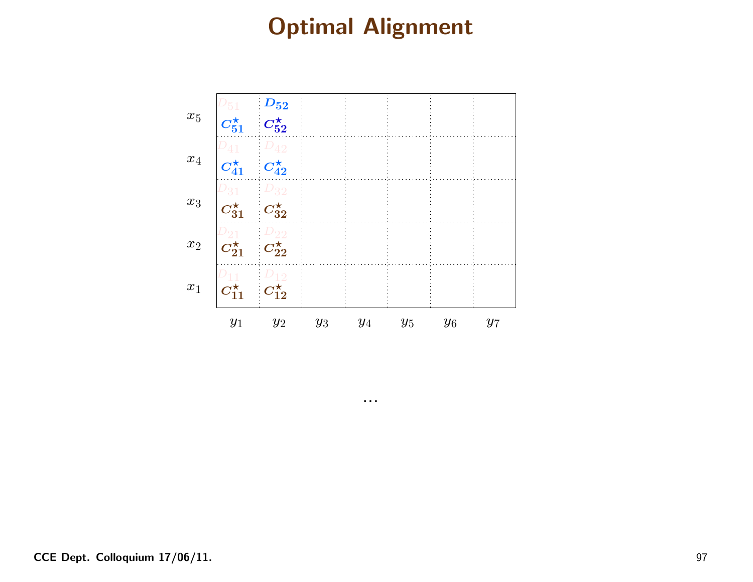# Optimal Alignment

| | $y_1$ | $y_2$ | $y_3$ | $y_4$ | $y_5$ | $y_6$ | $y_7$ |
|---|---|---|---|---|---|---|---|
| $x_5$ | $D_{51}$ $C^\star_{51}$ | $D_{52}$ $C^\star_{52}$ | | | | | |
| $x_4$ | $D_{41}$ $C^\star_{41}$ | $D_{42}$ $C^\star_{42}$ | | | | | |
| $x_3$ | $D_{31}$ $C^\star_{31}$ | $D_{32}$ $C^\star_{32}$ | | | | | |
| $x_2$ | $D_{21}$ $C^\star_{21}$ | $D_{22}$ $C^\star_{22}$ | | | | | |
| $x_1$ | $D_{11}$ $C^\star_{11}$ | $D_{12}$ $C^\star_{12}$ | | | | | |

...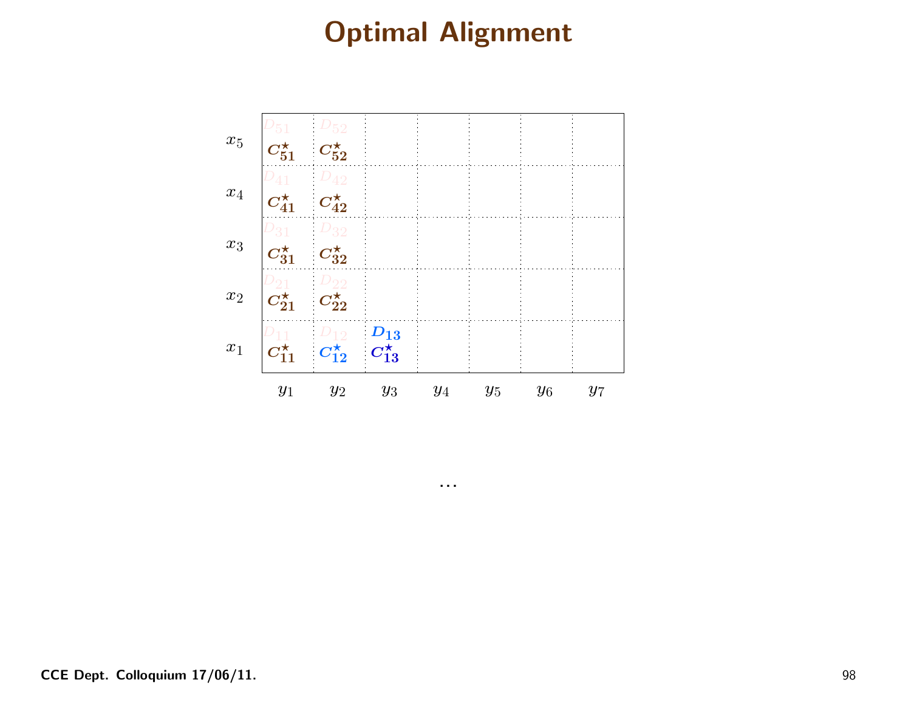# Optimal Alignment

| | $y_1$ | $y_2$ | $y_3$ | $y_4$ | $y_5$ | $y_6$ | $y_7$ |
|---|---|---|---|---|---|---|---|
| $x_5$ | $D_{51}$ $C^\star_{51}$ | $D_{52}$ $C^\star_{52}$ | | | | | |
| $x_4$ | $D_{41}$ $C^\star_{41}$ | $D_{42}$ $C^\star_{42}$ | | | | | |
| $x_3$ | $D_{31}$ $C^\star_{31}$ | $D_{32}$ $C^\star_{32}$ | | | | | |
| $x_2$ | $D_{21}$ $C^\star_{21}$ | $D_{22}$ $C^\star_{22}$ | | | | | |
| $x_1$ | $D_{11}$ $C^\star_{11}$ | $D_{12}$ $C^\star_{12}$ | $D_{13}$ $C^\star_{13}$ | | | | |

...

CCE Dept. Colloquium 17/06/11.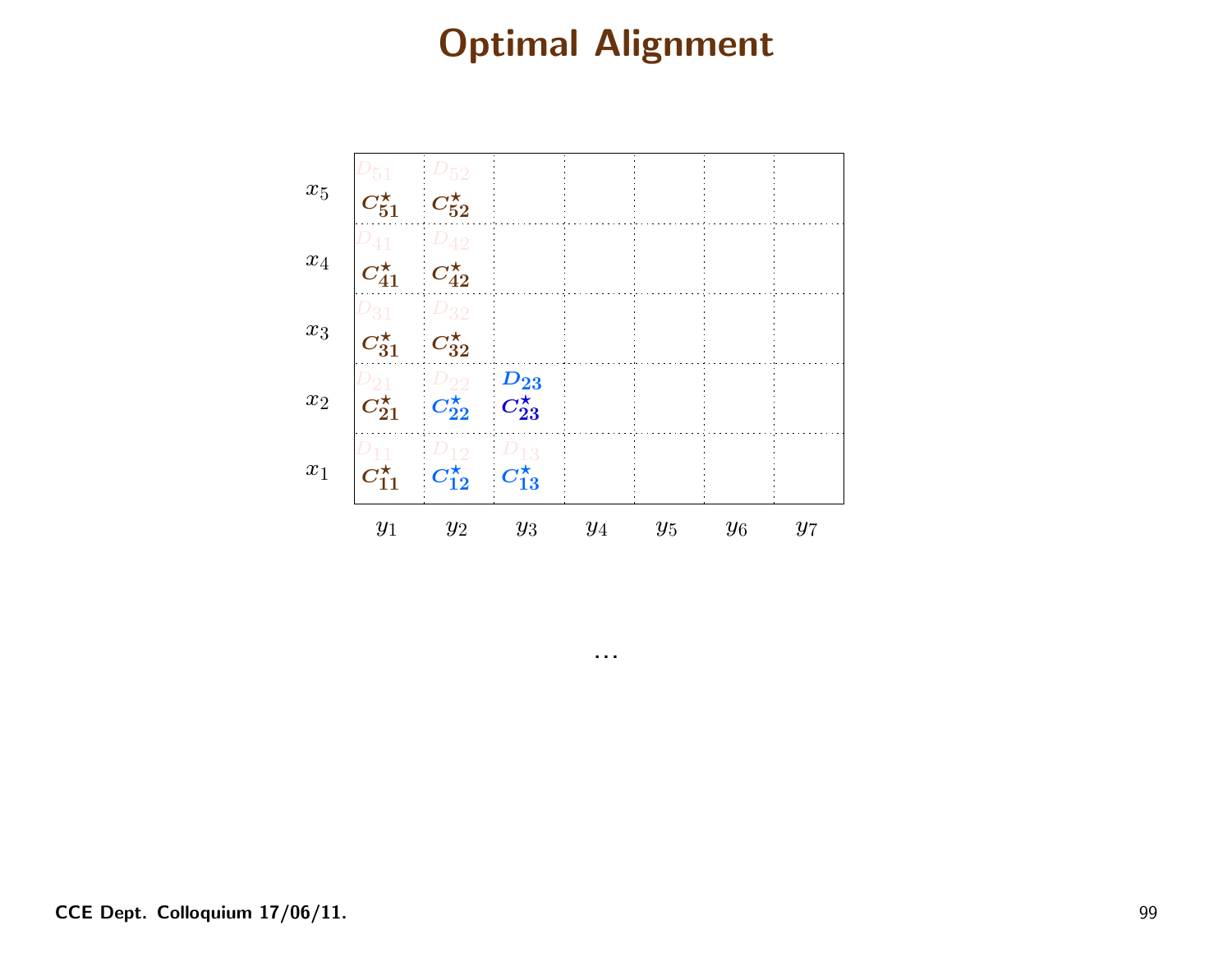# Optimal Alignment

| | $y_1$ | $y_2$ | $y_3$ | $y_4$ | $y_5$ | $y_6$ | $y_7$ |
|---|---|---|---|---|---|---|---|
| $x_5$ | $D_{51}$ $C^\star_{51}$ | $D_{52}$ $C^\star_{52}$ | | | | | |
| $x_4$ | $D_{41}$ $C^\star_{41}$ | $D_{42}$ $C^\star_{42}$ | | | | | |
| $x_3$ | $D_{31}$ $C^\star_{31}$ | $D_{32}$ $C^\star_{32}$ | | | | | |
| $x_2$ | $D_{21}$ $C^\star_{21}$ | $D_{22}$ $C^\star_{22}$ | $D_{23}$ $C^\star_{23}$ | | | | |
| $x_1$ | $D_{11}$ $C^\star_{11}$ | $D_{12}$ $C^\star_{12}$ | $D_{13}$ $C^\star_{13}$ | | | | |

...

**CCE Dept. Colloquium 17/06/11.**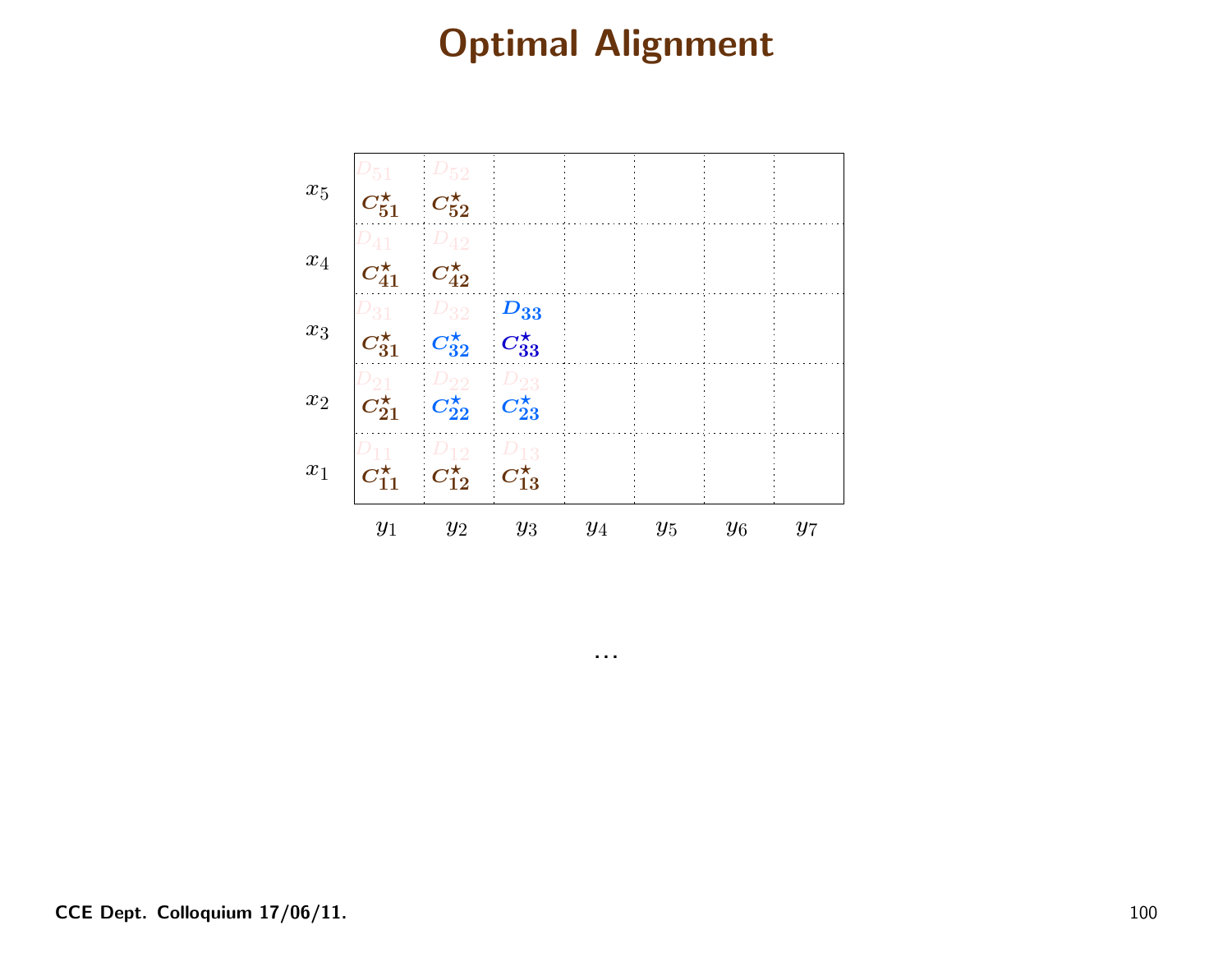# Optimal Alignment

| | $y_1$ | $y_2$ | $y_3$ | $y_4$ | $y_5$ | $y_6$ | $y_7$ |
|---|---|---|---|---|---|---|---|
| $x_5$ | $D_{51}$ $C^\star_{51}$ | $D_{52}$ $C^\star_{52}$ | | | | | |
| $x_4$ | $D_{41}$ $C^\star_{41}$ | $D_{42}$ $C^\star_{42}$ | | | | | |
| $x_3$ | $D_{31}$ $C^\star_{31}$ | $D_{32}$ $C^\star_{32}$ | $D_{33}$ $C^\star_{33}$ | | | | |
| $x_2$ | $D_{21}$ $C^\star_{21}$ | $D_{22}$ $C^\star_{22}$ | $D_{23}$ $C^\star_{23}$ | | | | |
| $x_1$ | $D_{11}$ $C^\star_{11}$ | $D_{12}$ $C^\star_{12}$ | $D_{13}$ $C^\star_{13}$ | | | | |

...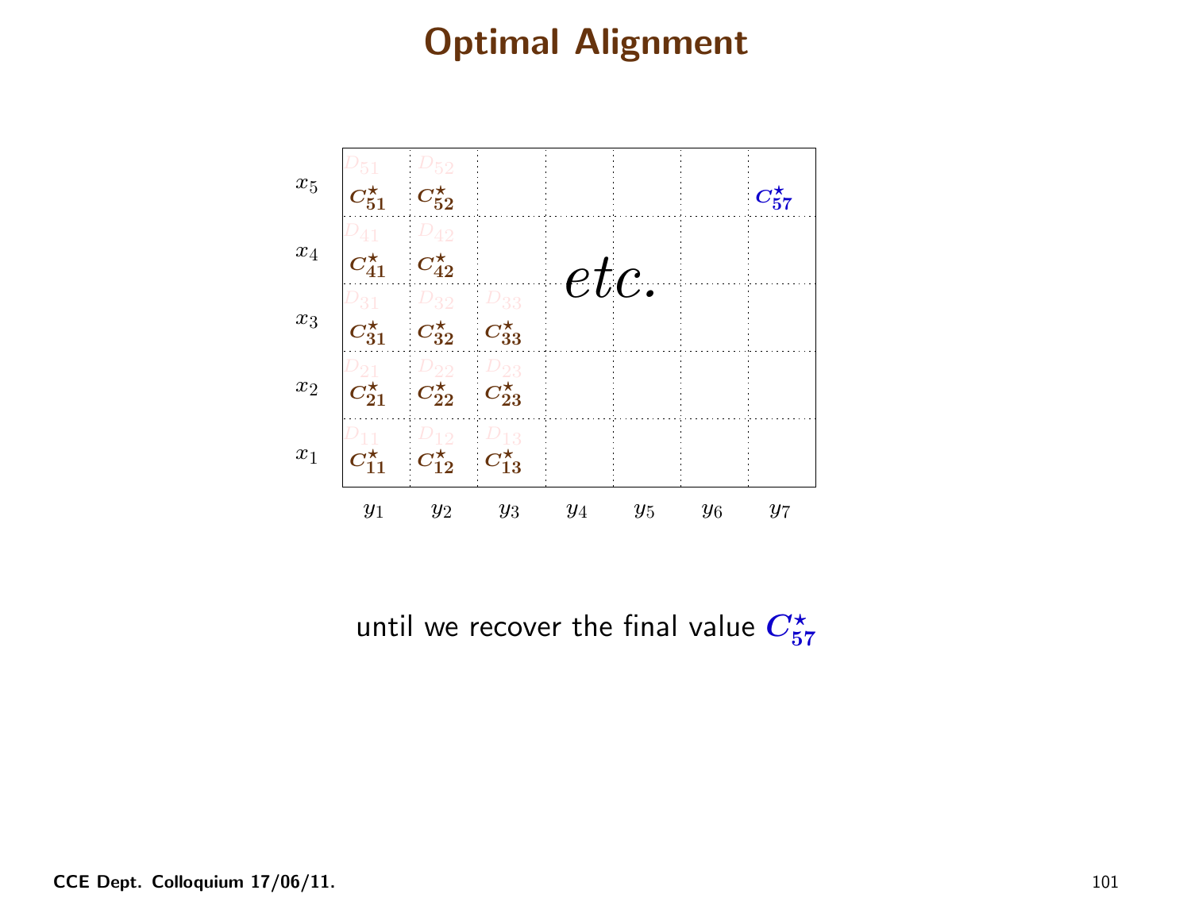# Optimal Alignment

| | $y_1$ | $y_2$ | $y_3$ | $y_4$ | $y_5$ | $y_6$ | $y_7$ |
|---|---|---|---|---|---|---|---|
| $x_5$ | $D_{51}$ $C^\star_{51}$ | $D_{52}$ $C^\star_{52}$ | | | | | $C^\star_{57}$ |
| $x_4$ | $D_{41}$ $C^\star_{41}$ | $D_{42}$ $C^\star_{42}$ | | | *etc.* | | |
| $x_3$ | $D_{31}$ $C^\star_{31}$ | $D_{32}$ $C^\star_{32}$ | $D_{33}$ $C^\star_{33}$ | | | | |
| $x_2$ | $D_{21}$ $C^\star_{21}$ | $D_{22}$ $C^\star_{22}$ | $D_{23}$ $C^\star_{23}$ | | | | |
| $x_1$ | $D_{11}$ $C^\star_{11}$ | $D_{12}$ $C^\star_{12}$ | $D_{13}$ $C^\star_{13}$ | | | | |

until we recover the final value $C^\star_{57}$

**CCE Dept. Colloquium 17/06/11.**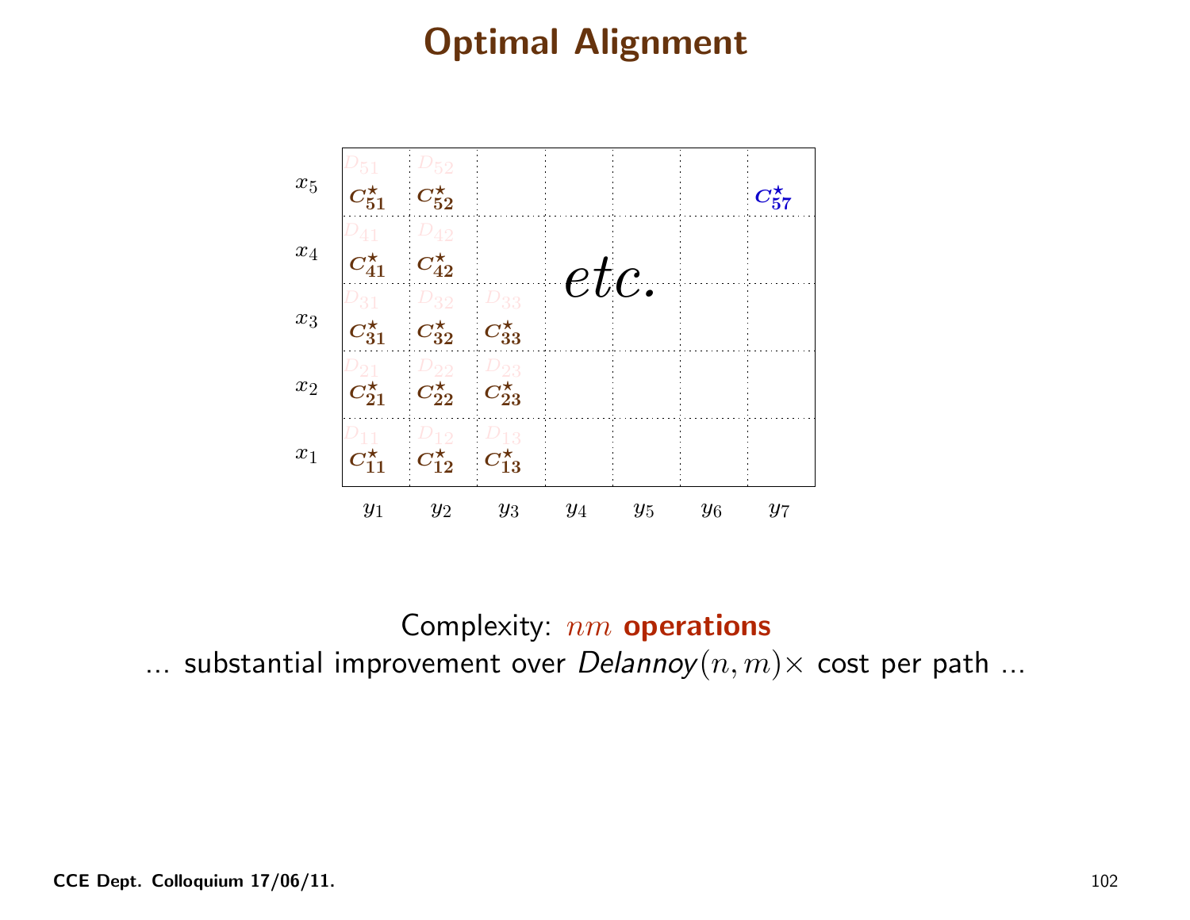# Optimal Alignment

| | $y_1$ | $y_2$ | $y_3$ | $y_4$ | $y_5$ | $y_6$ | $y_7$ |
|---|---|---|---|---|---|---|---|
| $x_5$ | $D_{51}$ $C^{\star}_{51}$ | $D_{52}$ $C^{\star}_{52}$ | | | | | $C^{\star}_{57}$ |
| $x_4$ | $D_{41}$ $C^{\star}_{41}$ | $D_{42}$ $C^{\star}_{42}$ | | *etc.* | | | |
| $x_3$ | $D_{31}$ $C^{\star}_{31}$ | $D_{32}$ $C^{\star}_{32}$ | $D_{33}$ $C^{\star}_{33}$ | | | | |
| $x_2$ | $D_{21}$ $C^{\star}_{21}$ | $D_{22}$ $C^{\star}_{22}$ | $D_{23}$ $C^{\star}_{23}$ | | | | |
| $x_1$ | $D_{11}$ $C^{\star}_{11}$ | $D_{12}$ $C^{\star}_{12}$ | $D_{13}$ $C^{\star}_{13}$ | | | | |

Complexity: $nm$ **operations**

... substantial improvement over *Delannoy*$(n, m)\times$ cost per path ...

CCE Dept. Colloquium 17/06/11.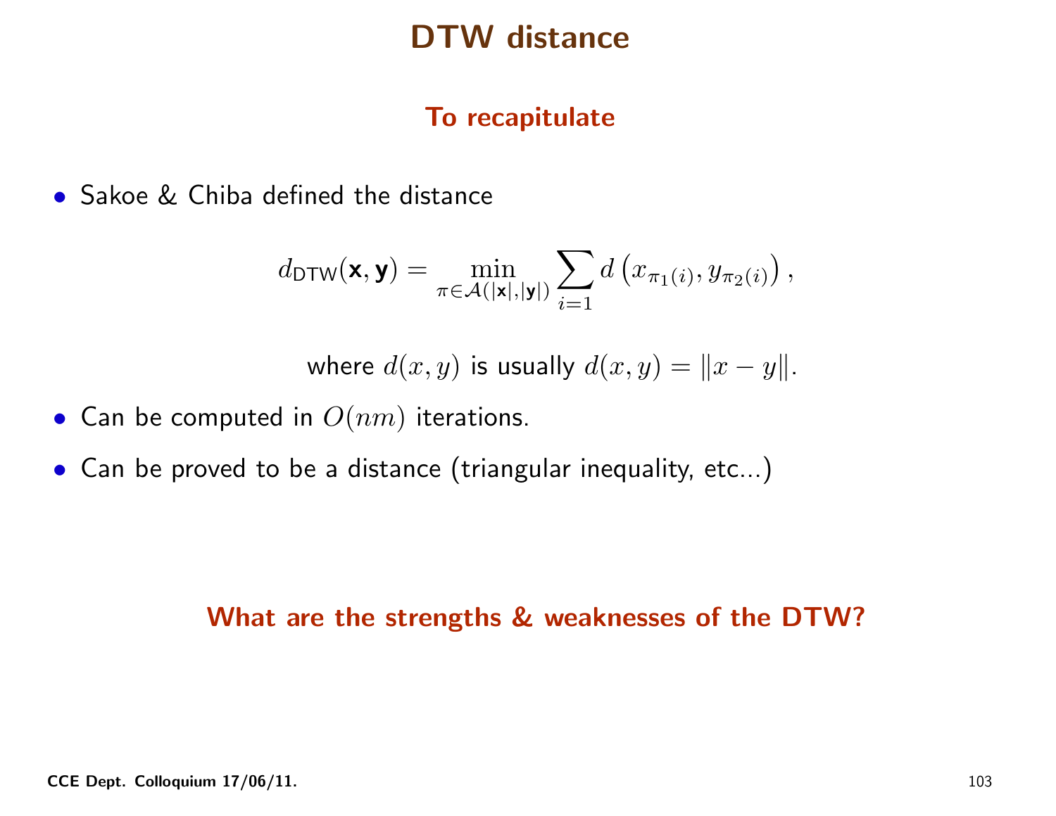# DTW distance

## To recapitulate

- Sakoe & Chiba defined the distance

$$d_{\mathsf{DTW}}(\mathbf{x}, \mathbf{y}) = \min_{\pi \in \mathcal{A}(|\mathbf{x}|, |\mathbf{y}|)} \sum_{i=1} d\left(x_{\pi_1(i)}, y_{\pi_2(i)}\right),$$

where $d(x, y)$ is usually $d(x, y) = \|x - y\|$.

- Can be computed in $O(nm)$ iterations.
- Can be proved to be a distance (triangular inequality, etc...)

**What are the strengths & weaknesses of the DTW?**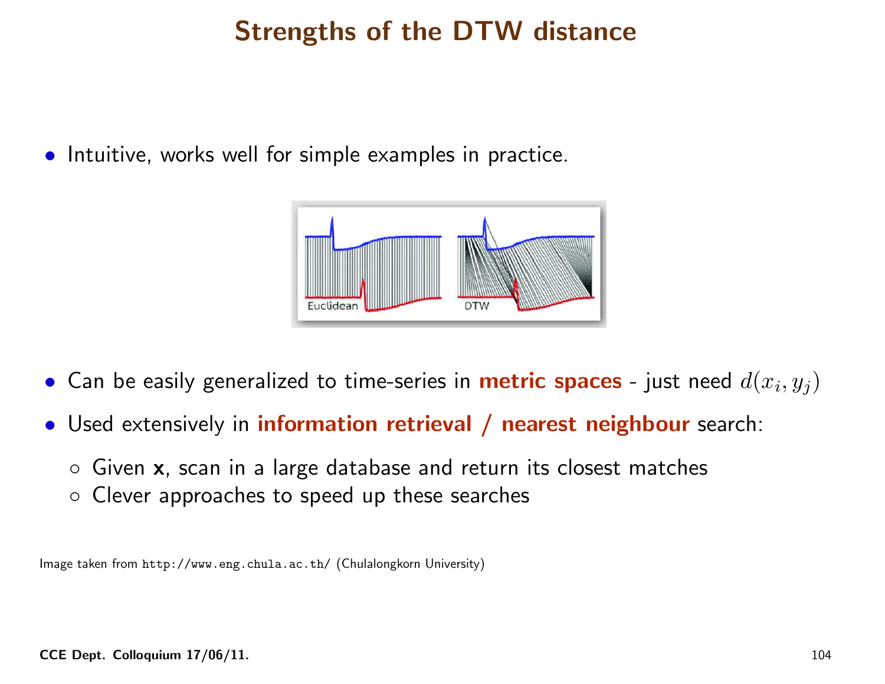# Strengths of the DTW distance

- Intuitive, works well for simple examples in practice.

- Can be easily generalized to time-series in **metric spaces** - just need $d(x_i, y_j)$
- Used extensively in **information retrieval / nearest neighbour** search:
  - Given $\mathbf{x}$, scan in a large database and return its closest matches
  - Clever approaches to speed up these searches

Image taken from `http://www.eng.chula.ac.th/` (Chulalongkorn University)

**CCE Dept. Colloquium 17/06/11.**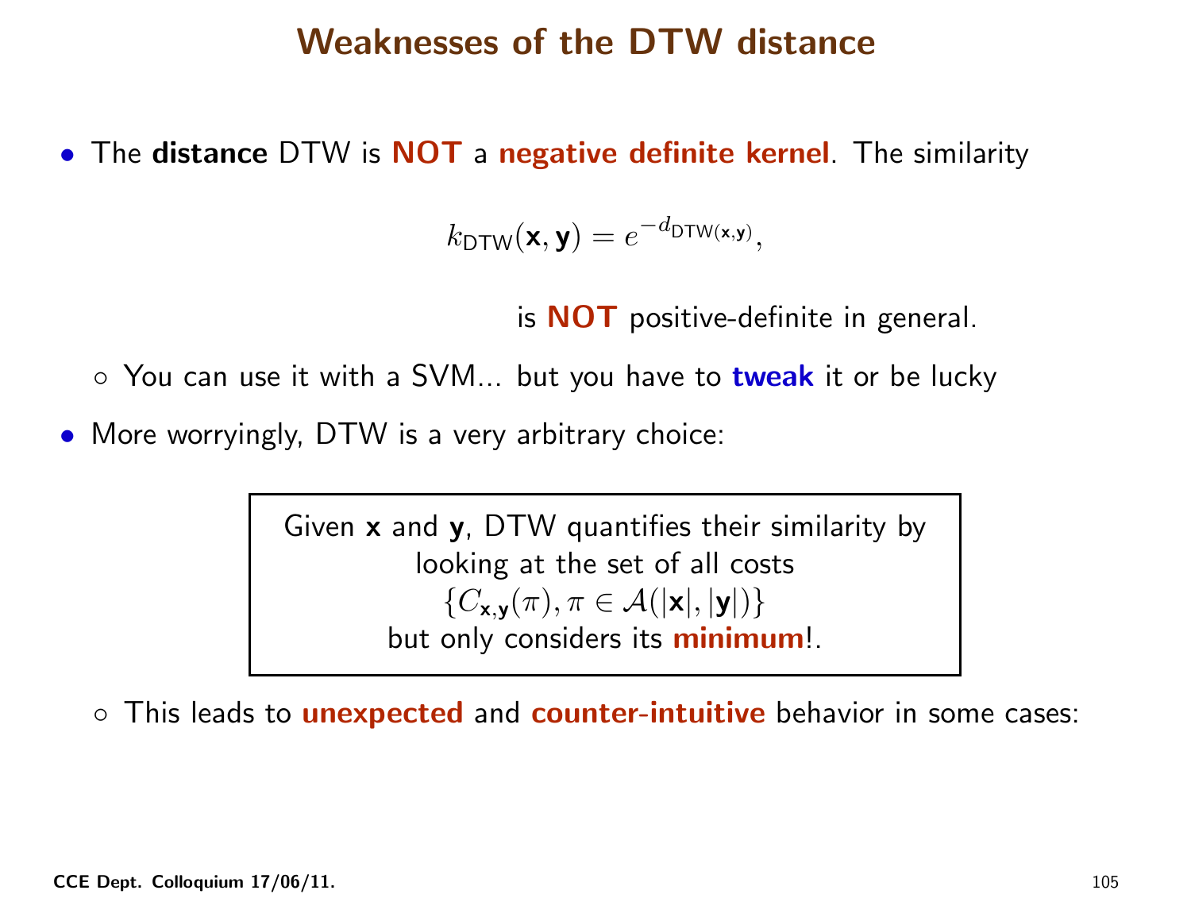# Weaknesses of the DTW distance

- The **distance** DTW is **NOT** a **negative definite kernel**. The similarity

$$k_{\mathsf{DTW}}(\mathbf{x}, \mathbf{y}) = e^{-d_{\mathsf{DTW}(\mathbf{x},\mathbf{y})}},$$

is **NOT** positive-definite in general.

  - You can use it with a SVM... but you have to **tweak** it or be lucky

- More worryingly, DTW is a very arbitrary choice:

> Given **x** and **y**, DTW quantifies their similarity by looking at the set of all costs $\{C_{\mathbf{x},\mathbf{y}}(\pi), \pi \in \mathcal{A}(|\mathbf{x}|, |\mathbf{y}|)\}$ but only considers its **minimum**!.

  - This leads to **unexpected** and **counter-intuitive** behavior in some cases: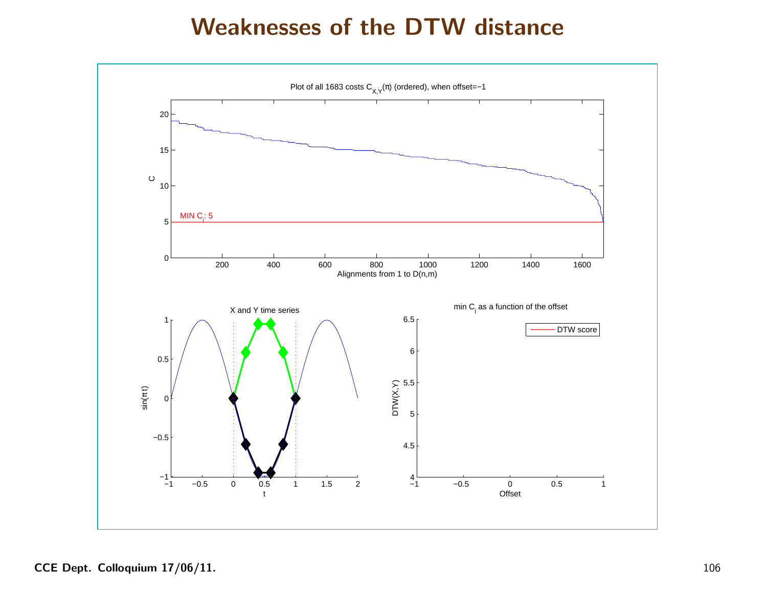# Weaknesses of the DTW distance

Plot of all 1683 costs $C_{X,Y}(\pi)$ (ordered), when offset=−1

MIN $C_i$: 5

Alignments from 1 to D(n,m)

X and Y time series

min $C_i$ as a function of the offset

DTW score

Offset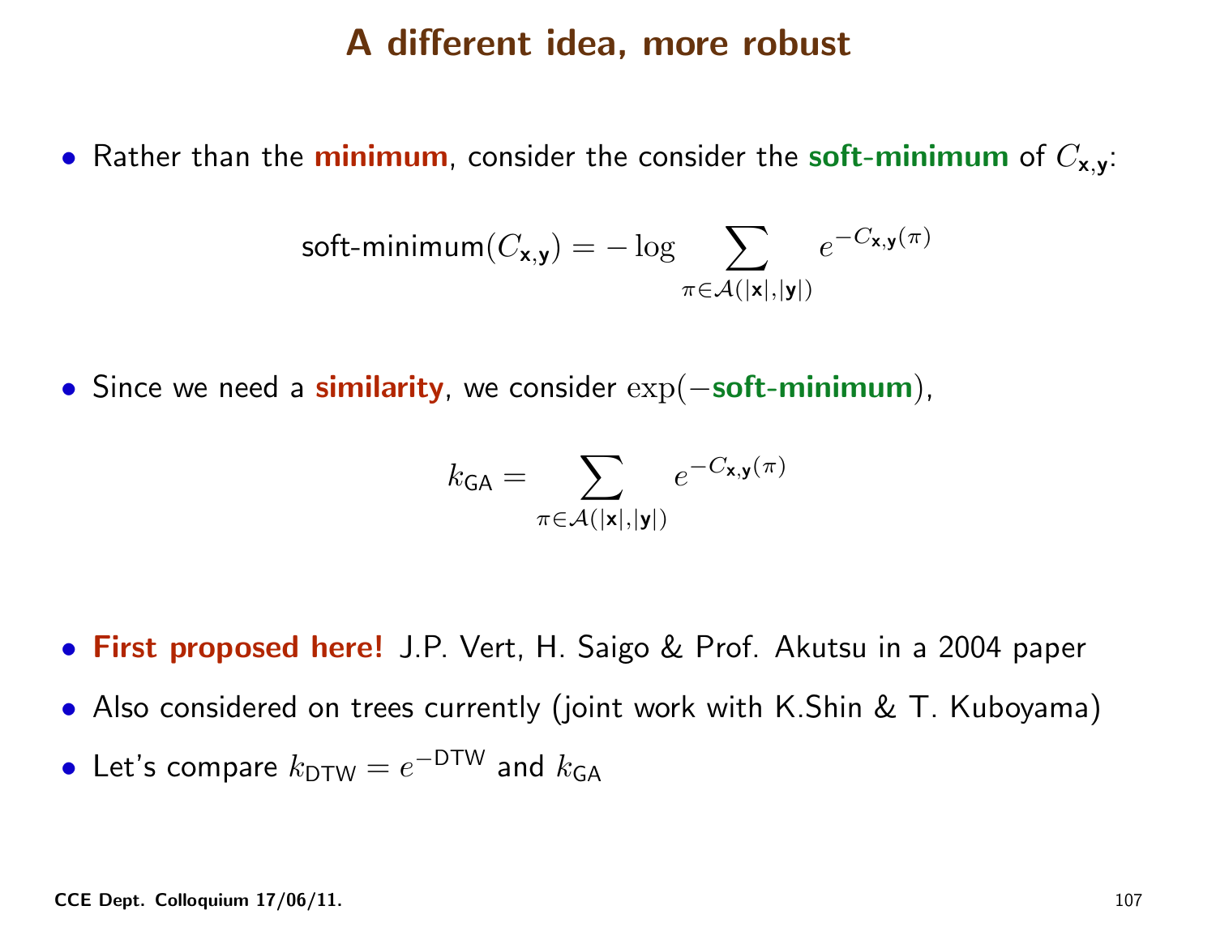# A different idea, more robust

- Rather than the **minimum**, consider the consider the **soft-minimum** of $C_{\mathbf{x},\mathbf{y}}$:

$$\text{soft-minimum}(C_{\mathbf{x},\mathbf{y}}) = -\log \sum_{\pi \in \mathcal{A}(|\mathbf{x}|,|\mathbf{y}|)} e^{-C_{\mathbf{x},\mathbf{y}}(\pi)}$$

- Since we need a **similarity**, we consider $\exp(-\textbf{soft-minimum})$,

$$k_{\mathsf{GA}} = \sum_{\pi \in \mathcal{A}(|\mathbf{x}|,|\mathbf{y}|)} e^{-C_{\mathbf{x},\mathbf{y}}(\pi)}$$

- **First proposed here!** J.P. Vert, H. Saigo & Prof. Akutsu in a 2004 paper
- Also considered on trees currently (joint work with K.Shin & T. Kuboyama)
- Let's compare $k_{\mathsf{DTW}} = e^{-\mathsf{DTW}}$ and $k_{\mathsf{GA}}$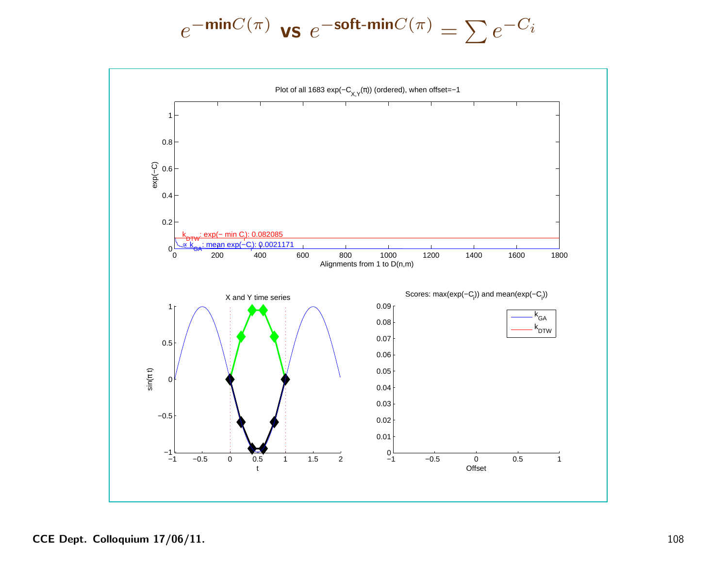$$e^{-\mathbf{min} C(\pi)} \textbf{ vs } e^{-\mathbf{soft\text{-}min} C(\pi)} = \sum e^{-C_i}$$

Plot of all 1683 $\exp(-C_{X,Y}(\pi))$ (ordered), when offset=−1

$k_{DTW}$: exp(− min C): 0.082085

$\propto k_{GA}$: mean exp(−C): 0.0021171

Alignments from 1 to D(n,m)

X and Y time series

Scores: $\max(\exp(-C_i))$ and $\text{mean}(\exp(-C_i))$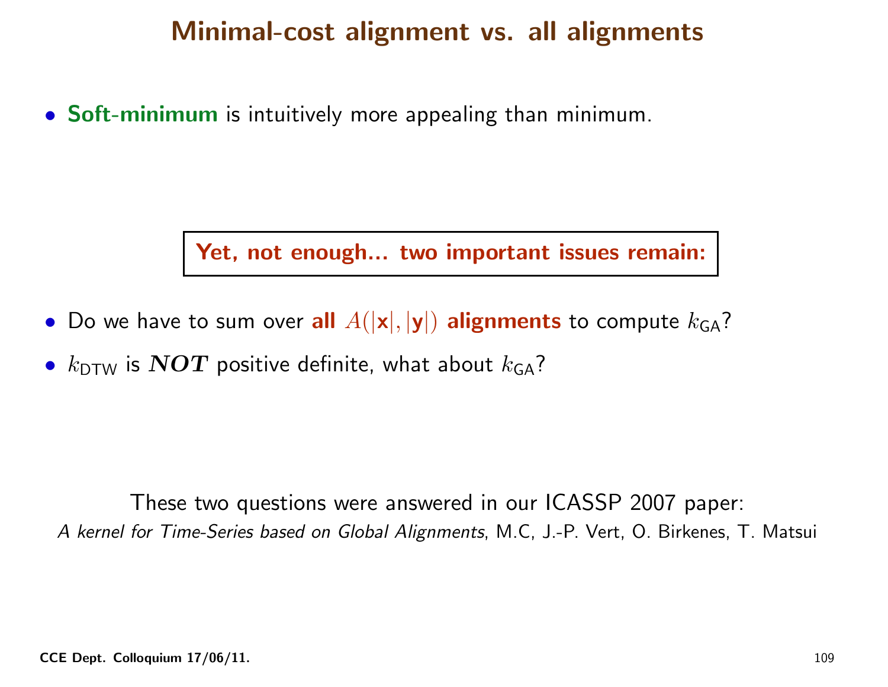# Minimal-cost alignment vs. all alignments

- **Soft-minimum** is intuitively more appealing than minimum.

**Yet, not enough... two important issues remain:**

- Do we have to sum over **all $A(|\mathbf{x}|, |\mathbf{y}|)$ alignments** to compute $k_{\mathsf{GA}}$?
- $k_{\mathsf{DTW}}$ is $\boldsymbol{NOT}$ positive definite, what about $k_{\mathsf{GA}}$?

These two questions were answered in our ICASSP 2007 paper:
*A kernel for Time-Series based on Global Alignments*, M.C, J.-P. Vert, O. Birkenes, T. Matsui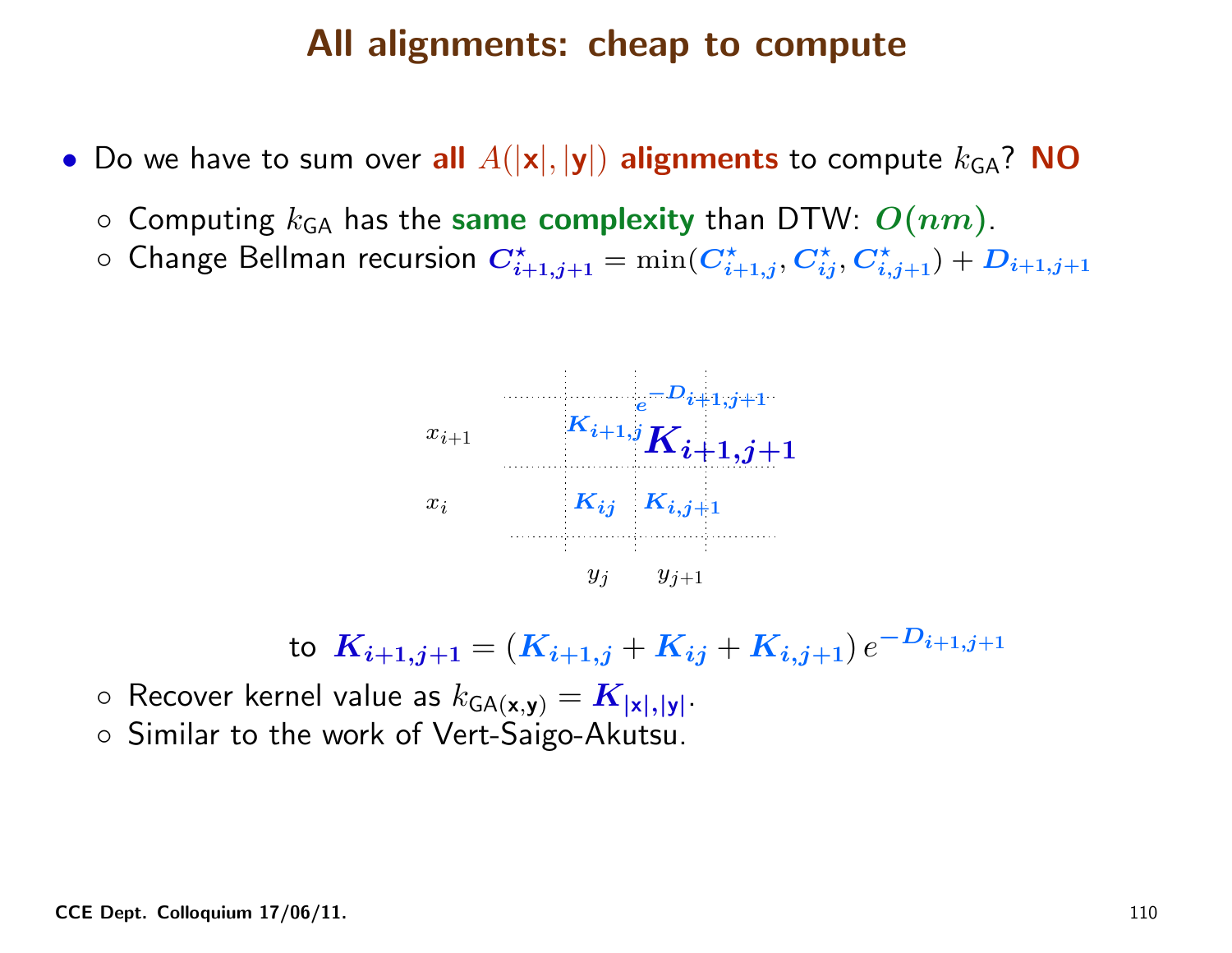# All alignments: cheap to compute

- Do we have to sum over **all $A(|\mathbf{x}|, |\mathbf{y}|)$ alignments** to compute $k_{\mathsf{GA}}$? **NO**
  - Computing $k_{\mathsf{GA}}$ has the **same complexity** than DTW: $O(nm)$.
  - Change Bellman recursion $C^{\star}_{i+1,j+1} = \min(C^{\star}_{i+1,j}, C^{\star}_{ij}, C^{\star}_{i,j+1}) + D_{i+1,j+1}$

| | $y_j$ | $y_{j+1}$ |
|---|---|---|
| $x_{i+1}$ | $K_{i+1,j}$ | $K_{i+1,j+1}$ (weight $e^{-D_{i+1,j+1}}$) |
| $x_i$ | $K_{ij}$ | $K_{i,j+1}$ |

to $K_{i+1,j+1} = (K_{i+1,j} + K_{ij} + K_{i,j+1})\, e^{-D_{i+1,j+1}}$

  - Recover kernel value as $k_{\mathsf{GA}(\mathbf{x},\mathbf{y})} = K_{|\mathbf{x}|,|\mathbf{y}|}$.
  - Similar to the work of Vert-Saigo-Akutsu.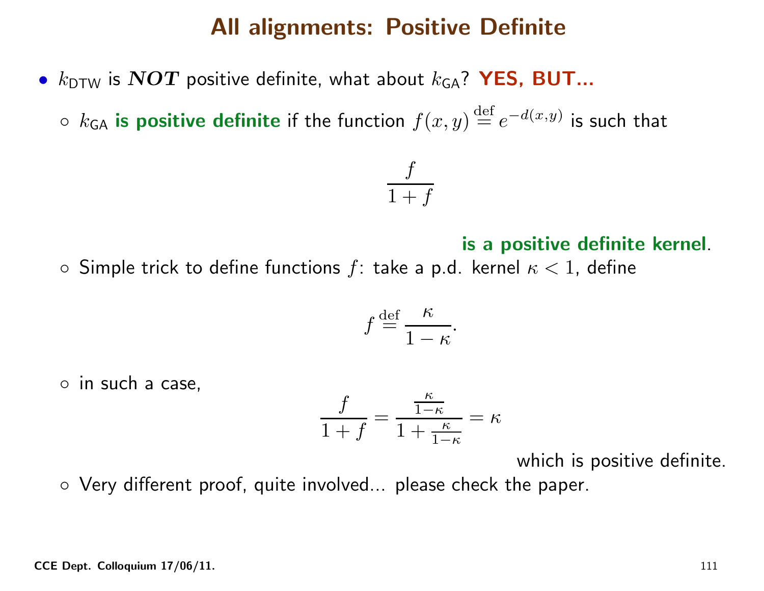# All alignments: Positive Definite

- $k_{\mathrm{DTW}}$ is ***NOT*** positive definite, what about $k_{\mathrm{GA}}$? **YES, BUT...**
  - $k_{\mathrm{GA}}$ **is positive definite** if the function $f(x,y) \stackrel{\text{def}}{=} e^{-d(x,y)}$ is such that

$$\frac{f}{1+f}$$

**is a positive definite kernel**.

  - Simple trick to define functions $f$: take a p.d. kernel $\kappa < 1$, define

$$f \stackrel{\text{def}}{=} \frac{\kappa}{1-\kappa}.$$

  - in such a case,

$$\frac{f}{1+f} = \frac{\frac{\kappa}{1-\kappa}}{1+\frac{\kappa}{1-\kappa}} = \kappa$$

which is positive definite.

  - Very different proof, quite involved... please check the paper.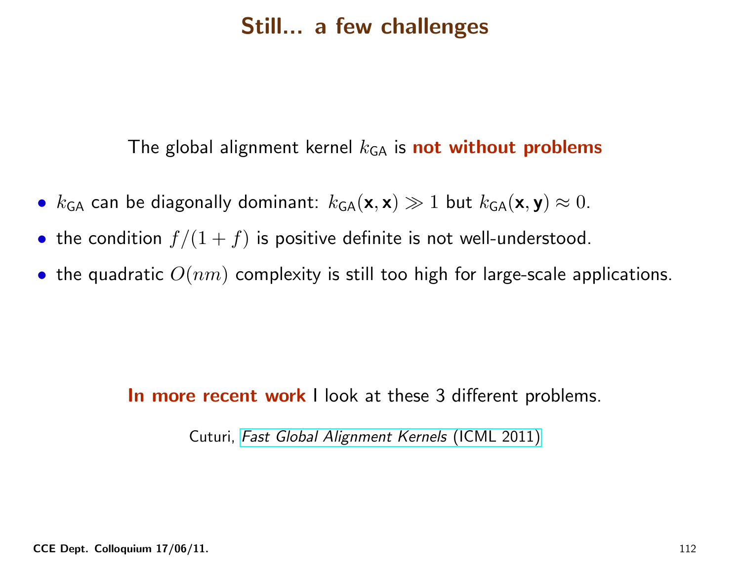# Still... a few challenges

The global alignment kernel $k_{\mathsf{GA}}$ is **not without problems**

- $k_{\mathsf{GA}}$ can be diagonally dominant: $k_{\mathsf{GA}}(\mathbf{x}, \mathbf{x}) \gg 1$ but $k_{\mathsf{GA}}(\mathbf{x}, \mathbf{y}) \approx 0$.
- the condition $f/(1+f)$ is positive definite is not well-understood.
- the quadratic $O(nm)$ complexity is still too high for large-scale applications.

**In more recent work** I look at these 3 different problems.

Cuturi, *Fast Global Alignment Kernels* (ICML 2011)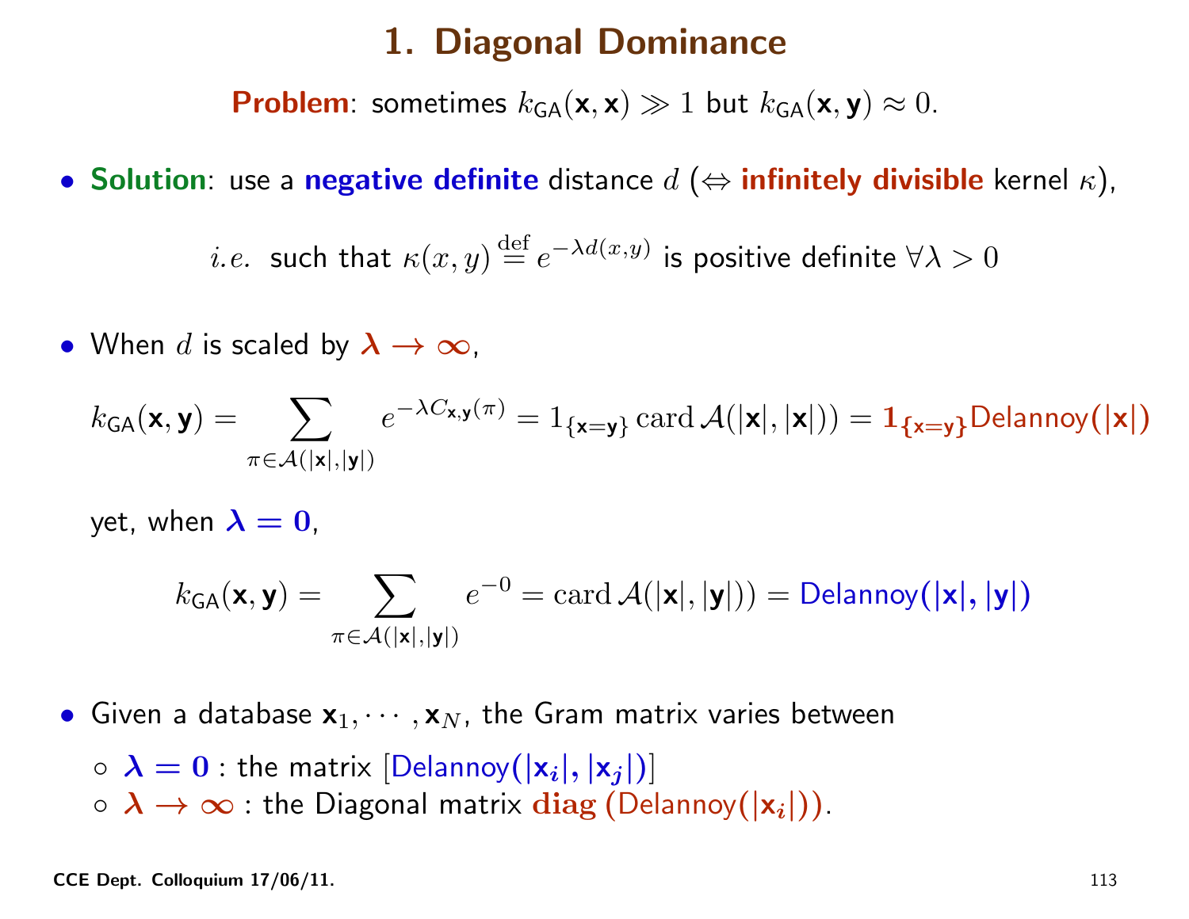# 1. Diagonal Dominance

**Problem**: sometimes $k_{\mathsf{GA}}(\mathbf{x},\mathbf{x}) \gg 1$ but $k_{\mathsf{GA}}(\mathbf{x},\mathbf{y}) \approx 0$.

- **Solution**: use a **negative definite** distance $d$ ($\Leftrightarrow$ **infinitely divisible** kernel $\kappa$),

$$i.e.\ \text{ such that } \kappa(x,y) \overset{\text{def}}{=} e^{-\lambda d(x,y)} \text{ is positive definite } \forall \lambda > 0$$

- When $d$ is scaled by $\boldsymbol{\lambda \to \infty}$,

$$k_{\mathsf{GA}}(\mathbf{x},\mathbf{y}) = \sum_{\pi \in \mathcal{A}(|\mathbf{x}|,|\mathbf{y}|)} e^{-\lambda C_{\mathbf{x},\mathbf{y}}(\pi)} = 1_{\{\mathbf{x}=\mathbf{y}\}} \operatorname{card} \mathcal{A}(|\mathbf{x}|,|\mathbf{x}|)) = \mathbf{1}_{\{\mathbf{x}=\mathbf{y}\}} \mathsf{Delannoy}(|\mathbf{x}|)$$

  yet, when $\boldsymbol{\lambda = 0}$,

$$k_{\mathsf{GA}}(\mathbf{x},\mathbf{y}) = \sum_{\pi \in \mathcal{A}(|\mathbf{x}|,|\mathbf{y}|)} e^{-0} = \operatorname{card} \mathcal{A}(|\mathbf{x}|,|\mathbf{y}|)) = \mathsf{Delannoy}(|\mathbf{x}|,|\mathbf{y}|)$$

- Given a database $\mathbf{x}_1, \cdots, \mathbf{x}_N$, the Gram matrix varies between
  - $\boldsymbol{\lambda = 0}$ : the matrix $[\mathsf{Delannoy}(|\mathbf{x}_i|,|\mathbf{x}_j|)]$
  - $\boldsymbol{\lambda \to \infty}$ : the Diagonal matrix $\mathbf{diag}\,(\mathsf{Delannoy}(|\mathbf{x}_i|))$.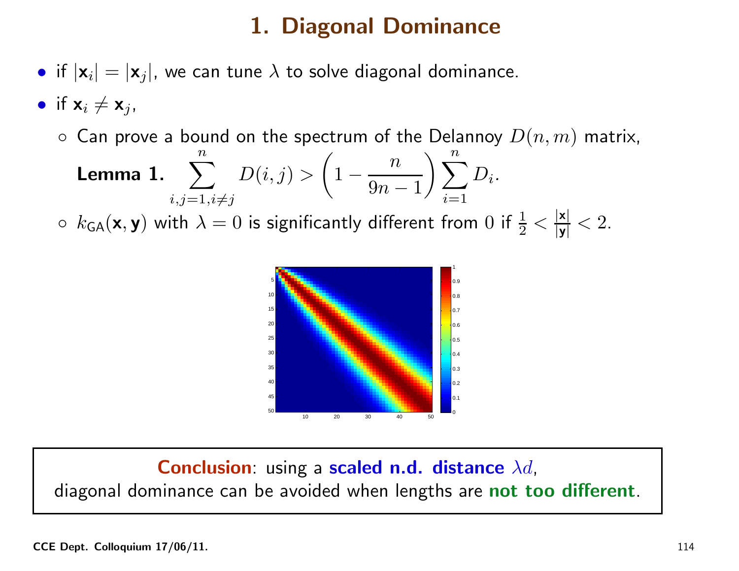# 1. Diagonal Dominance

- if $|\mathbf{x}_i| = |\mathbf{x}_j|$, we can tune $\lambda$ to solve diagonal dominance.
- if $\mathbf{x}_i \neq \mathbf{x}_j$,
  - Can prove a bound on the spectrum of the Delannoy $D(n, m)$ matrix,

    **Lemma 1.** $$\sum_{i,j=1, i\neq j}^{n} D(i,j) > \left(1 - \frac{n}{9n-1}\right) \sum_{i=1}^{n} D_i.$$
  - $k_{\mathsf{GA}}(\mathbf{x}, \mathbf{y})$ with $\lambda = 0$ is significantly different from $0$ if $\frac{1}{2} < \frac{|\mathbf{x}|}{|\mathbf{y}|} < 2$.

**Conclusion**: using a **scaled n.d. distance** $\lambda d$,
diagonal dominance can be avoided when lengths are **not too different**.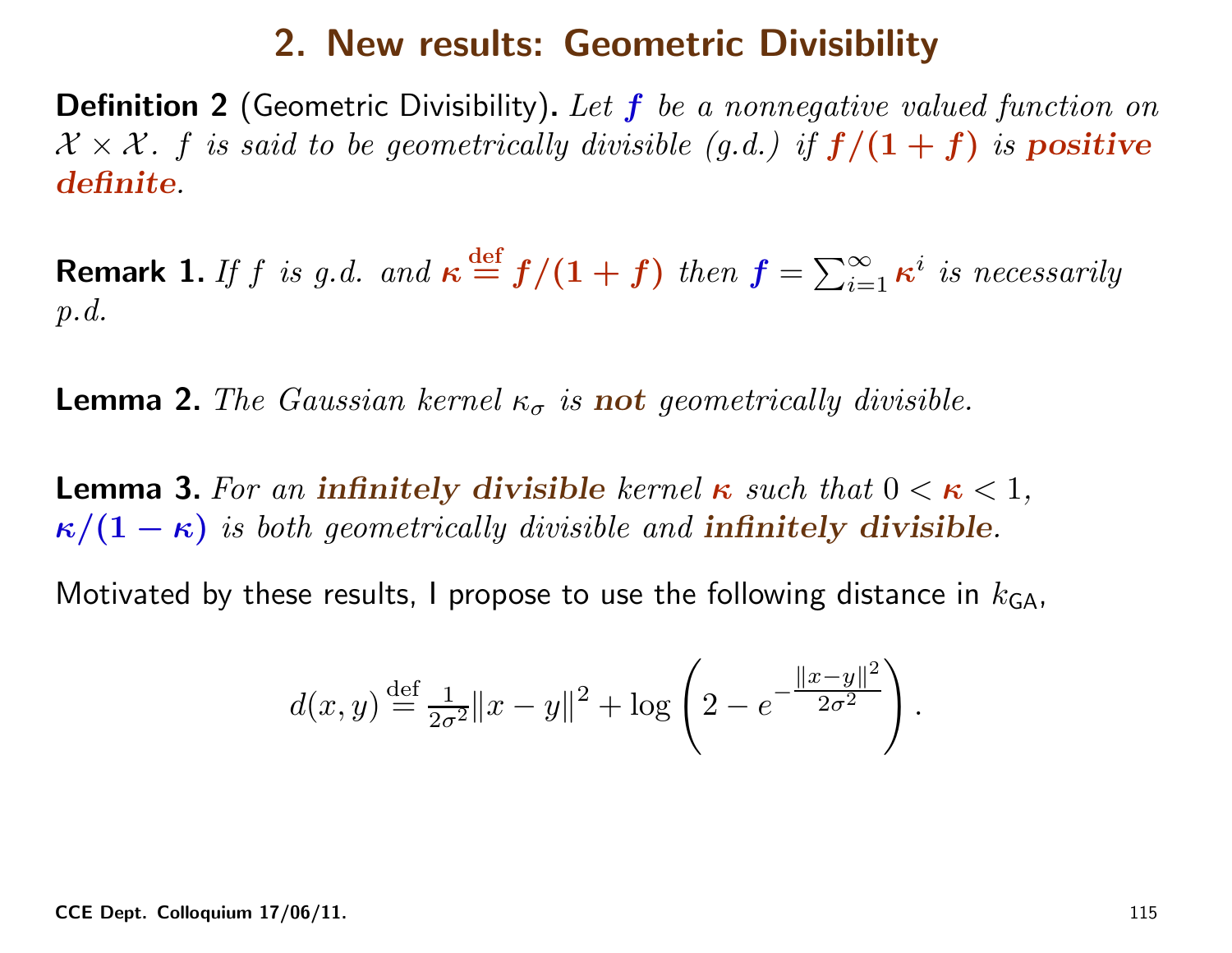## 2. New results: Geometric Divisibility

**Definition 2** (Geometric Divisibility). *Let $f$ be a nonnegative valued function on $\mathcal{X} \times \mathcal{X}$. $f$ is said to be geometrically divisible (g.d.) if $f/(1+f)$ is **positive definite**.*

**Remark 1.** *If $f$ is g.d. and $\kappa \stackrel{\text{def}}{=} f/(1+f)$ then $f = \sum_{i=1}^{\infty} \kappa^i$ is necessarily p.d.*

**Lemma 2.** *The Gaussian kernel $\kappa_\sigma$ is **not** geometrically divisible.*

**Lemma 3.** *For an **infinitely divisible** kernel $\kappa$ such that $0 < \kappa < 1$, $\kappa/(1-\kappa)$ is both geometrically divisible and **infinitely divisible**.*

Motivated by these results, I propose to use the following distance in $k_{\mathsf{GA}}$,

$$d(x,y) \stackrel{\text{def}}{=} \frac{1}{2\sigma^2}\|x-y\|^2 + \log\left(2 - e^{-\frac{\|x-y\|^2}{2\sigma^2}}\right).$$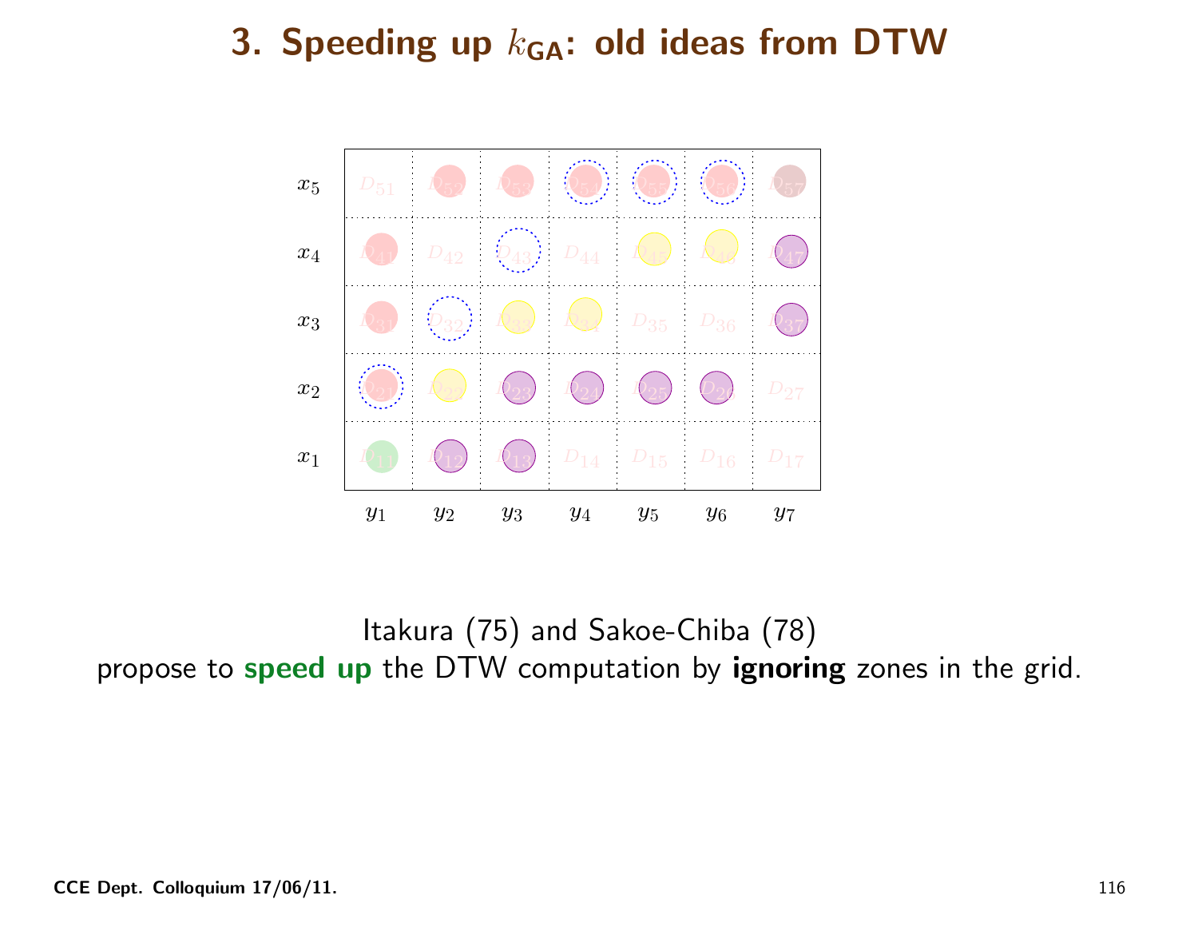# 3. Speeding up $k_{\mathsf{GA}}$: old ideas from DTW

| | | | | | | | |
|---|---|---|---|---|---|---|---|
| $x_5$ | $D_{51}$ | $D_{52}$ | $D_{53}$ | $D_{54}$ | $D_{55}$ | $D_{56}$ | $D_{57}$ |
| $x_4$ | $D_{41}$ | $D_{42}$ | $D_{43}$ | $D_{44}$ | $D_{45}$ | $D_{46}$ | $D_{47}$ |
| $x_3$ | $D_{31}$ | $D_{32}$ | $D_{33}$ | $D_{34}$ | $D_{35}$ | $D_{36}$ | $D_{37}$ |
| $x_2$ | $D_{21}$ | $D_{22}$ | $D_{23}$ | $D_{24}$ | $D_{25}$ | $D_{26}$ | $D_{27}$ |
| $x_1$ | $D_{11}$ | $D_{12}$ | $D_{13}$ | $D_{14}$ | $D_{15}$ | $D_{16}$ | $D_{17}$ |
| | $y_1$ | $y_2$ | $y_3$ | $y_4$ | $y_5$ | $y_6$ | $y_7$ |

Itakura (75) and Sakoe-Chiba (78)
propose to **speed up** the DTW computation by **ignoring** zones in the grid.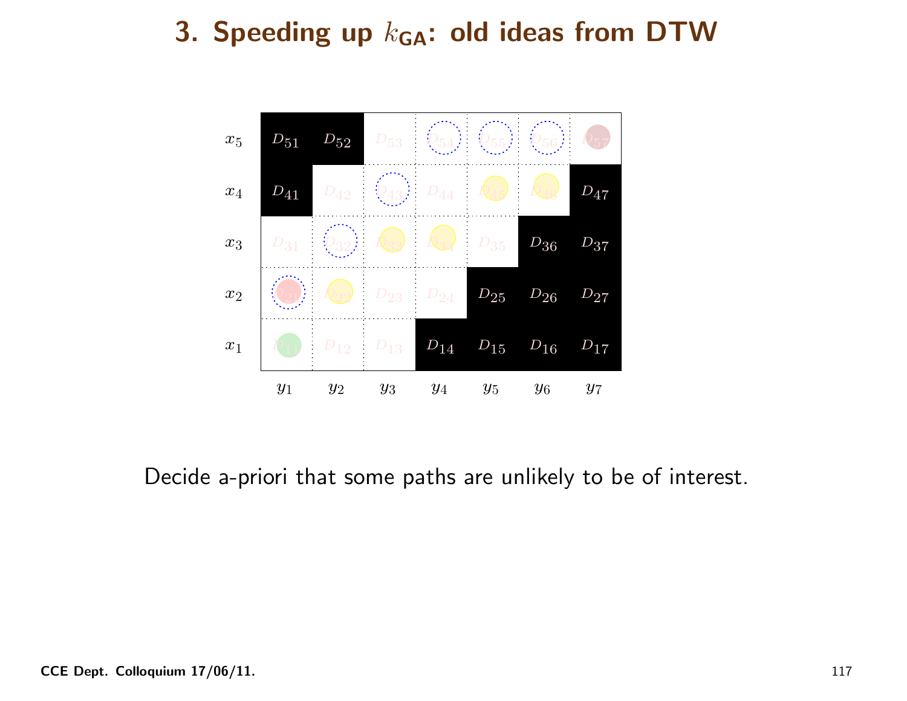# 3. Speeding up $k_{\mathsf{GA}}$: old ideas from DTW

| | $y_1$ | $y_2$ | $y_3$ | $y_4$ | $y_5$ | $y_6$ | $y_7$ |
|---|---|---|---|---|---|---|---|
| $x_5$ | $D_{51}$ | $D_{52}$ | $D_{53}$ | $D_{54}$ | $D_{55}$ | $D_{56}$ | $D_{57}$ |
| $x_4$ | $D_{41}$ | $D_{42}$ | $D_{43}$ | $D_{44}$ | $D_{45}$ | $D_{46}$ | $D_{47}$ |
| $x_3$ | $D_{31}$ | $D_{32}$ | $D_{33}$ | $D_{34}$ | $D_{35}$ | $D_{36}$ | $D_{37}$ |
| $x_2$ | $D_{21}$ | $D_{22}$ | $D_{23}$ | $D_{24}$ | $D_{25}$ | $D_{26}$ | $D_{27}$ |
| $x_1$ | $D_{11}$ | $D_{12}$ | $D_{13}$ | $D_{14}$ | $D_{15}$ | $D_{16}$ | $D_{17}$ |

Decide a-priori that some paths are unlikely to be of interest.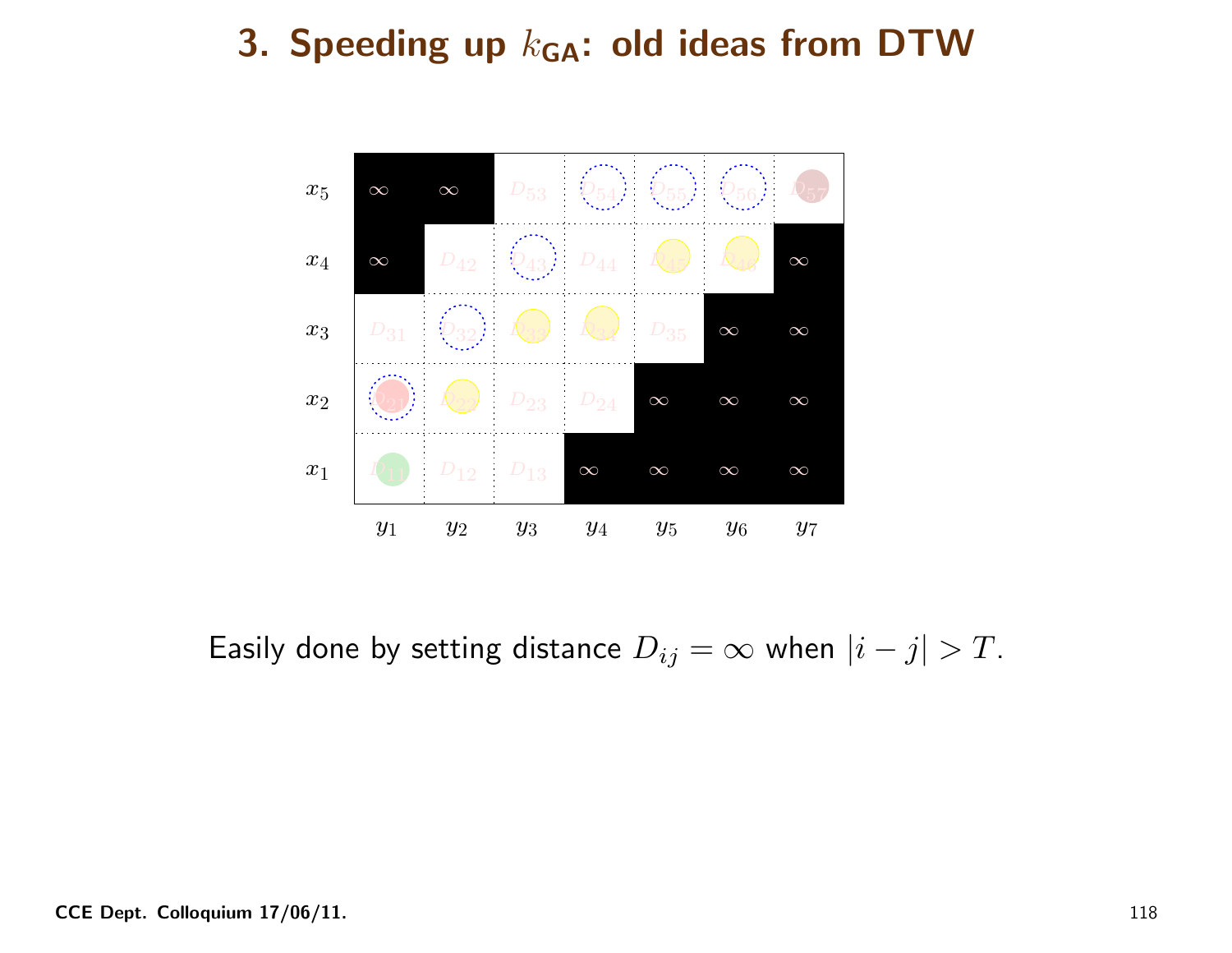# 3. Speeding up $k_{\mathsf{GA}}$: old ideas from DTW

| | $y_1$ | $y_2$ | $y_3$ | $y_4$ | $y_5$ | $y_6$ | $y_7$ |
|---|---|---|---|---|---|---|---|
| $x_5$ | $\infty$ | $\infty$ | $D_{53}$ | $D_{54}$ | $D_{55}$ | $D_{56}$ | $D_{57}$ |
| $x_4$ | $\infty$ | $D_{42}$ | $D_{43}$ | $D_{44}$ | $D_{45}$ | $D_{46}$ | $\infty$ |
| $x_3$ | $D_{31}$ | $D_{32}$ | $D_{33}$ | $D_{34}$ | $D_{35}$ | $\infty$ | $\infty$ |
| $x_2$ | $D_{21}$ | $D_{22}$ | $D_{23}$ | $D_{24}$ | $\infty$ | $\infty$ | $\infty$ |
| $x_1$ | $D_{11}$ | $D_{12}$ | $D_{13}$ | $\infty$ | $\infty$ | $\infty$ | $\infty$ |

Easily done by setting distance $D_{ij} = \infty$ when $|i - j| > T$.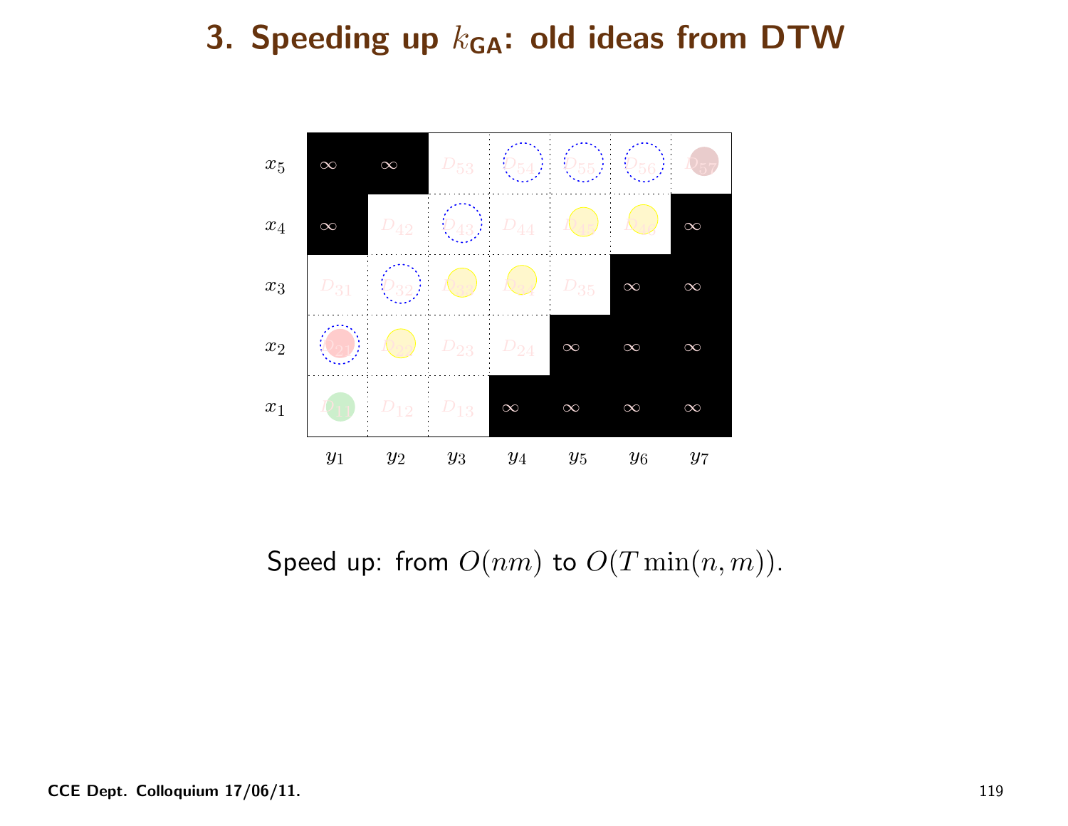# 3. Speeding up $k_{\mathsf{GA}}$: old ideas from DTW

| | | | | | | | |
|---|---|---|---|---|---|---|---|
| $x_5$ | $\infty$ | $\infty$ | $D_{53}$ | $D_{54}$ | $D_{55}$ | $D_{56}$ | $D_{57}$ |
| $x_4$ | $\infty$ | $D_{42}$ | $D_{43}$ | $D_{44}$ | $D_{45}$ | $D_{46}$ | $\infty$ |
| $x_3$ | $D_{31}$ | $D_{32}$ | $D_{33}$ | $D_{34}$ | $D_{35}$ | $\infty$ | $\infty$ |
| $x_2$ | $D_{21}$ | $D_{22}$ | $D_{23}$ | $D_{24}$ | $\infty$ | $\infty$ | $\infty$ |
| $x_1$ | $D_{11}$ | $D_{12}$ | $D_{13}$ | $\infty$ | $\infty$ | $\infty$ | $\infty$ |
| | $y_1$ | $y_2$ | $y_3$ | $y_4$ | $y_5$ | $y_6$ | $y_7$ |

Speed up: from $O(nm)$ to $O(T\min(n,m))$.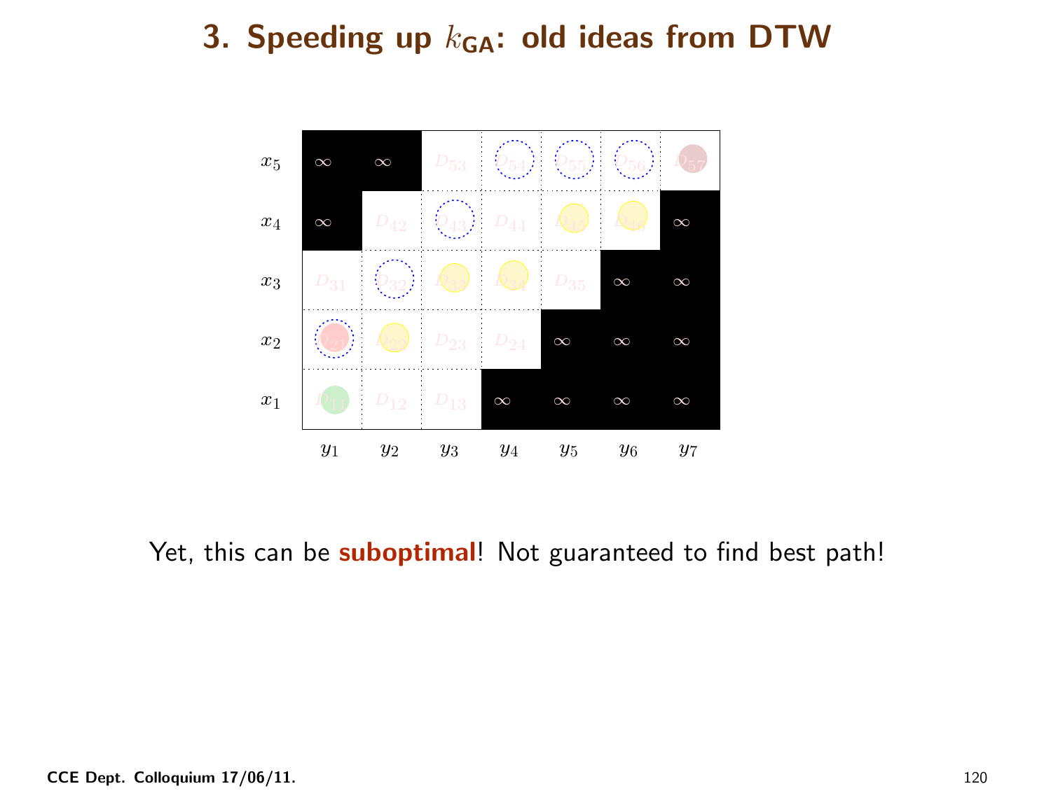# 3. Speeding up $k_{\mathsf{GA}}$: old ideas from DTW

| | $y_1$ | $y_2$ | $y_3$ | $y_4$ | $y_5$ | $y_6$ | $y_7$ |
|---|---|---|---|---|---|---|---|
| $x_5$ | $\infty$ | $\infty$ | $D_{53}$ | $D_{54}$ | $D_{55}$ | $D_{56}$ | $D_{57}$ |
| $x_4$ | $\infty$ | $D_{42}$ | $D_{43}$ | $D_{44}$ | $D_{45}$ | $D_{46}$ | $\infty$ |
| $x_3$ | $D_{31}$ | $D_{32}$ | $D_{33}$ | $D_{34}$ | $D_{35}$ | $\infty$ | $\infty$ |
| $x_2$ | $D_{21}$ | $D_{22}$ | $D_{23}$ | $D_{24}$ | $\infty$ | $\infty$ | $\infty$ |
| $x_1$ | $D_{11}$ | $D_{12}$ | $D_{13}$ | $\infty$ | $\infty$ | $\infty$ | $\infty$ |

Yet, this can be **suboptimal**! Not guaranteed to find best path!

**CCE Dept. Colloquium 17/06/11.**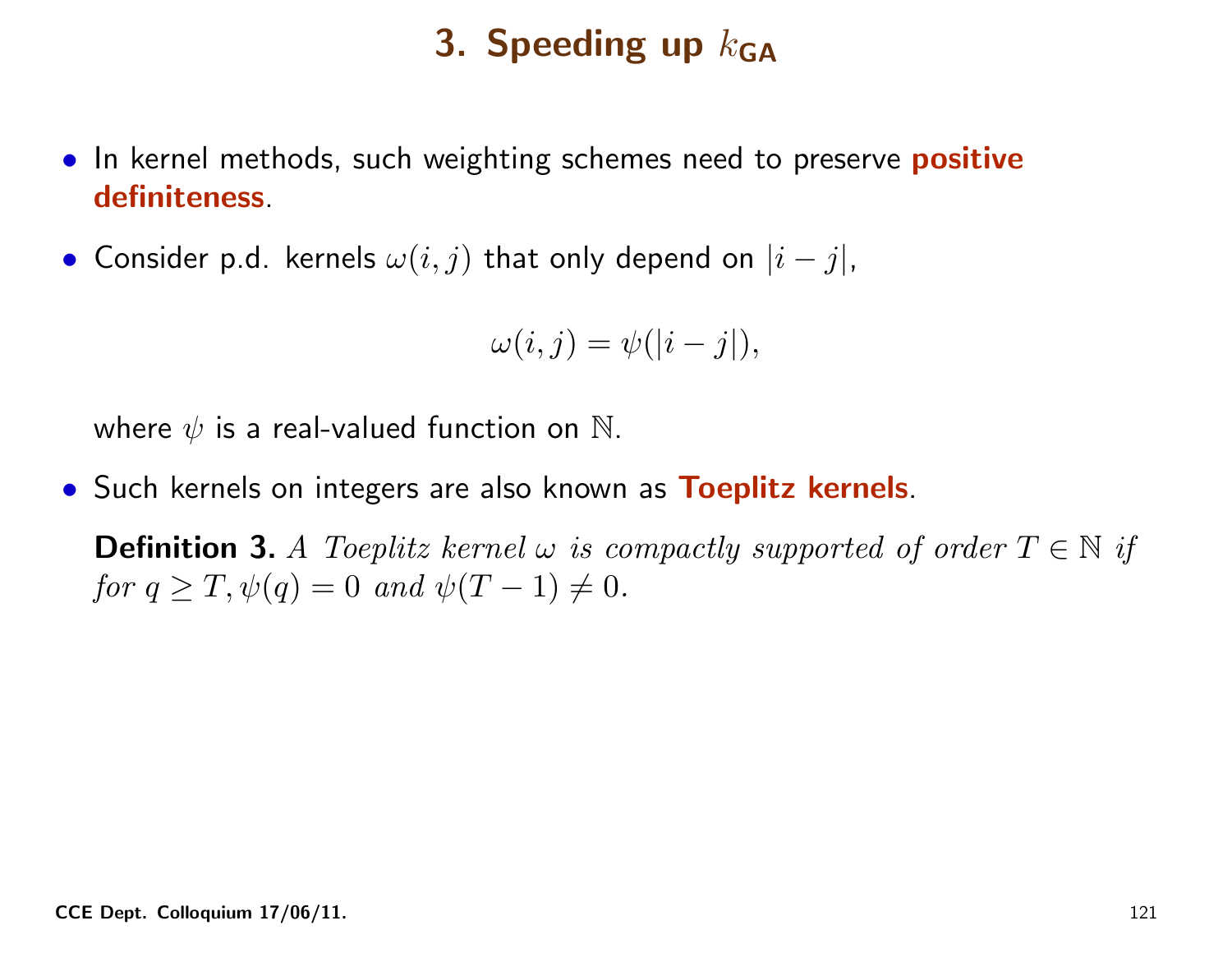# 3. Speeding up $k_{\mathsf{GA}}$

- In kernel methods, such weighting schemes need to preserve **positive definiteness**.
- Consider p.d. kernels $\omega(i,j)$ that only depend on $|i-j|$,

$$\omega(i,j) = \psi(|i-j|),$$

  where $\psi$ is a real-valued function on $\mathbb{N}$.
- Such kernels on integers are also known as **Toeplitz kernels**.

**Definition 3.** *A Toeplitz kernel $\omega$ is compactly supported of order $T \in \mathbb{N}$ if for $q \geq T, \psi(q) = 0$ and $\psi(T-1) \neq 0$.*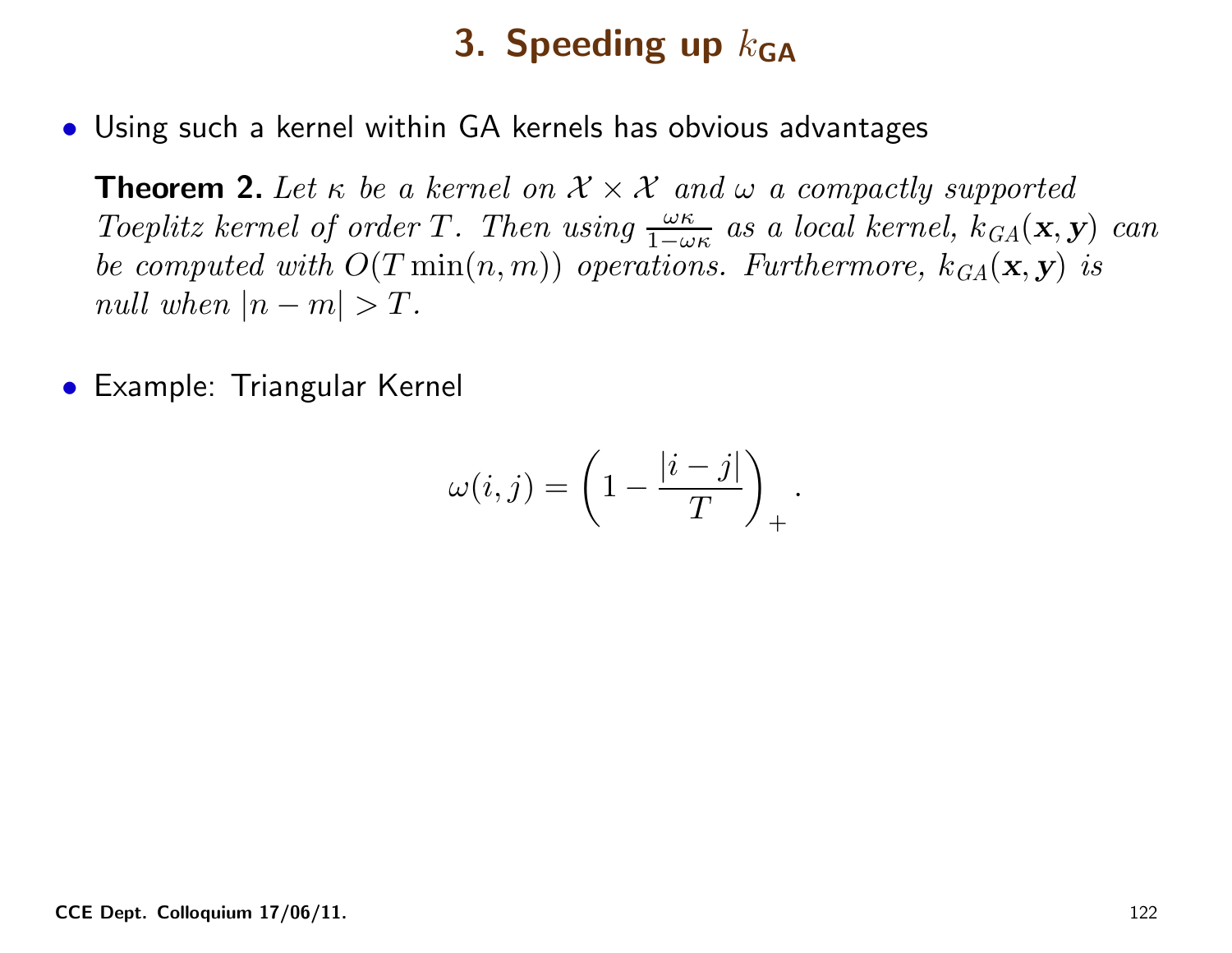# 3. Speeding up $k_{\mathsf{GA}}$

- Using such a kernel within GA kernels has obvious advantages

**Theorem 2.** *Let $\kappa$ be a kernel on $\mathcal{X} \times \mathcal{X}$ and $\omega$ a compactly supported Toeplitz kernel of order $T$. Then using $\frac{\omega\kappa}{1-\omega\kappa}$ as a local kernel, $k_{GA}(\mathbf{x}, \boldsymbol{y})$ can be computed with $O(T\min(n,m))$ operations. Furthermore, $k_{GA}(\mathbf{x}, \boldsymbol{y})$ is null when $|n-m| > T$.*

- Example: Triangular Kernel

$$\omega(i,j) = \left(1 - \frac{|i-j|}{T}\right)_+.$$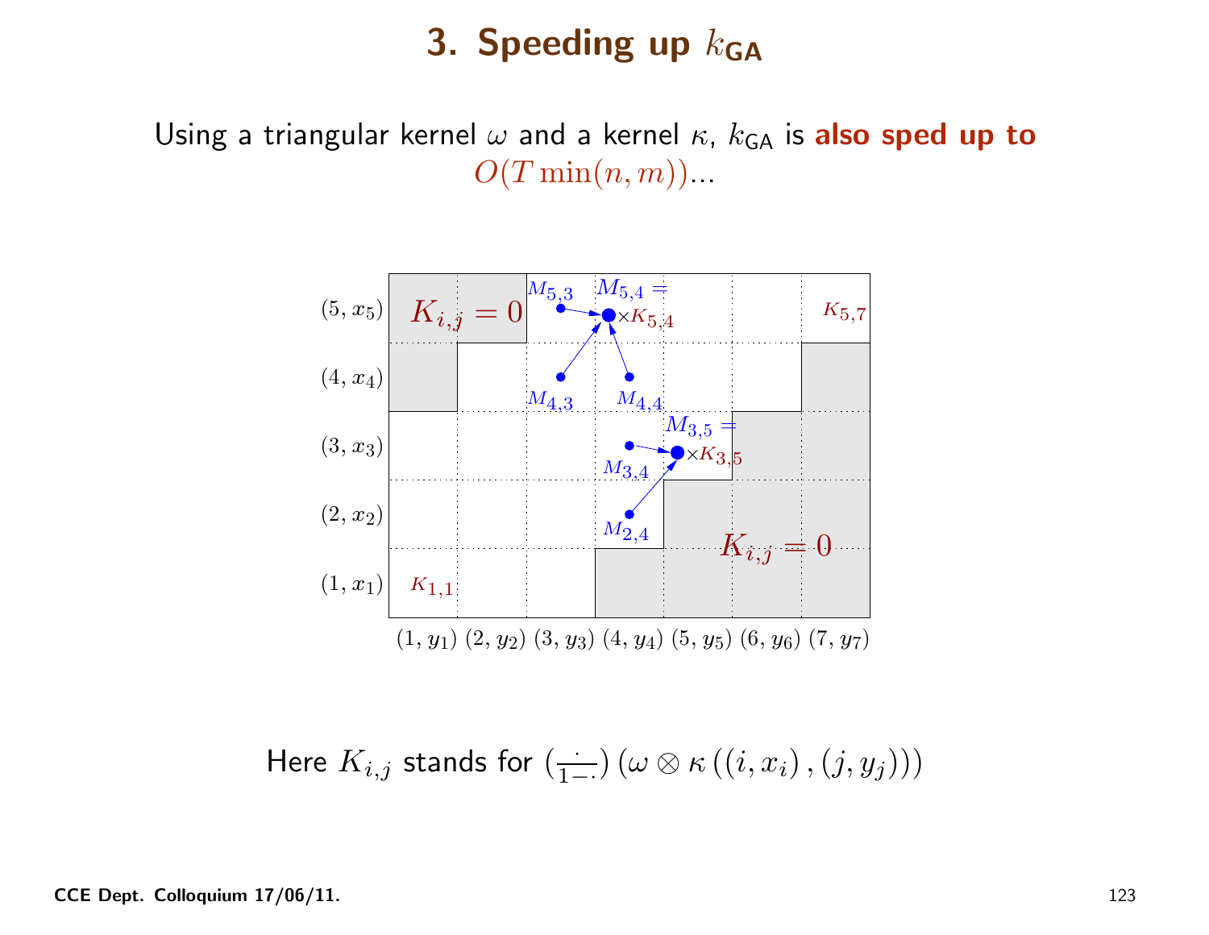# 3. Speeding up $k_{\mathsf{GA}}$

Using a triangular kernel $\omega$ and a kernel $\kappa$, $k_{\mathsf{GA}}$ is **also sped up to** $O(T\min(n,m))$...

Here $K_{i,j}$ stands for $\left(\frac{\cdot}{1-\cdot}\right)\left(\omega\otimes\kappa\left((i,x_i),(j,y_j)\right)\right)$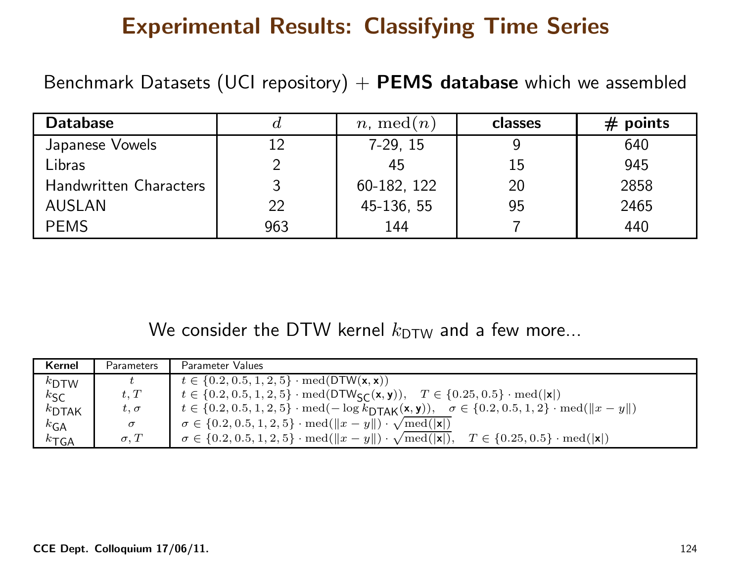# Experimental Results: Classifying Time Series

Benchmark Datasets (UCI repository) + **PEMS database** which we assembled

| **Database** | $d$ | $n$, $\mathrm{med}(n)$ | **classes** | **# points** |
|---|---|---|---|---|
| Japanese Vowels | 12 | 7-29, 15 | 9 | 640 |
| Libras | 2 | 45 | 15 | 945 |
| Handwritten Characters | 3 | 60-182, 122 | 20 | 2858 |
| AUSLAN | 22 | 45-136, 55 | 95 | 2465 |
| PEMS | 963 | 144 | 7 | 440 |

We consider the DTW kernel $k_{\mathsf{DTW}}$ and a few more...

| **Kernel** | Parameters | Parameter Values |
|---|---|---|
| $k_{\mathsf{DTW}}$ | $t$ | $t \in \{0.2, 0.5, 1, 2, 5\} \cdot \mathrm{med}(\mathsf{DTW}(\mathbf{x}, \mathbf{x}))$ |
| $k_{\mathsf{SC}}$ | $t, T$ | $t \in \{0.2, 0.5, 1, 2, 5\} \cdot \mathrm{med}(\mathsf{DTW}_{\mathsf{SC}}(\mathbf{x}, \mathbf{y})), \quad T \in \{0.25, 0.5\} \cdot \mathrm{med}(\lvert\mathbf{x}\rvert)$ |
| $k_{\mathsf{DTAK}}$ | $t, \sigma$ | $t \in \{0.2, 0.5, 1, 2, 5\} \cdot \mathrm{med}(-\log k_{\mathsf{DTAK}}(\mathbf{x}, \mathbf{y})), \quad \sigma \in \{0.2, 0.5, 1, 2\} \cdot \mathrm{med}(\lVert x - y \rVert)$ |
| $k_{\mathsf{GA}}$ | $\sigma$ | $\sigma \in \{0.2, 0.5, 1, 2, 5\} \cdot \mathrm{med}(\lVert x - y \rVert) \cdot \sqrt{\mathrm{med}(\lvert\mathbf{x}\rvert)}$ |
| $k_{\mathsf{TGA}}$ | $\sigma, T$ | $\sigma \in \{0.2, 0.5, 1, 2, 5\} \cdot \mathrm{med}(\lVert x - y \rVert) \cdot \sqrt{\mathrm{med}(\lvert\mathbf{x}\rvert)}, \quad T \in \{0.25, 0.5\} \cdot \mathrm{med}(\lvert\mathbf{x}\rvert)$ |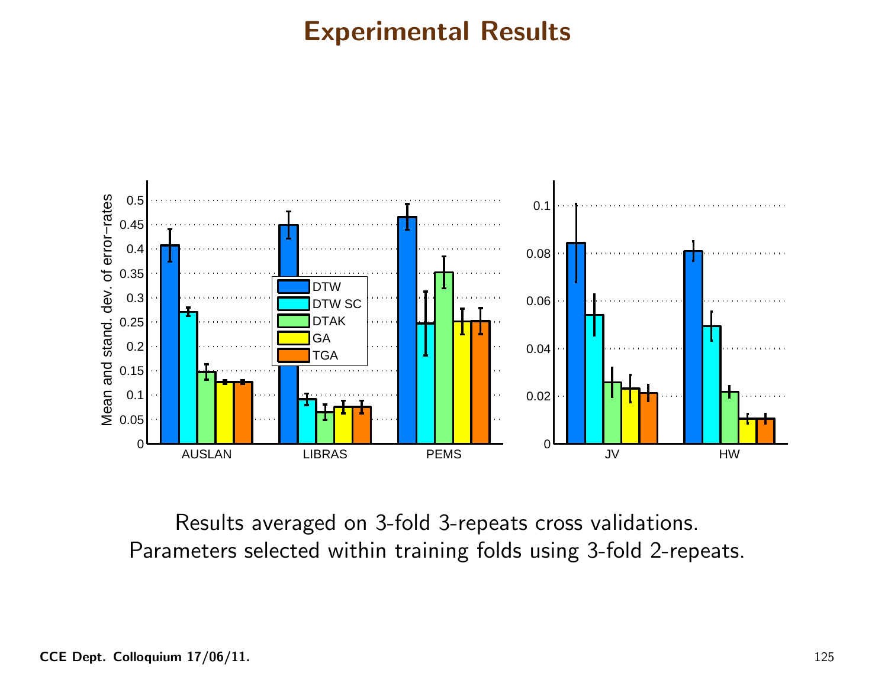# Experimental Results

Results averaged on 3-fold 3-repeats cross validations.
Parameters selected within training folds using 3-fold 2-repeats.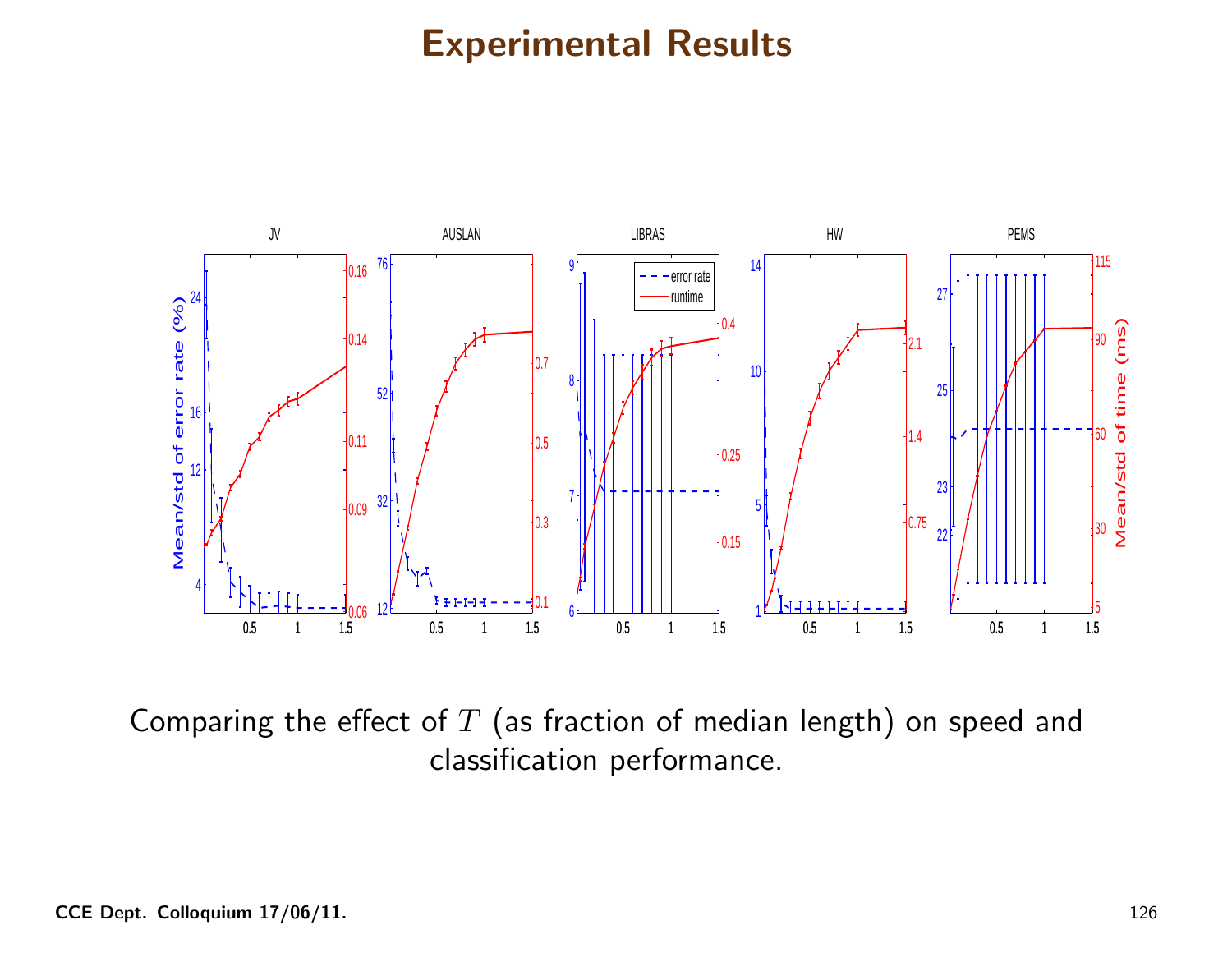# Experimental Results

Comparing the effect of $T$ (as fraction of median length) on speed and classification performance.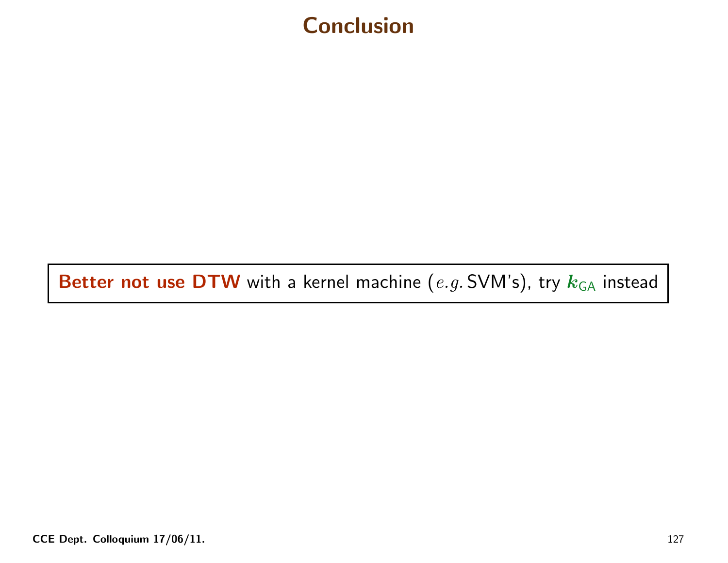# Conclusion

**Better not use DTW** with a kernel machine (*e.g.* SVM's), try $\boldsymbol{k}_{\mathsf{GA}}$ instead